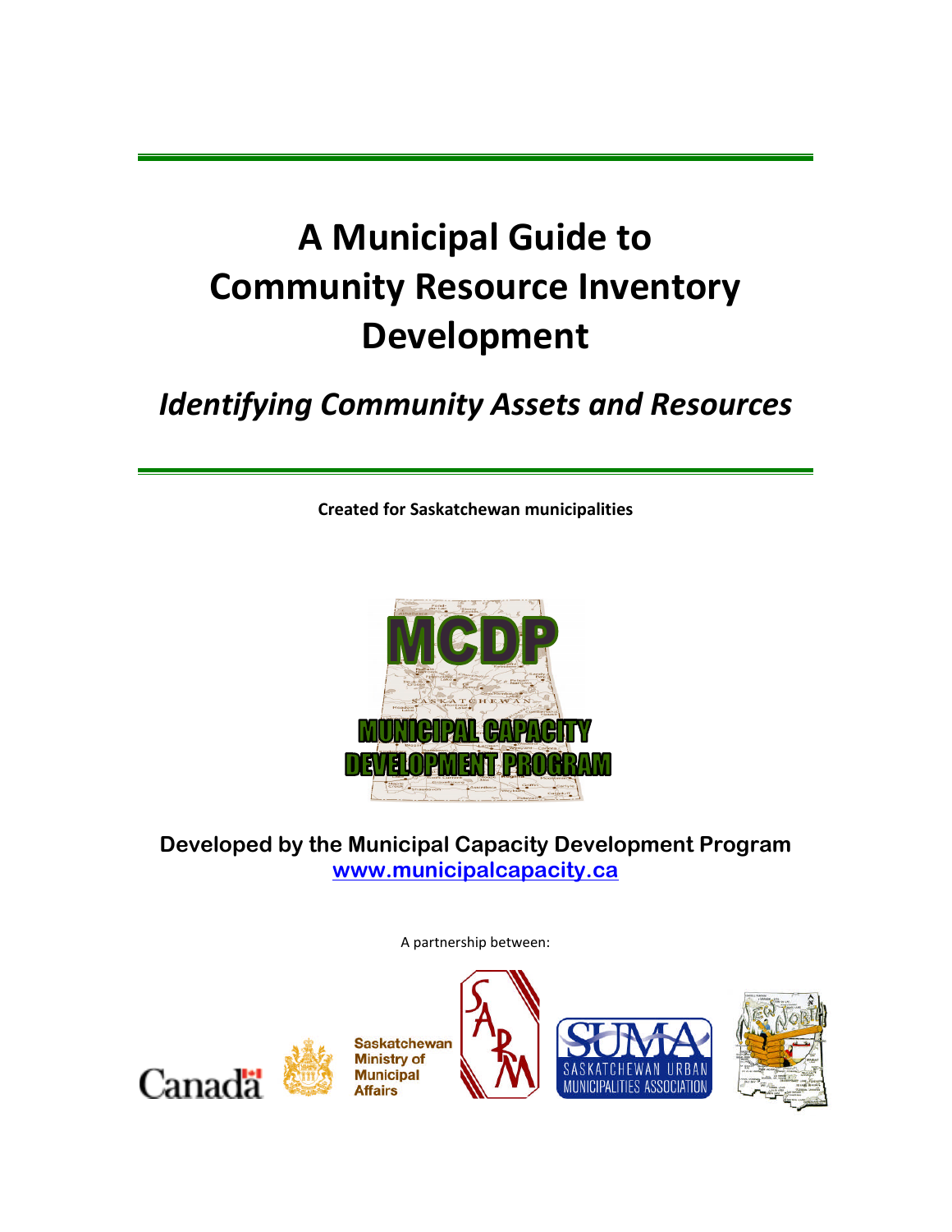# A Municipal Guide to Community Resource Inventory Development

## *Identifying Community Assets and Resources*

**Created for Saskatchewan municipalities**

**Developed by the Municipal Capacity Development Program**
**www.municipalcapacity.ca**

A partnership between:

Saskatchewan Ministry of Municipal Affairs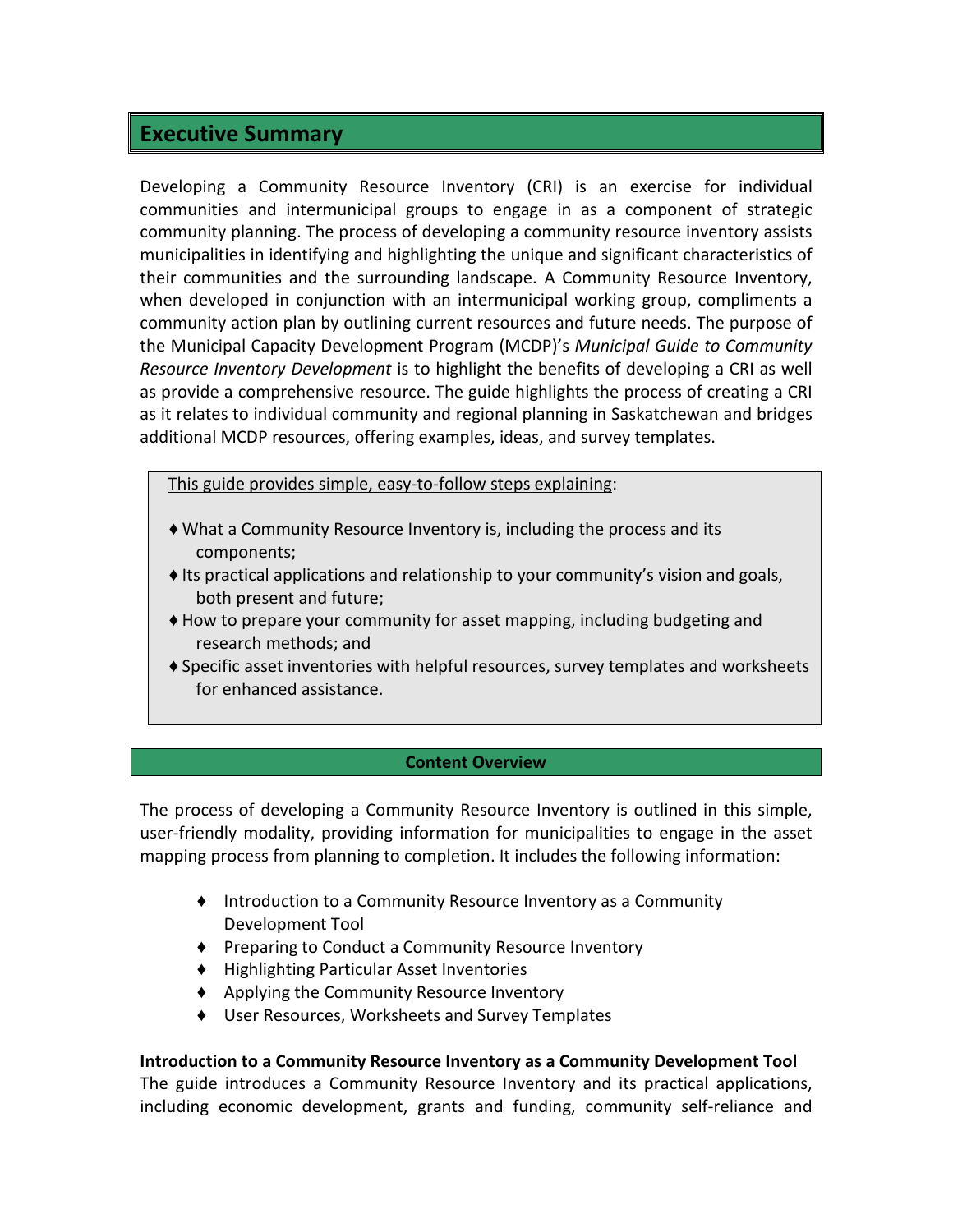## Executive Summary

Developing a Community Resource Inventory (CRI) is an exercise for individual communities and intermunicipal groups to engage in as a component of strategic community planning. The process of developing a community resource inventory assists municipalities in identifying and highlighting the unique and significant characteristics of their communities and the surrounding landscape. A Community Resource Inventory, when developed in conjunction with an intermunicipal working group, compliments a community action plan by outlining current resources and future needs. The purpose of the Municipal Capacity Development Program (MCDP)'s *Municipal Guide to Community Resource Inventory Development* is to highlight the benefits of developing a CRI as well as provide a comprehensive resource. The guide highlights the process of creating a CRI as it relates to individual community and regional planning in Saskatchewan and bridges additional MCDP resources, offering examples, ideas, and survey templates.

<u>This guide provides simple, easy-to-follow steps explaining</u>:

- ♦ What a Community Resource Inventory is, including the process and its components;
- ♦ Its practical applications and relationship to your community's vision and goals, both present and future;
- ♦ How to prepare your community for asset mapping, including budgeting and research methods; and
- ♦ Specific asset inventories with helpful resources, survey templates and worksheets for enhanced assistance.

### Content Overview

The process of developing a Community Resource Inventory is outlined in this simple, user-friendly modality, providing information for municipalities to engage in the asset mapping process from planning to completion. It includes the following information:

- ♦ Introduction to a Community Resource Inventory as a Community Development Tool
- ♦ Preparing to Conduct a Community Resource Inventory
- ♦ Highlighting Particular Asset Inventories
- ♦ Applying the Community Resource Inventory
- ♦ User Resources, Worksheets and Survey Templates

**Introduction to a Community Resource Inventory as a Community Development Tool**
The guide introduces a Community Resource Inventory and its practical applications, including economic development, grants and funding, community self-reliance and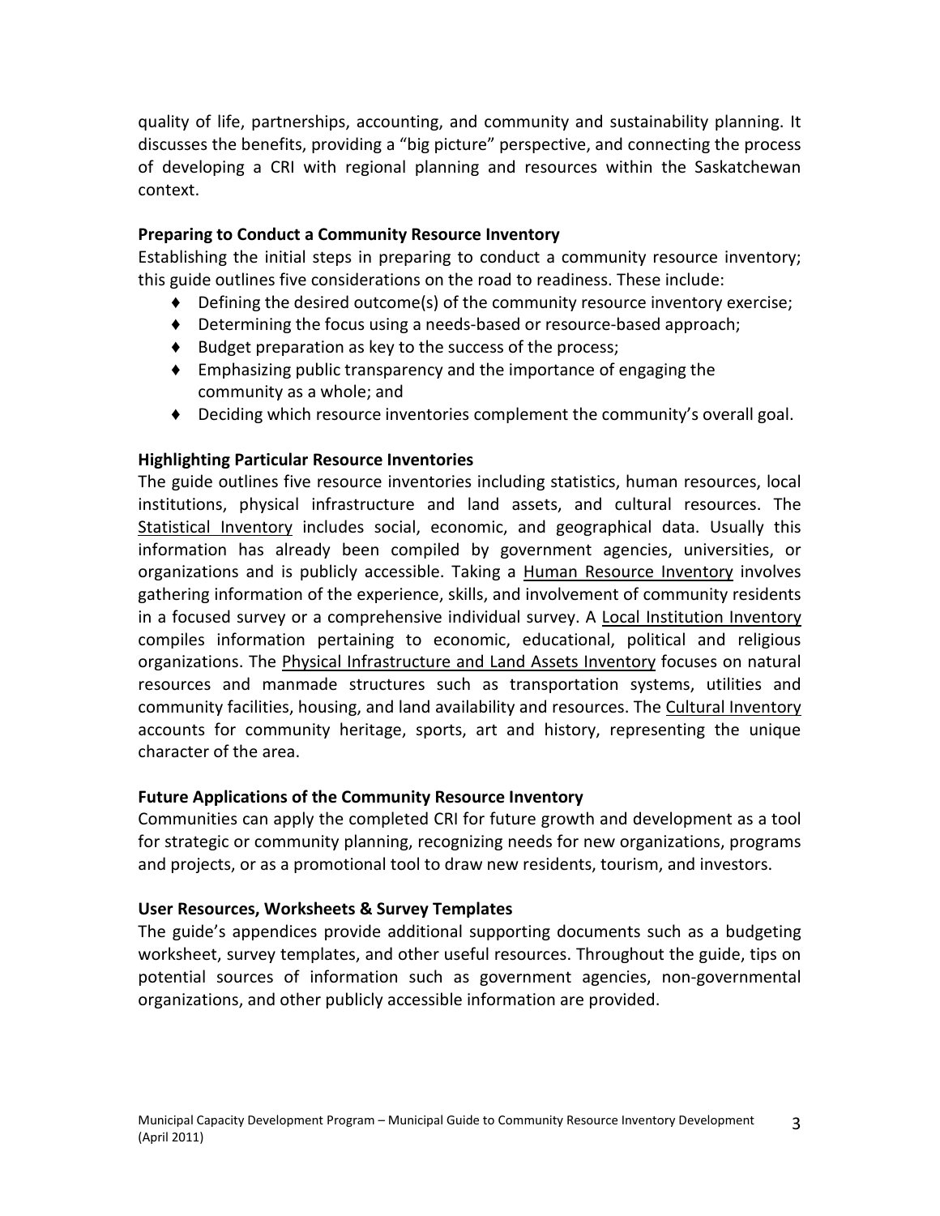quality of life, partnerships, accounting, and community and sustainability planning. It discusses the benefits, providing a "big picture" perspective, and connecting the process of developing a CRI with regional planning and resources within the Saskatchewan context.

**Preparing to Conduct a Community Resource Inventory**

Establishing the initial steps in preparing to conduct a community resource inventory; this guide outlines five considerations on the road to readiness. These include:

- Defining the desired outcome(s) of the community resource inventory exercise;
- Determining the focus using a needs-based or resource-based approach;
- Budget preparation as key to the success of the process;
- Emphasizing public transparency and the importance of engaging the community as a whole; and
- Deciding which resource inventories complement the community's overall goal.

**Highlighting Particular Resource Inventories**

The guide outlines five resource inventories including statistics, human resources, local institutions, physical infrastructure and land assets, and cultural resources. The Statistical Inventory includes social, economic, and geographical data. Usually this information has already been compiled by government agencies, universities, or organizations and is publicly accessible. Taking a Human Resource Inventory involves gathering information of the experience, skills, and involvement of community residents in a focused survey or a comprehensive individual survey. A Local Institution Inventory compiles information pertaining to economic, educational, political and religious organizations. The Physical Infrastructure and Land Assets Inventory focuses on natural resources and manmade structures such as transportation systems, utilities and community facilities, housing, and land availability and resources. The Cultural Inventory accounts for community heritage, sports, art and history, representing the unique character of the area.

**Future Applications of the Community Resource Inventory**

Communities can apply the completed CRI for future growth and development as a tool for strategic or community planning, recognizing needs for new organizations, programs and projects, or as a promotional tool to draw new residents, tourism, and investors.

**User Resources, Worksheets & Survey Templates**

The guide's appendices provide additional supporting documents such as a budgeting worksheet, survey templates, and other useful resources. Throughout the guide, tips on potential sources of information such as government agencies, non-governmental organizations, and other publicly accessible information are provided.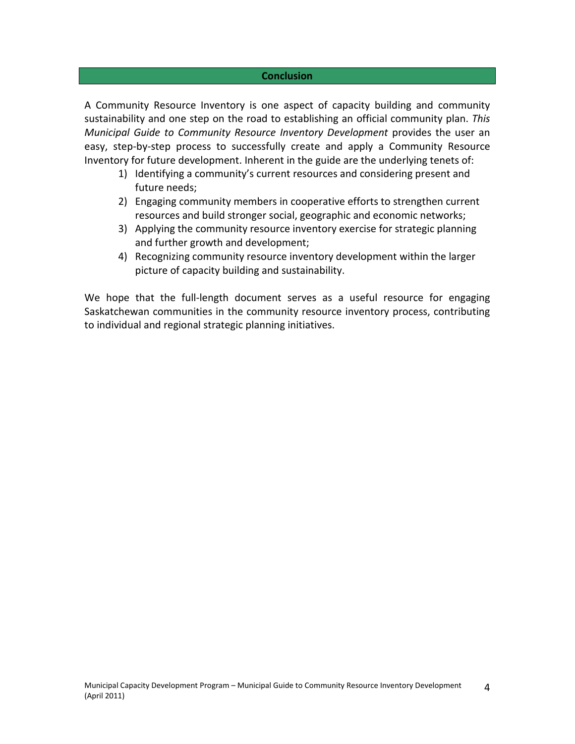## Conclusion

A Community Resource Inventory is one aspect of capacity building and community sustainability and one step on the road to establishing an official community plan. *This Municipal Guide to Community Resource Inventory Development* provides the user an easy, step-by-step process to successfully create and apply a Community Resource Inventory for future development. Inherent in the guide are the underlying tenets of:

1) Identifying a community's current resources and considering present and future needs;
2) Engaging community members in cooperative efforts to strengthen current resources and build stronger social, geographic and economic networks;
3) Applying the community resource inventory exercise for strategic planning and further growth and development;
4) Recognizing community resource inventory development within the larger picture of capacity building and sustainability.

We hope that the full-length document serves as a useful resource for engaging Saskatchewan communities in the community resource inventory process, contributing to individual and regional strategic planning initiatives.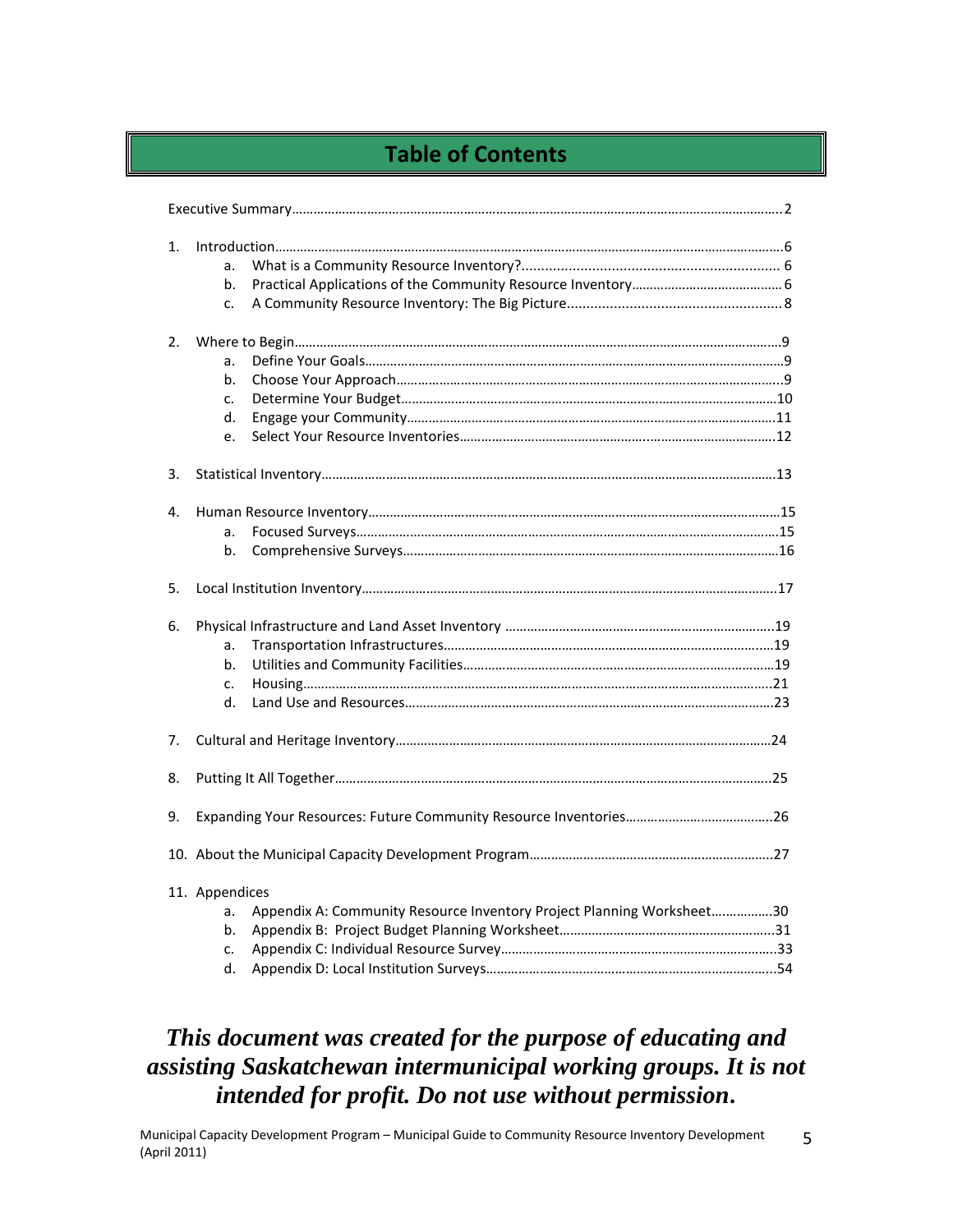# Table of Contents

Executive Summary……………………………………………………………………………………………………………….2

1. Introduction……………………………………………………………………………………………………………………6
   a. What is a Community Resource Inventory?................................................................. 6
   b. Practical Applications of the Community Resource Inventory…………………………………… 6
   c. A Community Resource Inventory: The Big Picture...................................................... 8

2. Where to Begin…………………………………………………………………………………………………………………9
   a. Define Your Goals……………………………………………………………………………………………………9
   b. Choose Your Approach………………………………………………………………………………………..9
   c. Determine Your Budget………………………………………………………………………………………10
   d. Engage your Community……………………………………………………………………………………11
   e. Select Your Resource Inventories…………………………………………………………………….12

3. Statistical Inventory……………………………………………………………………………………………………13

4. Human Resource Inventory…………………………………………………………………………………………15
   a. Focused Surveys…………………………………………………………………………………………………15
   b. Comprehensive Surveys…………………………………………………………………………………….16

5. Local Institution Inventory…………………………………………………………………………………………17

6. Physical Infrastructure and Land Asset Inventory ……………………………………………………19
   a. Transportation Infrastructures……………………………………………………………………………19
   b. Utilities and Community Facilities……………………………………………………………………19
   c. Housing……………………………………………………………………………………………………………21
   d. Land Use and Resources…………………………………………………………………………………23

7. Cultural and Heritage Inventory…………………………………………………………………………………24

8. Putting It All Together…………………………………………………………………………………………………25

9. Expanding Your Resources: Future Community Resource Inventories…………………………………26

10. About the Municipal Capacity Development Program…………………………………………………….27

11. Appendices
    a. Appendix A: Community Resource Inventory Project Planning Worksheet……………..30
    b. Appendix B: Project Budget Planning Worksheet……………………………………………………31
    c. Appendix C: Individual Resource Survey………………………………………………………………33
    d. Appendix D: Local Institution Surveys…………………………………………………………………54

***This document was created for the purpose of educating and assisting Saskatchewan intermunicipal working groups. It is not intended for profit. Do not use without permission.***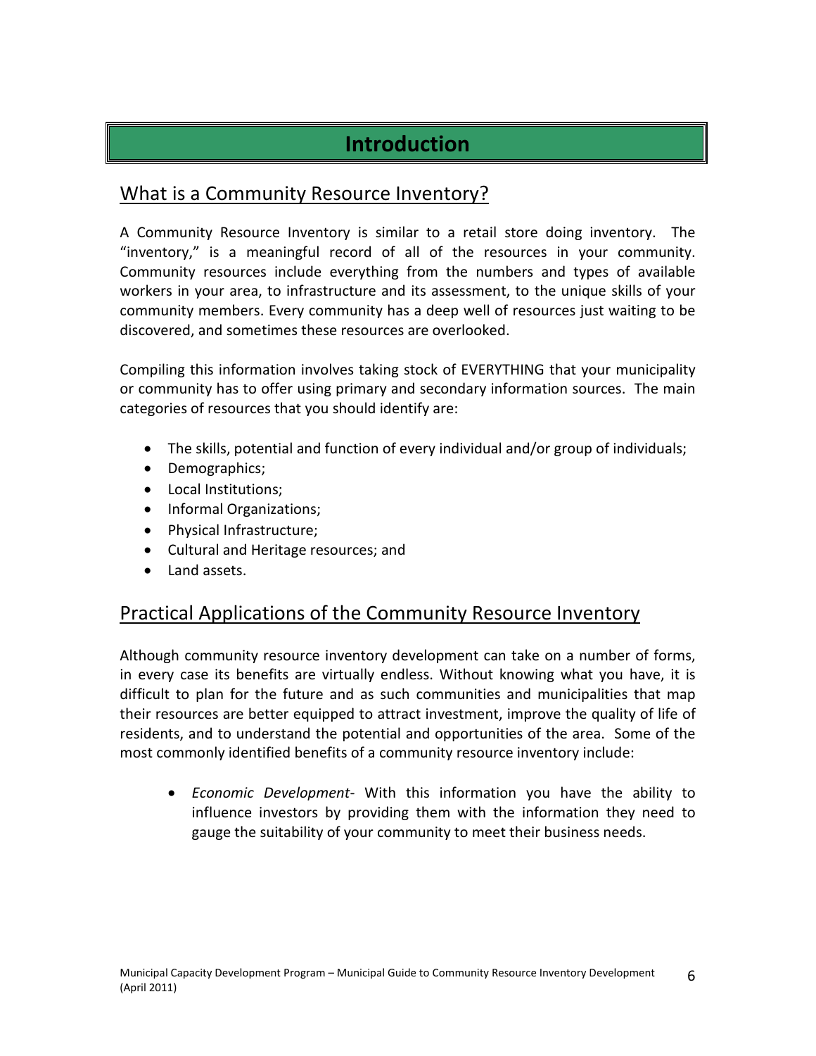# Introduction

## What is a Community Resource Inventory?

A Community Resource Inventory is similar to a retail store doing inventory. The "inventory," is a meaningful record of all of the resources in your community. Community resources include everything from the numbers and types of available workers in your area, to infrastructure and its assessment, to the unique skills of your community members. Every community has a deep well of resources just waiting to be discovered, and sometimes these resources are overlooked.

Compiling this information involves taking stock of EVERYTHING that your municipality or community has to offer using primary and secondary information sources. The main categories of resources that you should identify are:

- The skills, potential and function of every individual and/or group of individuals;
- Demographics;
- Local Institutions;
- Informal Organizations;
- Physical Infrastructure;
- Cultural and Heritage resources; and
- Land assets.

## Practical Applications of the Community Resource Inventory

Although community resource inventory development can take on a number of forms, in every case its benefits are virtually endless. Without knowing what you have, it is difficult to plan for the future and as such communities and municipalities that map their resources are better equipped to attract investment, improve the quality of life of residents, and to understand the potential and opportunities of the area. Some of the most commonly identified benefits of a community resource inventory include:

- *Economic Development*- With this information you have the ability to influence investors by providing them with the information they need to gauge the suitability of your community to meet their business needs.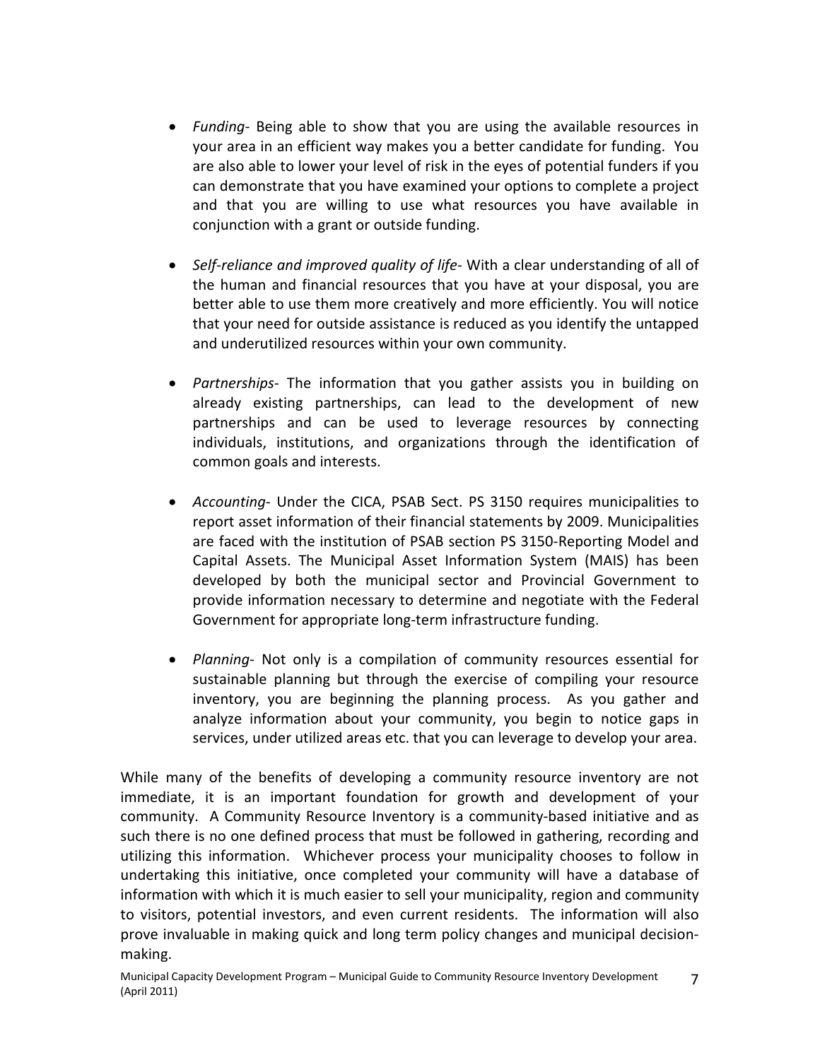- *Funding*- Being able to show that you are using the available resources in your area in an efficient way makes you a better candidate for funding. You are also able to lower your level of risk in the eyes of potential funders if you can demonstrate that you have examined your options to complete a project and that you are willing to use what resources you have available in conjunction with a grant or outside funding.

- *Self-reliance and improved quality of life*- With a clear understanding of all of the human and financial resources that you have at your disposal, you are better able to use them more creatively and more efficiently. You will notice that your need for outside assistance is reduced as you identify the untapped and underutilized resources within your own community.

- *Partnerships*- The information that you gather assists you in building on already existing partnerships, can lead to the development of new partnerships and can be used to leverage resources by connecting individuals, institutions, and organizations through the identification of common goals and interests.

- *Accounting*- Under the CICA, PSAB Sect. PS 3150 requires municipalities to report asset information of their financial statements by 2009. Municipalities are faced with the institution of PSAB section PS 3150-Reporting Model and Capital Assets. The Municipal Asset Information System (MAIS) has been developed by both the municipal sector and Provincial Government to provide information necessary to determine and negotiate with the Federal Government for appropriate long-term infrastructure funding.

- *Planning*- Not only is a compilation of community resources essential for sustainable planning but through the exercise of compiling your resource inventory, you are beginning the planning process. As you gather and analyze information about your community, you begin to notice gaps in services, under utilized areas etc. that you can leverage to develop your area.

While many of the benefits of developing a community resource inventory are not immediate, it is an important foundation for growth and development of your community. A Community Resource Inventory is a community-based initiative and as such there is no one defined process that must be followed in gathering, recording and utilizing this information. Whichever process your municipality chooses to follow in undertaking this initiative, once completed your community will have a database of information with which it is much easier to sell your municipality, region and community to visitors, potential investors, and even current residents. The information will also prove invaluable in making quick and long term policy changes and municipal decision-making.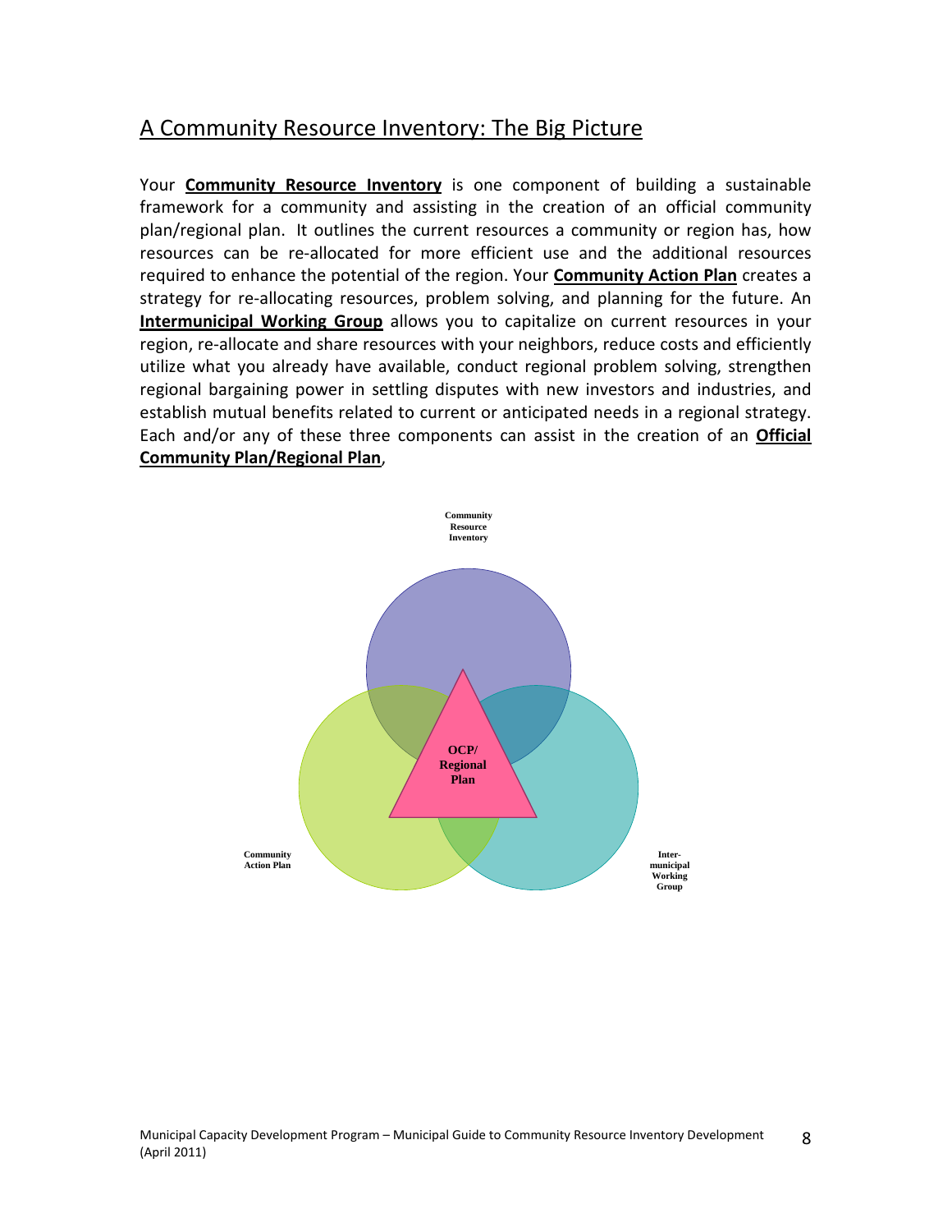## A Community Resource Inventory: The Big Picture

Your **Community Resource Inventory** is one component of building a sustainable framework for a community and assisting in the creation of an official community plan/regional plan. It outlines the current resources a community or region has, how resources can be re-allocated for more efficient use and the additional resources required to enhance the potential of the region. Your **Community Action Plan** creates a strategy for re-allocating resources, problem solving, and planning for the future. An **Intermunicipal Working Group** allows you to capitalize on current resources in your region, re-allocate and share resources with your neighbors, reduce costs and efficiently utilize what you already have available, conduct regional problem solving, strengthen regional bargaining power in settling disputes with new investors and industries, and establish mutual benefits related to current or anticipated needs in a regional strategy. Each and/or any of these three components can assist in the creation of an **Official Community Plan/Regional Plan**,

Community Resource Inventory

OCP/ Regional Plan

Community Action Plan

Inter-municipal Working Group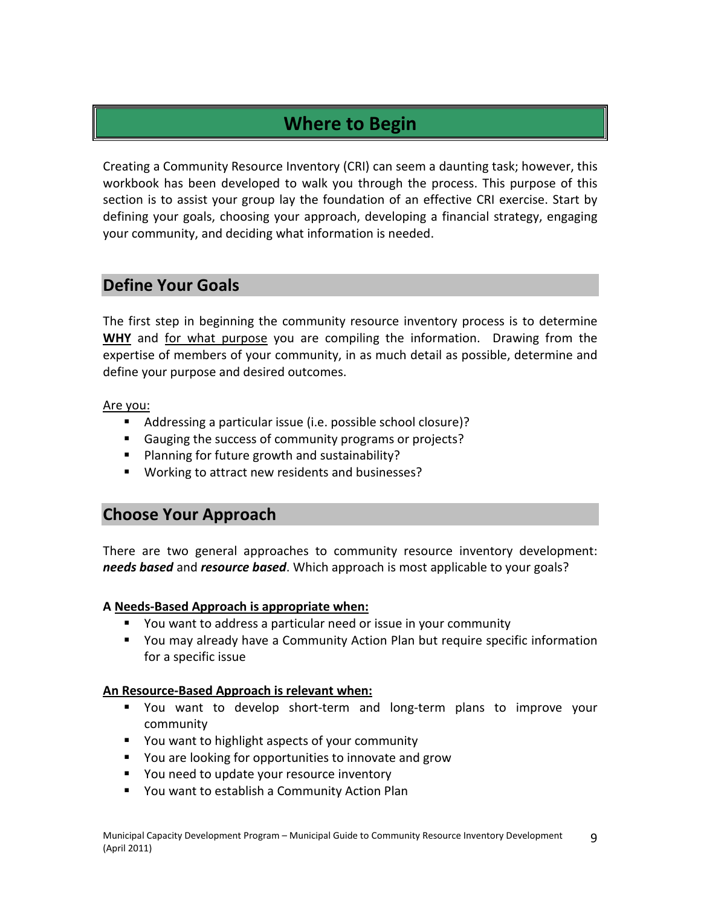# Where to Begin

Creating a Community Resource Inventory (CRI) can seem a daunting task; however, this workbook has been developed to walk you through the process. This purpose of this section is to assist your group lay the foundation of an effective CRI exercise. Start by defining your goals, choosing your approach, developing a financial strategy, engaging your community, and deciding what information is needed.

## Define Your Goals

The first step in beginning the community resource inventory process is to determine <u>**WHY**</u> and <u>for what purpose</u> you are compiling the information. Drawing from the expertise of members of your community, in as much detail as possible, determine and define your purpose and desired outcomes.

<u>Are you:</u>

- Addressing a particular issue (i.e. possible school closure)?
- Gauging the success of community programs or projects?
- Planning for future growth and sustainability?
- Working to attract new residents and businesses?

## Choose Your Approach

There are two general approaches to community resource inventory development: ***needs based*** and ***resource based***. Which approach is most applicable to your goals?

**A <u>Needs-Based Approach is appropriate when:</u>**

- You want to address a particular need or issue in your community
- You may already have a Community Action Plan but require specific information for a specific issue

**<u>An Resource-Based Approach is relevant when:</u>**

- You want to develop short-term and long-term plans to improve your community
- You want to highlight aspects of your community
- You are looking for opportunities to innovate and grow
- You need to update your resource inventory
- You want to establish a Community Action Plan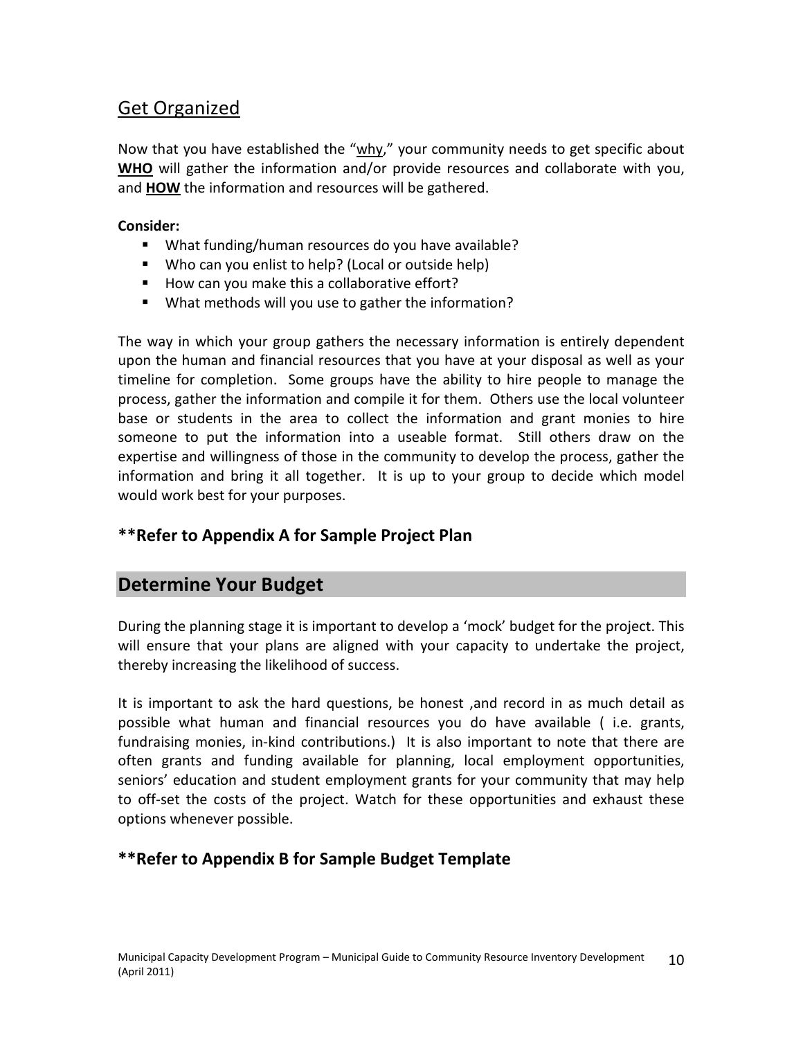## Get Organized

Now that you have established the "why," your community needs to get specific about **WHO** will gather the information and/or provide resources and collaborate with you, and **HOW** the information and resources will be gathered.

**Consider:**

- What funding/human resources do you have available?
- Who can you enlist to help? (Local or outside help)
- How can you make this a collaborative effort?
- What methods will you use to gather the information?

The way in which your group gathers the necessary information is entirely dependent upon the human and financial resources that you have at your disposal as well as your timeline for completion. Some groups have the ability to hire people to manage the process, gather the information and compile it for them. Others use the local volunteer base or students in the area to collect the information and grant monies to hire someone to put the information into a useable format. Still others draw on the expertise and willingness of those in the community to develop the process, gather the information and bring it all together. It is up to your group to decide which model would work best for your purposes.

### **Refer to Appendix A for Sample Project Plan

## Determine Your Budget

During the planning stage it is important to develop a 'mock' budget for the project. This will ensure that your plans are aligned with your capacity to undertake the project, thereby increasing the likelihood of success.

It is important to ask the hard questions, be honest ,and record in as much detail as possible what human and financial resources you do have available ( i.e. grants, fundraising monies, in-kind contributions.) It is also important to note that there are often grants and funding available for planning, local employment opportunities, seniors' education and student employment grants for your community that may help to off-set the costs of the project. Watch for these opportunities and exhaust these options whenever possible.

### **Refer to Appendix B for Sample Budget Template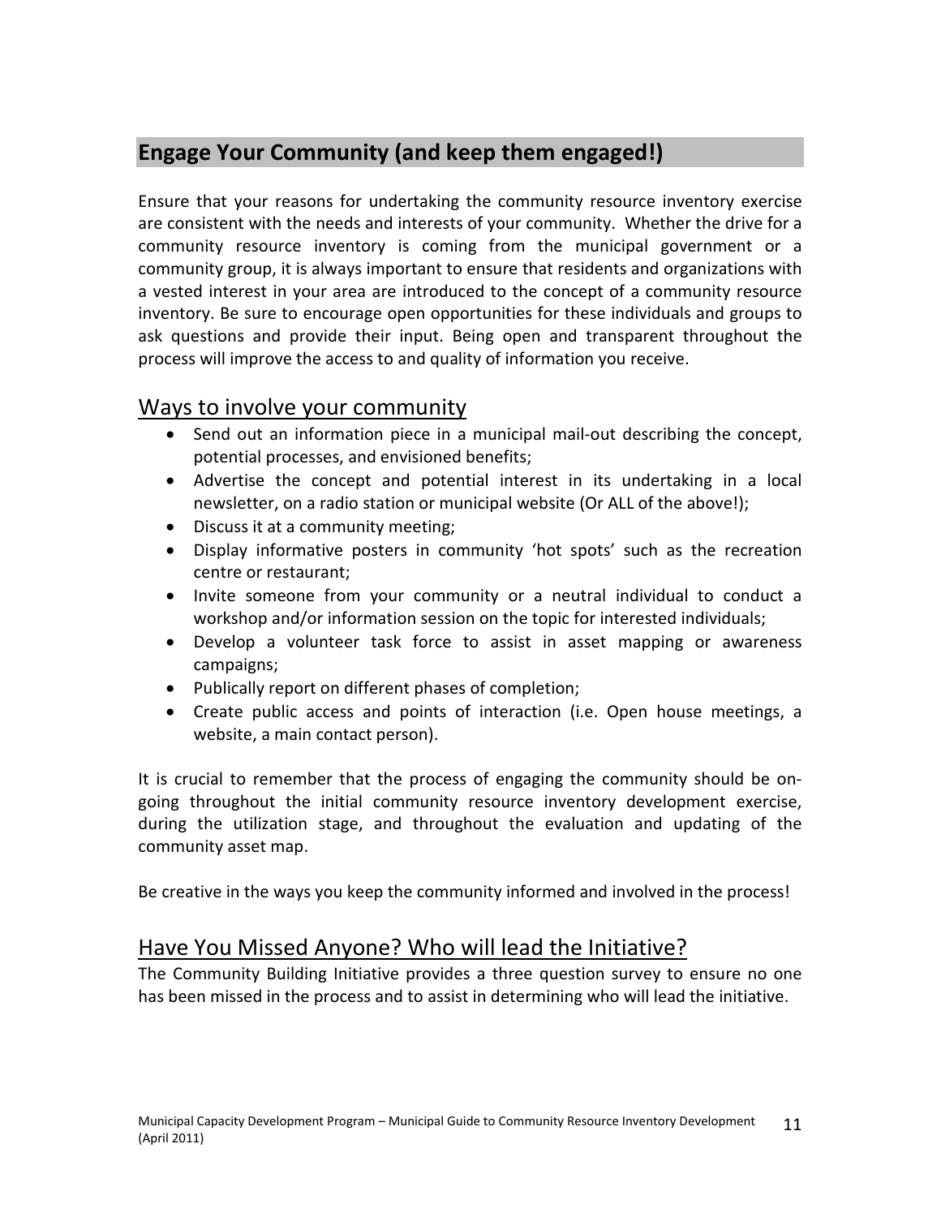## Engage Your Community (and keep them engaged!)

Ensure that your reasons for undertaking the community resource inventory exercise are consistent with the needs and interests of your community. Whether the drive for a community resource inventory is coming from the municipal government or a community group, it is always important to ensure that residents and organizations with a vested interest in your area are introduced to the concept of a community resource inventory. Be sure to encourage open opportunities for these individuals and groups to ask questions and provide their input. Being open and transparent throughout the process will improve the access to and quality of information you receive.

### Ways to involve your community

- Send out an information piece in a municipal mail-out describing the concept, potential processes, and envisioned benefits;
- Advertise the concept and potential interest in its undertaking in a local newsletter, on a radio station or municipal website (Or ALL of the above!);
- Discuss it at a community meeting;
- Display informative posters in community 'hot spots' such as the recreation centre or restaurant;
- Invite someone from your community or a neutral individual to conduct a workshop and/or information session on the topic for interested individuals;
- Develop a volunteer task force to assist in asset mapping or awareness campaigns;
- Publically report on different phases of completion;
- Create public access and points of interaction (i.e. Open house meetings, a website, a main contact person).

It is crucial to remember that the process of engaging the community should be on-going throughout the initial community resource inventory development exercise, during the utilization stage, and throughout the evaluation and updating of the community asset map.

Be creative in the ways you keep the community informed and involved in the process!

### Have You Missed Anyone? Who will lead the Initiative?

The Community Building Initiative provides a three question survey to ensure no one has been missed in the process and to assist in determining who will lead the initiative.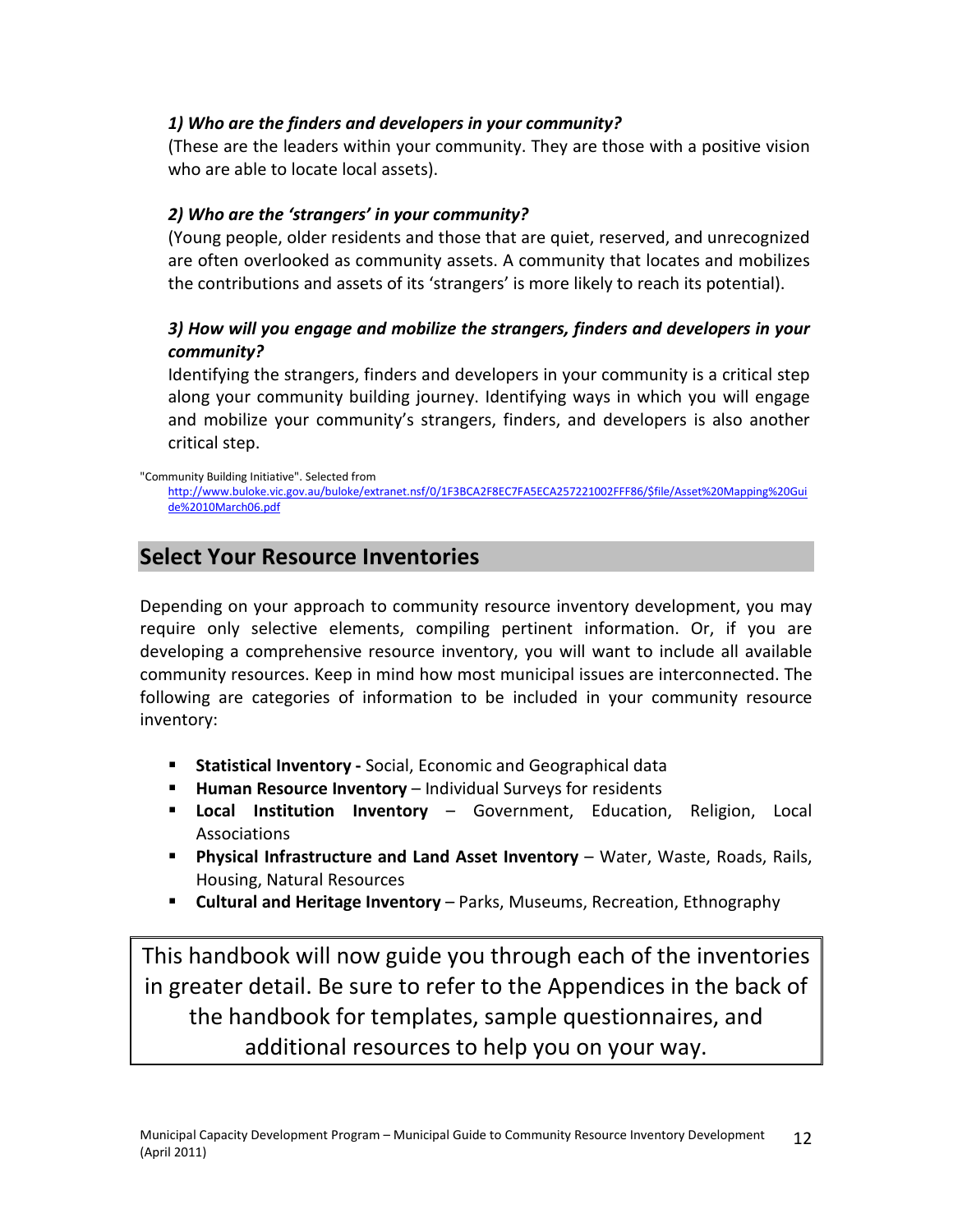***1) Who are the finders and developers in your community?***

(These are the leaders within your community. They are those with a positive vision who are able to locate local assets).

***2) Who are the 'strangers' in your community?***

(Young people, older residents and those that are quiet, reserved, and unrecognized are often overlooked as community assets. A community that locates and mobilizes the contributions and assets of its 'strangers' is more likely to reach its potential).

***3) How will you engage and mobilize the strangers, finders and developers in your community?***

Identifying the strangers, finders and developers in your community is a critical step along your community building journey. Identifying ways in which you will engage and mobilize your community's strangers, finders, and developers is also another critical step.

"Community Building Initiative". Selected from http://www.buloke.vic.gov.au/buloke/extranet.nsf/0/1F3BCA2F8EC7FA5ECA257221002FFF86/$file/Asset%20Mapping%20Guide%2010March06.pdf

## Select Your Resource Inventories

Depending on your approach to community resource inventory development, you may require only selective elements, compiling pertinent information. Or, if you are developing a comprehensive resource inventory, you will want to include all available community resources. Keep in mind how most municipal issues are interconnected. The following are categories of information to be included in your community resource inventory:

- **Statistical Inventory -** Social, Economic and Geographical data
- **Human Resource Inventory** – Individual Surveys for residents
- **Local Institution Inventory** – Government, Education, Religion, Local Associations
- **Physical Infrastructure and Land Asset Inventory** – Water, Waste, Roads, Rails, Housing, Natural Resources
- **Cultural and Heritage Inventory** – Parks, Museums, Recreation, Ethnography

This handbook will now guide you through each of the inventories in greater detail. Be sure to refer to the Appendices in the back of the handbook for templates, sample questionnaires, and additional resources to help you on your way.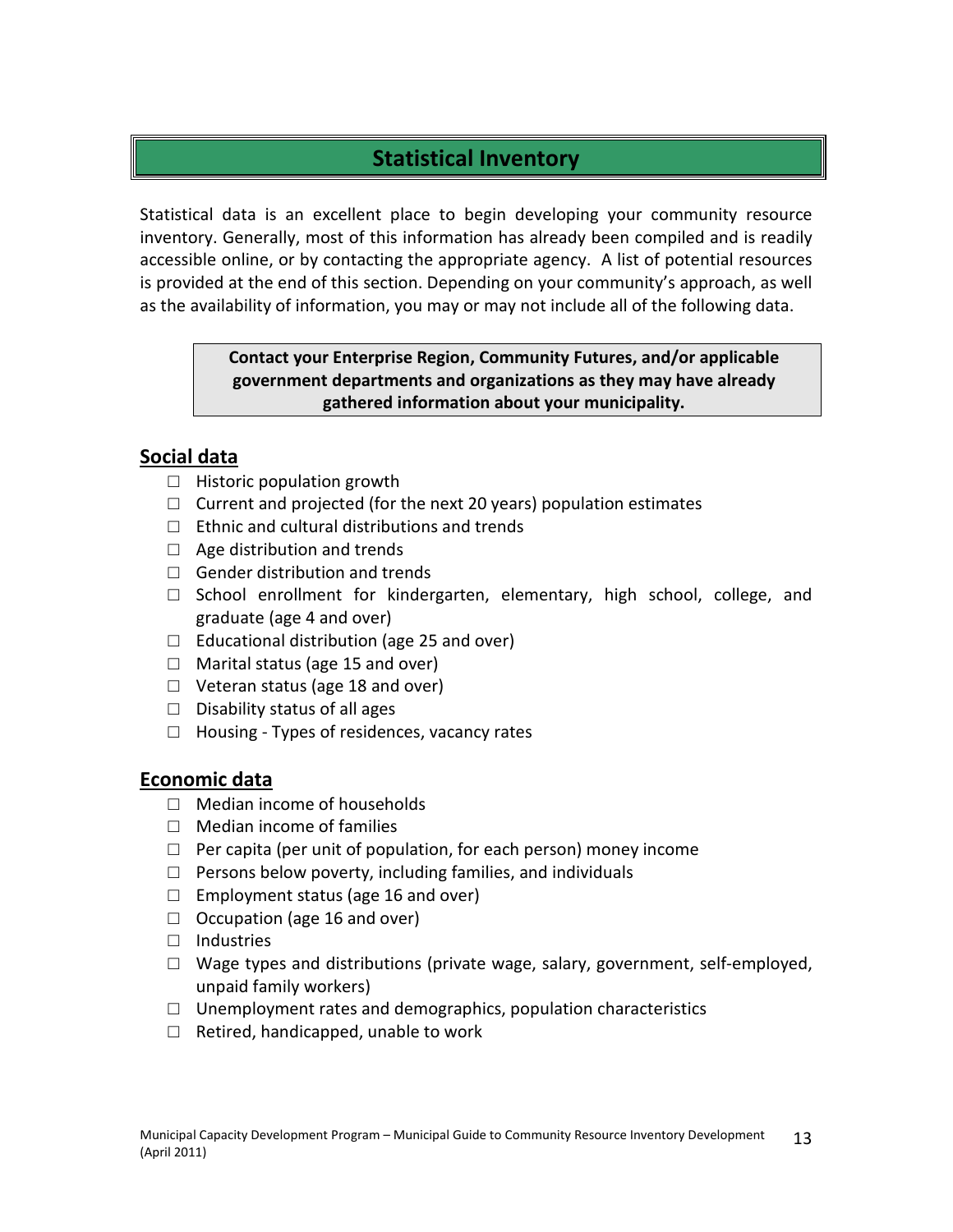## Statistical Inventory

Statistical data is an excellent place to begin developing your community resource inventory. Generally, most of this information has already been compiled and is readily accessible online, or by contacting the appropriate agency. A list of potential resources is provided at the end of this section. Depending on your community's approach, as well as the availability of information, you may or may not include all of the following data.

> **Contact your Enterprise Region, Community Futures, and/or applicable government departments and organizations as they may have already gathered information about your municipality.**

### Social data

- ☐ Historic population growth
- ☐ Current and projected (for the next 20 years) population estimates
- ☐ Ethnic and cultural distributions and trends
- ☐ Age distribution and trends
- ☐ Gender distribution and trends
- ☐ School enrollment for kindergarten, elementary, high school, college, and graduate (age 4 and over)
- ☐ Educational distribution (age 25 and over)
- ☐ Marital status (age 15 and over)
- ☐ Veteran status (age 18 and over)
- ☐ Disability status of all ages
- ☐ Housing - Types of residences, vacancy rates

### Economic data

- ☐ Median income of households
- ☐ Median income of families
- ☐ Per capita (per unit of population, for each person) money income
- ☐ Persons below poverty, including families, and individuals
- ☐ Employment status (age 16 and over)
- ☐ Occupation (age 16 and over)
- ☐ Industries
- ☐ Wage types and distributions (private wage, salary, government, self-employed, unpaid family workers)
- ☐ Unemployment rates and demographics, population characteristics
- ☐ Retired, handicapped, unable to work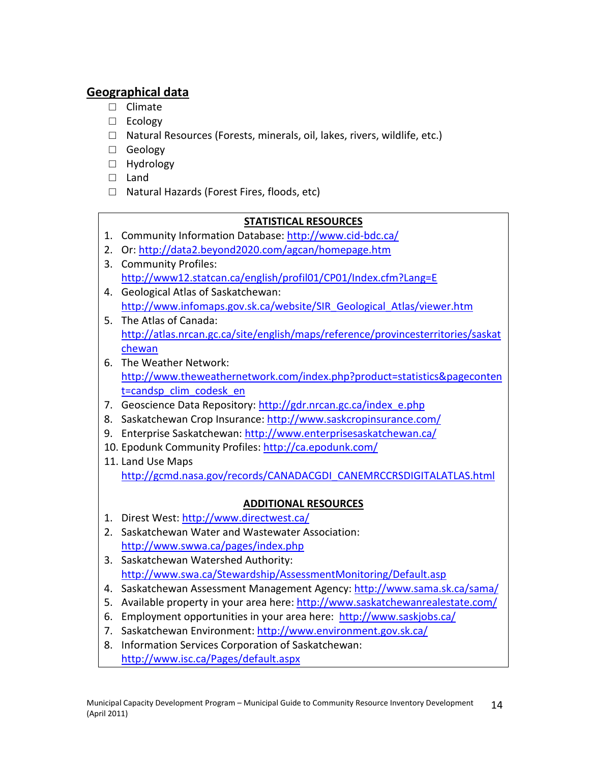## Geographical data

- ☐ Climate
- ☐ Ecology
- ☐ Natural Resources (Forests, minerals, oil, lakes, rivers, wildlife, etc.)
- ☐ Geology
- ☐ Hydrology
- ☐ Land
- ☐ Natural Hazards (Forest Fires, floods, etc)

**STATISTICAL RESOURCES**

1. Community Information Database: http://www.cid-bdc.ca/
2. Or: http://data2.beyond2020.com/agcan/homepage.htm
3. Community Profiles: http://www12.statcan.ca/english/profil01/CP01/Index.cfm?Lang=E
4. Geological Atlas of Saskatchewan: http://www.infomaps.gov.sk.ca/website/SIR_Geological_Atlas/viewer.htm
5. The Atlas of Canada: http://atlas.nrcan.gc.ca/site/english/maps/reference/provincesterritories/saskatchewan
6. The Weather Network: http://www.theweathernetwork.com/index.php?product=statistics&pagecontent=candsp_clim_codesk_en
7. Geoscience Data Repository: http://gdr.nrcan.gc.ca/index_e.php
8. Saskatchewan Crop Insurance: http://www.saskcropinsurance.com/
9. Enterprise Saskatchewan: http://www.enterprisesaskatchewan.ca/
10. Epodunk Community Profiles: http://ca.epodunk.com/
11. Land Use Maps http://gcmd.nasa.gov/records/CANADACGDI_CANEMRCCRSDIGITALATLAS.html

**ADDITIONAL RESOURCES**

1. Direst West: http://www.directwest.ca/
2. Saskatchewan Water and Wastewater Association: http://www.swwa.ca/pages/index.php
3. Saskatchewan Watershed Authority: http://www.swa.ca/Stewardship/AssessmentMonitoring/Default.asp
4. Saskatchewan Assessment Management Agency: http://www.sama.sk.ca/sama/
5. Available property in your area here: http://www.saskatchewanrealestate.com/
6. Employment opportunities in your area here: http://www.saskjobs.ca/
7. Saskatchewan Environment: http://www.environment.gov.sk.ca/
8. Information Services Corporation of Saskatchewan: http://www.isc.ca/Pages/default.aspx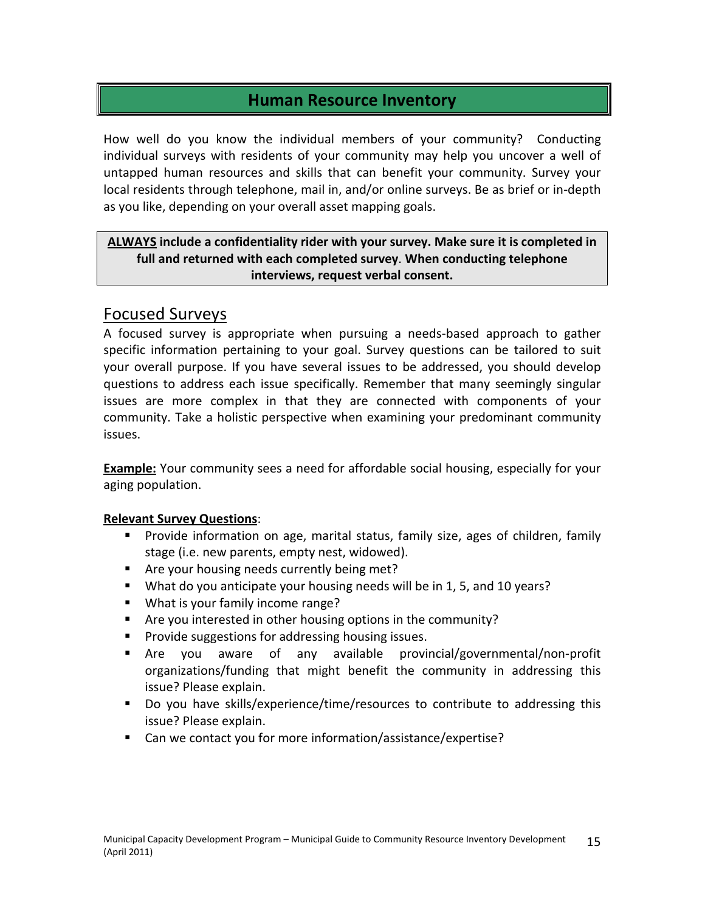## Human Resource Inventory

How well do you know the individual members of your community? Conducting individual surveys with residents of your community may help you uncover a well of untapped human resources and skills that can benefit your community. Survey your local residents through telephone, mail in, and/or online surveys. Be as brief or in-depth as you like, depending on your overall asset mapping goals.

**<u>ALWAYS</u> include a confidentiality rider with your survey. Make sure it is completed in full and returned with each completed survey. When conducting telephone interviews, request verbal consent.**

### Focused Surveys

A focused survey is appropriate when pursuing a needs-based approach to gather specific information pertaining to your goal. Survey questions can be tailored to suit your overall purpose. If you have several issues to be addressed, you should develop questions to address each issue specifically. Remember that many seemingly singular issues are more complex in that they are connected with components of your community. Take a holistic perspective when examining your predominant community issues.

**<u>Example:</u>** Your community sees a need for affordable social housing, especially for your aging population.

**<u>Relevant Survey Questions</u>**:

- Provide information on age, marital status, family size, ages of children, family stage (i.e. new parents, empty nest, widowed).
- Are your housing needs currently being met?
- What do you anticipate your housing needs will be in 1, 5, and 10 years?
- What is your family income range?
- Are you interested in other housing options in the community?
- Provide suggestions for addressing housing issues.
- Are you aware of any available provincial/governmental/non-profit organizations/funding that might benefit the community in addressing this issue? Please explain.
- Do you have skills/experience/time/resources to contribute to addressing this issue? Please explain.
- Can we contact you for more information/assistance/expertise?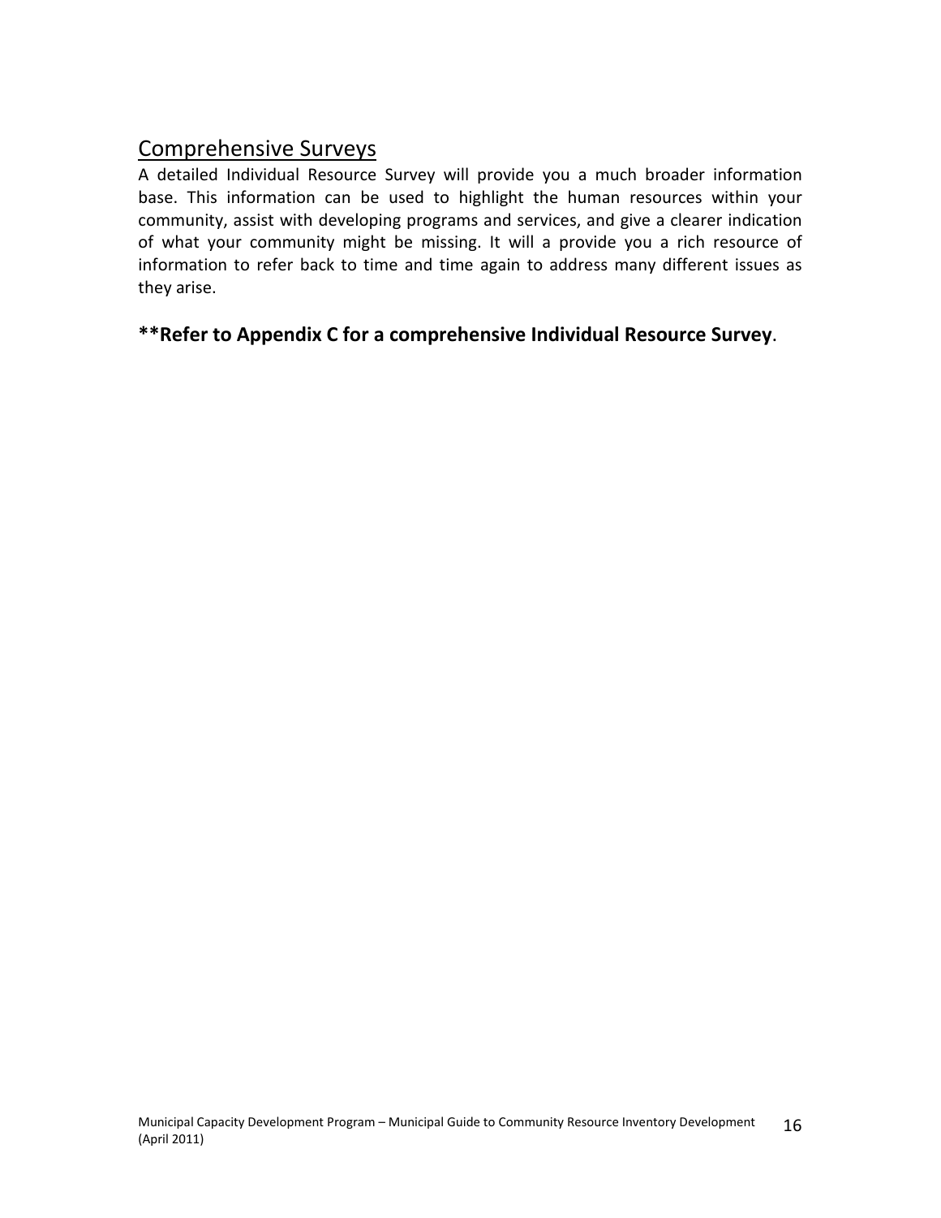## Comprehensive Surveys

A detailed Individual Resource Survey will provide you a much broader information base. This information can be used to highlight the human resources within your community, assist with developing programs and services, and give a clearer indication of what your community might be missing. It will a provide you a rich resource of information to refer back to time and time again to address many different issues as they arise.

**\*\*Refer to Appendix C for a comprehensive Individual Resource Survey**.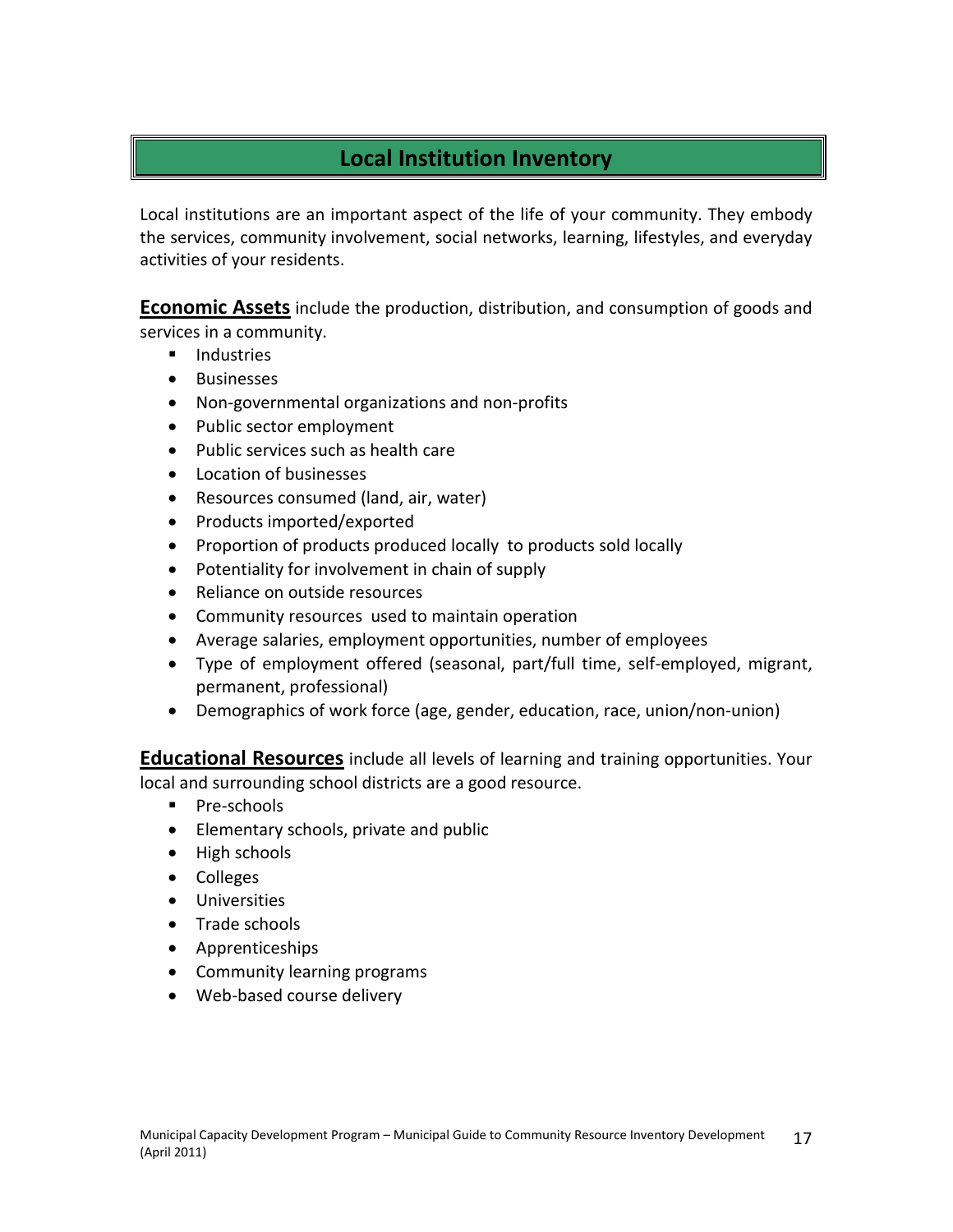## Local Institution Inventory

Local institutions are an important aspect of the life of your community. They embody the services, community involvement, social networks, learning, lifestyles, and everyday activities of your residents.

**Economic Assets** include the production, distribution, and consumption of goods and services in a community.

- Industries
- Businesses
- Non-governmental organizations and non-profits
- Public sector employment
- Public services such as health care
- Location of businesses
- Resources consumed (land, air, water)
- Products imported/exported
- Proportion of products produced locally to products sold locally
- Potentiality for involvement in chain of supply
- Reliance on outside resources
- Community resources used to maintain operation
- Average salaries, employment opportunities, number of employees
- Type of employment offered (seasonal, part/full time, self-employed, migrant, permanent, professional)
- Demographics of work force (age, gender, education, race, union/non-union)

**Educational Resources** include all levels of learning and training opportunities. Your local and surrounding school districts are a good resource.

- Pre-schools
- Elementary schools, private and public
- High schools
- Colleges
- Universities
- Trade schools
- Apprenticeships
- Community learning programs
- Web-based course delivery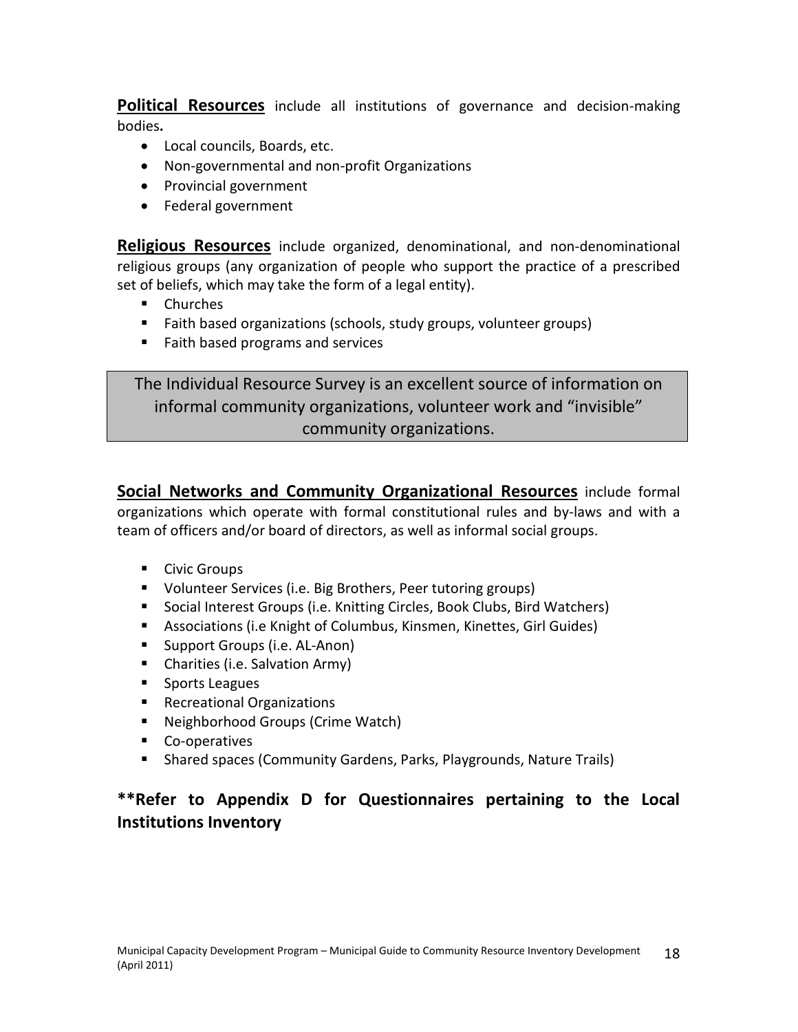**Political Resources** include all institutions of governance and decision-making bodies**.**

- Local councils, Boards, etc.
- Non-governmental and non-profit Organizations
- Provincial government
- Federal government

**Religious Resources** include organized, denominational, and non-denominational religious groups (any organization of people who support the practice of a prescribed set of beliefs, which may take the form of a legal entity).

- Churches
- Faith based organizations (schools, study groups, volunteer groups)
- Faith based programs and services

> The Individual Resource Survey is an excellent source of information on informal community organizations, volunteer work and "invisible" community organizations.

**Social Networks and Community Organizational Resources** include formal organizations which operate with formal constitutional rules and by-laws and with a team of officers and/or board of directors, as well as informal social groups.

- Civic Groups
- Volunteer Services (i.e. Big Brothers, Peer tutoring groups)
- Social Interest Groups (i.e. Knitting Circles, Book Clubs, Bird Watchers)
- Associations (i.e Knight of Columbus, Kinsmen, Kinettes, Girl Guides)
- Support Groups (i.e. AL-Anon)
- Charities (i.e. Salvation Army)
- Sports Leagues
- Recreational Organizations
- Neighborhood Groups (Crime Watch)
- Co-operatives
- Shared spaces (Community Gardens, Parks, Playgrounds, Nature Trails)

**\*\*Refer to Appendix D for Questionnaires pertaining to the Local Institutions Inventory**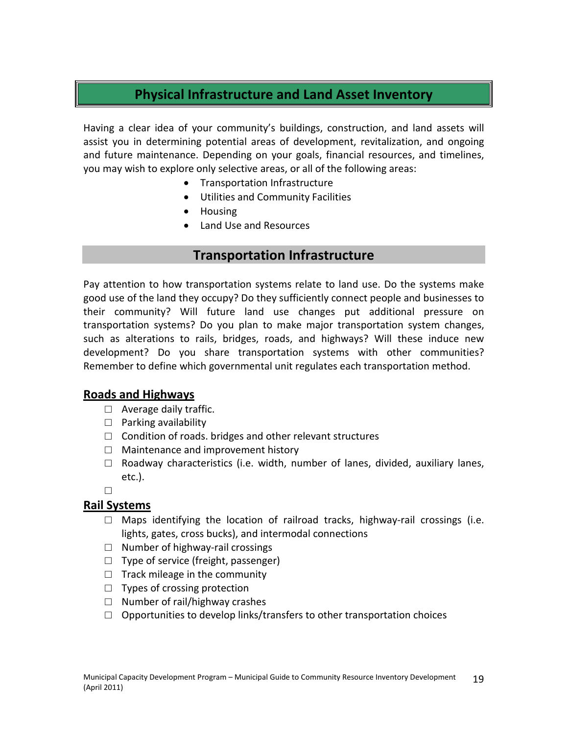## Physical Infrastructure and Land Asset Inventory

Having a clear idea of your community's buildings, construction, and land assets will assist you in determining potential areas of development, revitalization, and ongoing and future maintenance. Depending on your goals, financial resources, and timelines, you may wish to explore only selective areas, or all of the following areas:

- Transportation Infrastructure
- Utilities and Community Facilities
- Housing
- Land Use and Resources

### Transportation Infrastructure

Pay attention to how transportation systems relate to land use. Do the systems make good use of the land they occupy? Do they sufficiently connect people and businesses to their community? Will future land use changes put additional pressure on transportation systems? Do you plan to make major transportation system changes, such as alterations to rails, bridges, roads, and highways? Will these induce new development? Do you share transportation systems with other communities? Remember to define which governmental unit regulates each transportation method.

#### Roads and Highways

- ☐ Average daily traffic.
- ☐ Parking availability
- ☐ Condition of roads. bridges and other relevant structures
- ☐ Maintenance and improvement history
- ☐ Roadway characteristics (i.e. width, number of lanes, divided, auxiliary lanes, etc.).
- ☐

#### Rail Systems

- ☐ Maps identifying the location of railroad tracks, highway-rail crossings (i.e. lights, gates, cross bucks), and intermodal connections
- ☐ Number of highway-rail crossings
- ☐ Type of service (freight, passenger)
- ☐ Track mileage in the community
- ☐ Types of crossing protection
- ☐ Number of rail/highway crashes
- ☐ Opportunities to develop links/transfers to other transportation choices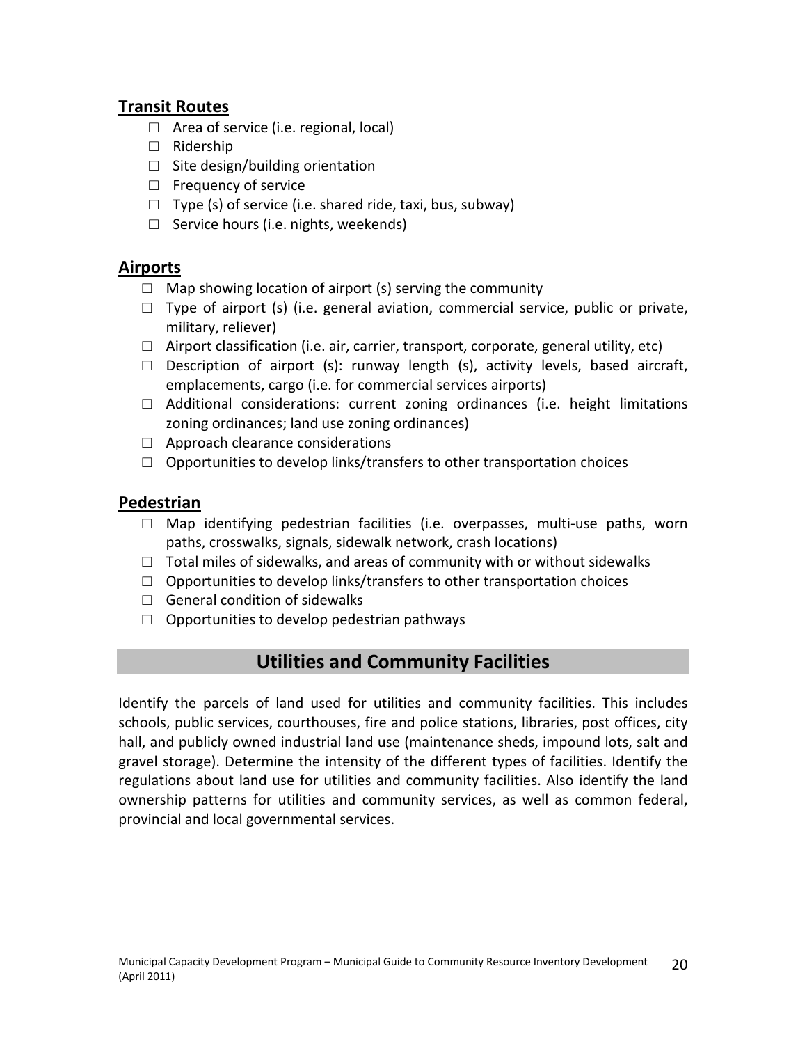## Transit Routes

- ☐ Area of service (i.e. regional, local)
- ☐ Ridership
- ☐ Site design/building orientation
- ☐ Frequency of service
- ☐ Type (s) of service (i.e. shared ride, taxi, bus, subway)
- ☐ Service hours (i.e. nights, weekends)

## Airports

- ☐ Map showing location of airport (s) serving the community
- ☐ Type of airport (s) (i.e. general aviation, commercial service, public or private, military, reliever)
- ☐ Airport classification (i.e. air, carrier, transport, corporate, general utility, etc)
- ☐ Description of airport (s): runway length (s), activity levels, based aircraft, emplacements, cargo (i.e. for commercial services airports)
- ☐ Additional considerations: current zoning ordinances (i.e. height limitations zoning ordinances; land use zoning ordinances)
- ☐ Approach clearance considerations
- ☐ Opportunities to develop links/transfers to other transportation choices

## Pedestrian

- ☐ Map identifying pedestrian facilities (i.e. overpasses, multi-use paths, worn paths, crosswalks, signals, sidewalk network, crash locations)
- ☐ Total miles of sidewalks, and areas of community with or without sidewalks
- ☐ Opportunities to develop links/transfers to other transportation choices
- ☐ General condition of sidewalks
- ☐ Opportunities to develop pedestrian pathways

# Utilities and Community Facilities

Identify the parcels of land used for utilities and community facilities. This includes schools, public services, courthouses, fire and police stations, libraries, post offices, city hall, and publicly owned industrial land use (maintenance sheds, impound lots, salt and gravel storage). Determine the intensity of the different types of facilities. Identify the regulations about land use for utilities and community facilities. Also identify the land ownership patterns for utilities and community services, as well as common federal, provincial and local governmental services.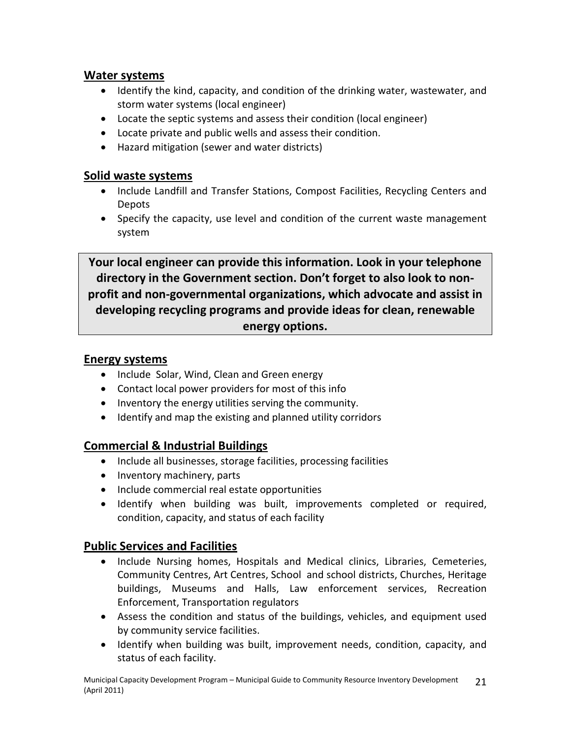## Water systems

- Identify the kind, capacity, and condition of the drinking water, wastewater, and storm water systems (local engineer)
- Locate the septic systems and assess their condition (local engineer)
- Locate private and public wells and assess their condition.
- Hazard mitigation (sewer and water districts)

## Solid waste systems

- Include Landfill and Transfer Stations, Compost Facilities, Recycling Centers and Depots
- Specify the capacity, use level and condition of the current waste management system

**Your local engineer can provide this information. Look in your telephone directory in the Government section. Don't forget to also look to non-profit and non-governmental organizations, which advocate and assist in developing recycling programs and provide ideas for clean, renewable energy options.**

## Energy systems

- Include Solar, Wind, Clean and Green energy
- Contact local power providers for most of this info
- Inventory the energy utilities serving the community.
- Identify and map the existing and planned utility corridors

## Commercial & Industrial Buildings

- Include all businesses, storage facilities, processing facilities
- Inventory machinery, parts
- Include commercial real estate opportunities
- Identify when building was built, improvements completed or required, condition, capacity, and status of each facility

## Public Services and Facilities

- Include Nursing homes, Hospitals and Medical clinics, Libraries, Cemeteries, Community Centres, Art Centres, School and school districts, Churches, Heritage buildings, Museums and Halls, Law enforcement services, Recreation Enforcement, Transportation regulators
- Assess the condition and status of the buildings, vehicles, and equipment used by community service facilities.
- Identify when building was built, improvement needs, condition, capacity, and status of each facility.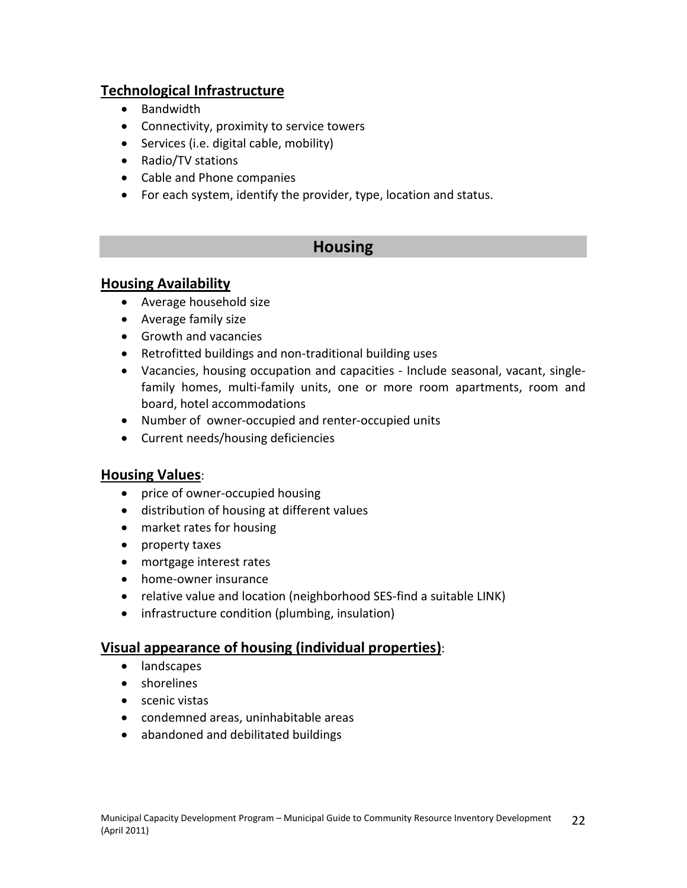### Technological Infrastructure

- Bandwidth
- Connectivity, proximity to service towers
- Services (i.e. digital cable, mobility)
- Radio/TV stations
- Cable and Phone companies
- For each system, identify the provider, type, location and status.

## Housing

### Housing Availability

- Average household size
- Average family size
- Growth and vacancies
- Retrofitted buildings and non-traditional building uses
- Vacancies, housing occupation and capacities - Include seasonal, vacant, single-family homes, multi-family units, one or more room apartments, room and board, hotel accommodations
- Number of owner-occupied and renter-occupied units
- Current needs/housing deficiencies

### Housing Values:

- price of owner-occupied housing
- distribution of housing at different values
- market rates for housing
- property taxes
- mortgage interest rates
- home-owner insurance
- relative value and location (neighborhood SES-find a suitable LINK)
- infrastructure condition (plumbing, insulation)

### Visual appearance of housing (individual properties):

- landscapes
- shorelines
- scenic vistas
- condemned areas, uninhabitable areas
- abandoned and debilitated buildings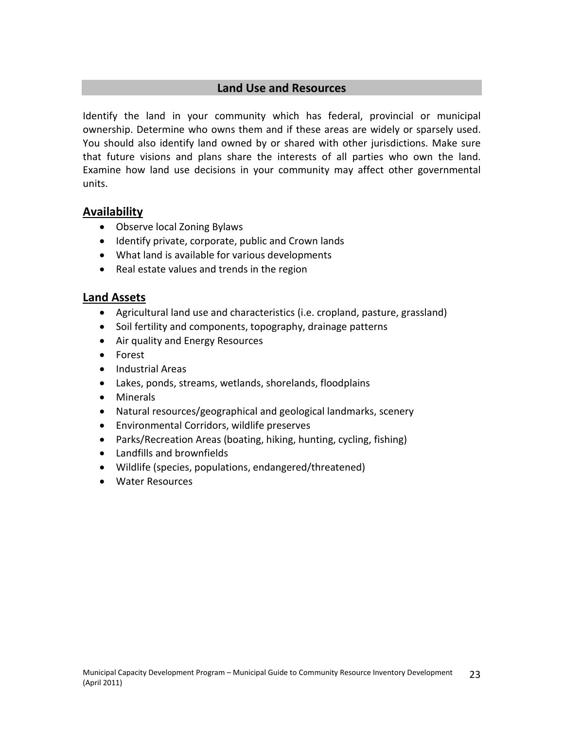## Land Use and Resources

Identify the land in your community which has federal, provincial or municipal ownership. Determine who owns them and if these areas are widely or sparsely used. You should also identify land owned by or shared with other jurisdictions. Make sure that future visions and plans share the interests of all parties who own the land. Examine how land use decisions in your community may affect other governmental units.

### Availability

- Observe local Zoning Bylaws
- Identify private, corporate, public and Crown lands
- What land is available for various developments
- Real estate values and trends in the region

### Land Assets

- Agricultural land use and characteristics (i.e. cropland, pasture, grassland)
- Soil fertility and components, topography, drainage patterns
- Air quality and Energy Resources
- Forest
- Industrial Areas
- Lakes, ponds, streams, wetlands, shorelands, floodplains
- Minerals
- Natural resources/geographical and geological landmarks, scenery
- Environmental Corridors, wildlife preserves
- Parks/Recreation Areas (boating, hiking, hunting, cycling, fishing)
- Landfills and brownfields
- Wildlife (species, populations, endangered/threatened)
- Water Resources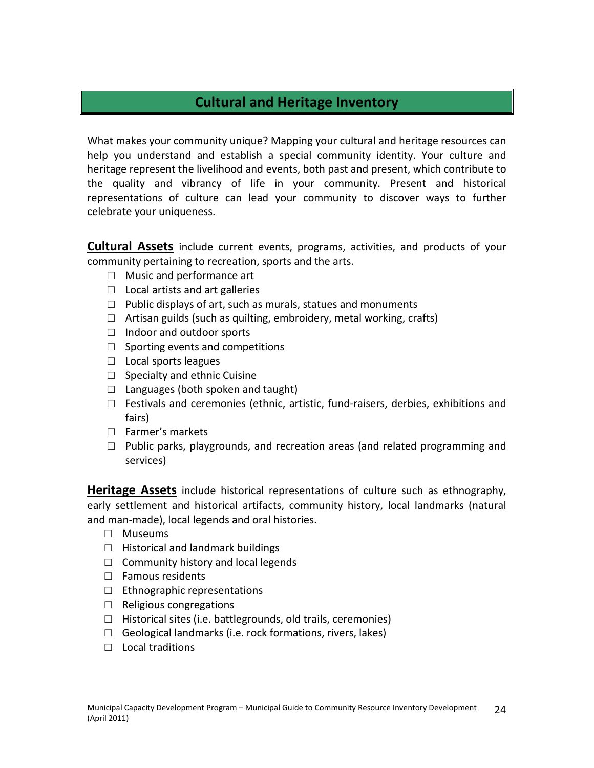## Cultural and Heritage Inventory

What makes your community unique? Mapping your cultural and heritage resources can help you understand and establish a special community identity. Your culture and heritage represent the livelihood and events, both past and present, which contribute to the quality and vibrancy of life in your community. Present and historical representations of culture can lead your community to discover ways to further celebrate your uniqueness.

**Cultural Assets** include current events, programs, activities, and products of your community pertaining to recreation, sports and the arts.

- ☐ Music and performance art
- ☐ Local artists and art galleries
- ☐ Public displays of art, such as murals, statues and monuments
- ☐ Artisan guilds (such as quilting, embroidery, metal working, crafts)
- ☐ Indoor and outdoor sports
- ☐ Sporting events and competitions
- ☐ Local sports leagues
- ☐ Specialty and ethnic Cuisine
- ☐ Languages (both spoken and taught)
- ☐ Festivals and ceremonies (ethnic, artistic, fund-raisers, derbies, exhibitions and fairs)
- ☐ Farmer's markets
- ☐ Public parks, playgrounds, and recreation areas (and related programming and services)

**Heritage Assets** include historical representations of culture such as ethnography, early settlement and historical artifacts, community history, local landmarks (natural and man-made), local legends and oral histories.

- ☐ Museums
- ☐ Historical and landmark buildings
- ☐ Community history and local legends
- ☐ Famous residents
- ☐ Ethnographic representations
- ☐ Religious congregations
- ☐ Historical sites (i.e. battlegrounds, old trails, ceremonies)
- ☐ Geological landmarks (i.e. rock formations, rivers, lakes)
- ☐ Local traditions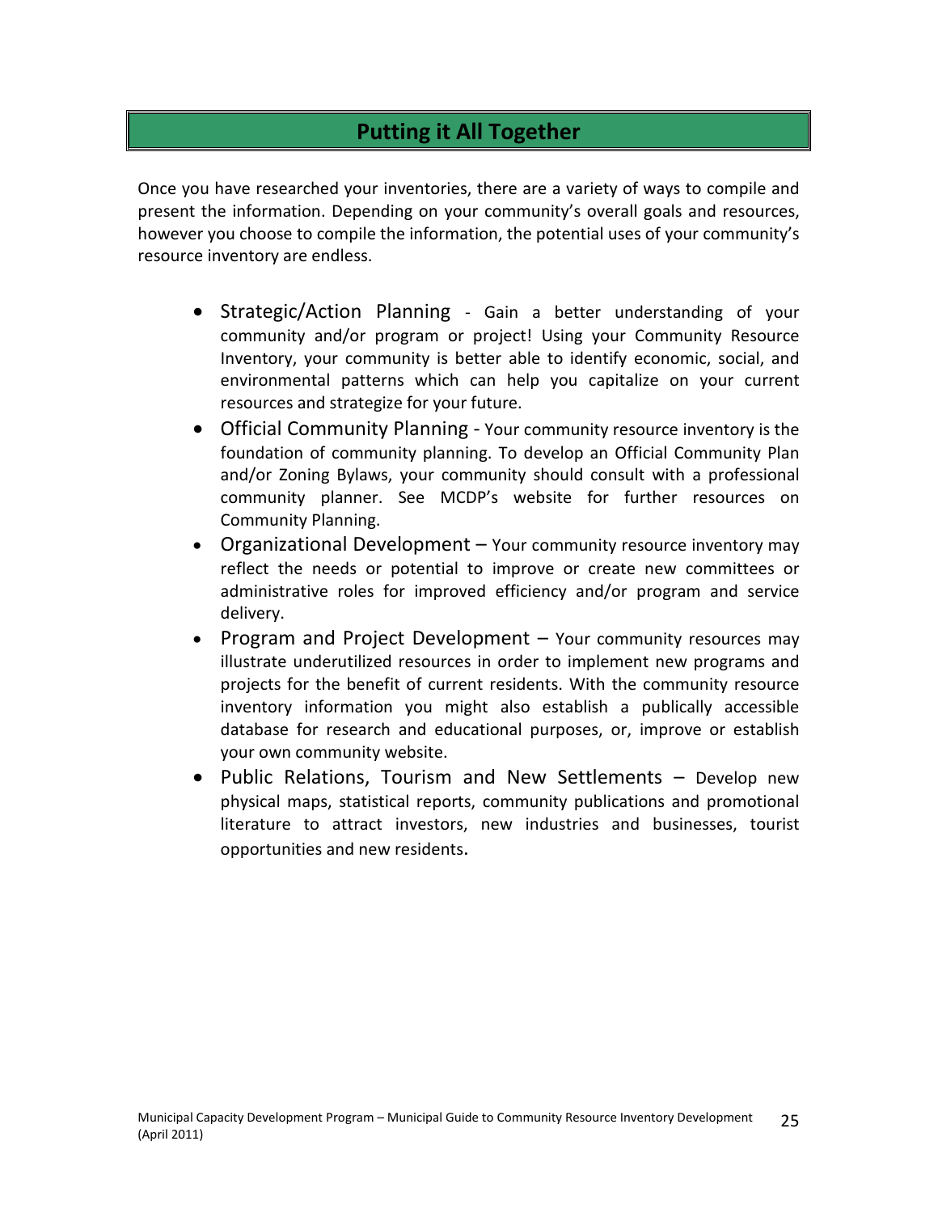## Putting it All Together

Once you have researched your inventories, there are a variety of ways to compile and present the information. Depending on your community's overall goals and resources, however you choose to compile the information, the potential uses of your community's resource inventory are endless.

- Strategic/Action Planning - Gain a better understanding of your community and/or program or project! Using your Community Resource Inventory, your community is better able to identify economic, social, and environmental patterns which can help you capitalize on your current resources and strategize for your future.
- Official Community Planning - Your community resource inventory is the foundation of community planning. To develop an Official Community Plan and/or Zoning Bylaws, your community should consult with a professional community planner. See MCDP's website for further resources on Community Planning.
- Organizational Development – Your community resource inventory may reflect the needs or potential to improve or create new committees or administrative roles for improved efficiency and/or program and service delivery.
- Program and Project Development – Your community resources may illustrate underutilized resources in order to implement new programs and projects for the benefit of current residents. With the community resource inventory information you might also establish a publically accessible database for research and educational purposes, or, improve or establish your own community website.
- Public Relations, Tourism and New Settlements – Develop new physical maps, statistical reports, community publications and promotional literature to attract investors, new industries and businesses, tourist opportunities and new residents.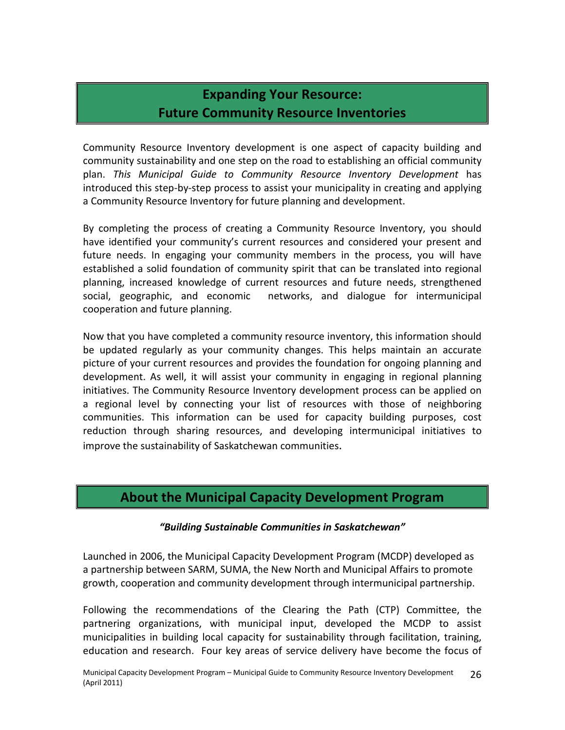## Expanding Your Resource: Future Community Resource Inventories

Community Resource Inventory development is one aspect of capacity building and community sustainability and one step on the road to establishing an official community plan. *This Municipal Guide to Community Resource Inventory Development* has introduced this step-by-step process to assist your municipality in creating and applying a Community Resource Inventory for future planning and development.

By completing the process of creating a Community Resource Inventory, you should have identified your community's current resources and considered your present and future needs. In engaging your community members in the process, you will have established a solid foundation of community spirit that can be translated into regional planning, increased knowledge of current resources and future needs, strengthened social, geographic, and economic networks, and dialogue for intermunicipal cooperation and future planning.

Now that you have completed a community resource inventory, this information should be updated regularly as your community changes. This helps maintain an accurate picture of your current resources and provides the foundation for ongoing planning and development. As well, it will assist your community in engaging in regional planning initiatives. The Community Resource Inventory development process can be applied on a regional level by connecting your list of resources with those of neighboring communities. This information can be used for capacity building purposes, cost reduction through sharing resources, and developing intermunicipal initiatives to improve the sustainability of Saskatchewan communities.

## About the Municipal Capacity Development Program

***"Building Sustainable Communities in Saskatchewan"***

Launched in 2006, the Municipal Capacity Development Program (MCDP) developed as a partnership between SARM, SUMA, the New North and Municipal Affairs to promote growth, cooperation and community development through intermunicipal partnership.

Following the recommendations of the Clearing the Path (CTP) Committee, the partnering organizations, with municipal input, developed the MCDP to assist municipalities in building local capacity for sustainability through facilitation, training, education and research. Four key areas of service delivery have become the focus of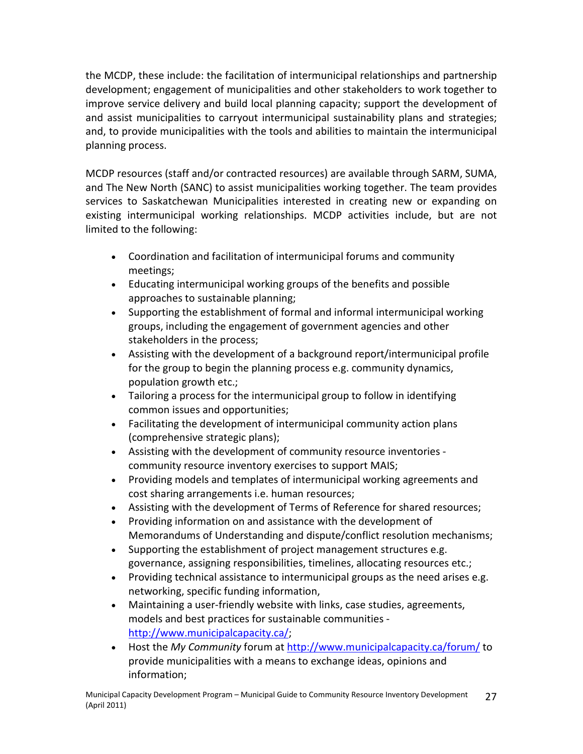the MCDP, these include: the facilitation of intermunicipal relationships and partnership development; engagement of municipalities and other stakeholders to work together to improve service delivery and build local planning capacity; support the development of and assist municipalities to carryout intermunicipal sustainability plans and strategies; and, to provide municipalities with the tools and abilities to maintain the intermunicipal planning process.

MCDP resources (staff and/or contracted resources) are available through SARM, SUMA, and The New North (SANC) to assist municipalities working together. The team provides services to Saskatchewan Municipalities interested in creating new or expanding on existing intermunicipal working relationships. MCDP activities include, but are not limited to the following:

- Coordination and facilitation of intermunicipal forums and community meetings;
- Educating intermunicipal working groups of the benefits and possible approaches to sustainable planning;
- Supporting the establishment of formal and informal intermunicipal working groups, including the engagement of government agencies and other stakeholders in the process;
- Assisting with the development of a background report/intermunicipal profile for the group to begin the planning process e.g. community dynamics, population growth etc.;
- Tailoring a process for the intermunicipal group to follow in identifying common issues and opportunities;
- Facilitating the development of intermunicipal community action plans (comprehensive strategic plans);
- Assisting with the development of community resource inventories - community resource inventory exercises to support MAIS;
- Providing models and templates of intermunicipal working agreements and cost sharing arrangements i.e. human resources;
- Assisting with the development of Terms of Reference for shared resources;
- Providing information on and assistance with the development of Memorandums of Understanding and dispute/conflict resolution mechanisms;
- Supporting the establishment of project management structures e.g. governance, assigning responsibilities, timelines, allocating resources etc.;
- Providing technical assistance to intermunicipal groups as the need arises e.g. networking, specific funding information,
- Maintaining a user-friendly website with links, case studies, agreements, models and best practices for sustainable communities - http://www.municipalcapacity.ca/;
- Host the *My Community* forum at http://www.municipalcapacity.ca/forum/ to provide municipalities with a means to exchange ideas, opinions and information;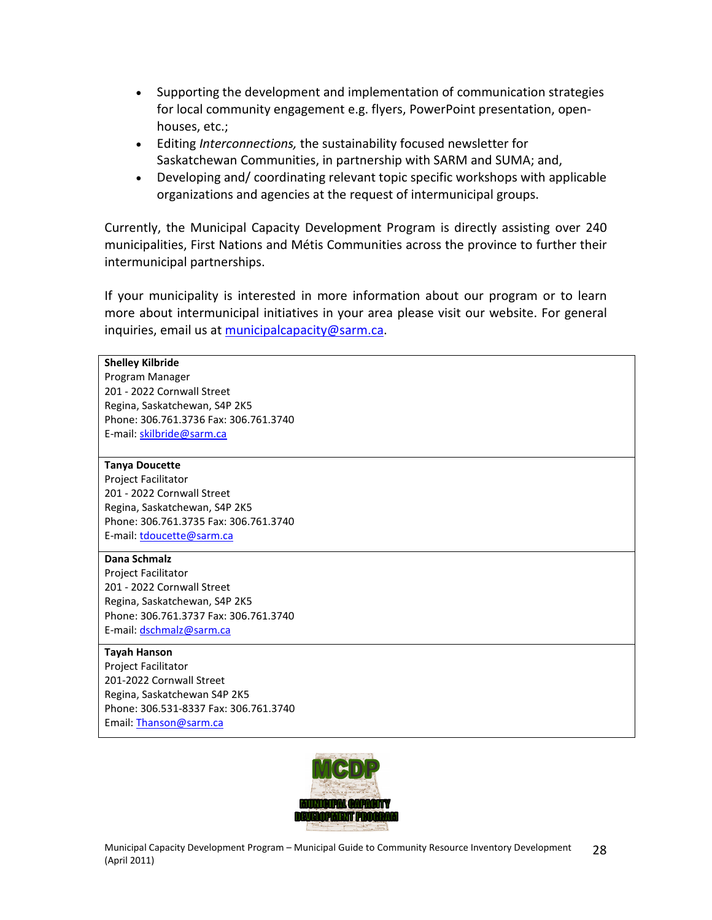- Supporting the development and implementation of communication strategies for local community engagement e.g. flyers, PowerPoint presentation, open-houses, etc.;
- Editing *Interconnections,* the sustainability focused newsletter for Saskatchewan Communities, in partnership with SARM and SUMA; and,
- Developing and/ coordinating relevant topic specific workshops with applicable organizations and agencies at the request of intermunicipal groups.

Currently, the Municipal Capacity Development Program is directly assisting over 240 municipalities, First Nations and Métis Communities across the province to further their intermunicipal partnerships.

If your municipality is interested in more information about our program or to learn more about intermunicipal initiatives in your area please visit our website. For general inquiries, email us at municipalcapacity@sarm.ca.

**Shelley Kilbride**
Program Manager
201 - 2022 Cornwall Street
Regina, Saskatchewan, S4P 2K5
Phone: 306.761.3736 Fax: 306.761.3740
E-mail: skilbride@sarm.ca

**Tanya Doucette**
Project Facilitator
201 - 2022 Cornwall Street
Regina, Saskatchewan, S4P 2K5
Phone: 306.761.3735 Fax: 306.761.3740
E-mail: tdoucette@sarm.ca

**Dana Schmalz**
Project Facilitator
201 - 2022 Cornwall Street
Regina, Saskatchewan, S4P 2K5
Phone: 306.761.3737 Fax: 306.761.3740
E-mail: dschmalz@sarm.ca

**Tayah Hanson**
Project Facilitator
201-2022 Cornwall Street
Regina, Saskatchewan S4P 2K5
Phone: 306.531-8337 Fax: 306.761.3740
Email: Thanson@sarm.ca

MCDP
MUNICIPAL CAPACITY DEVELOPMENT PROGRAM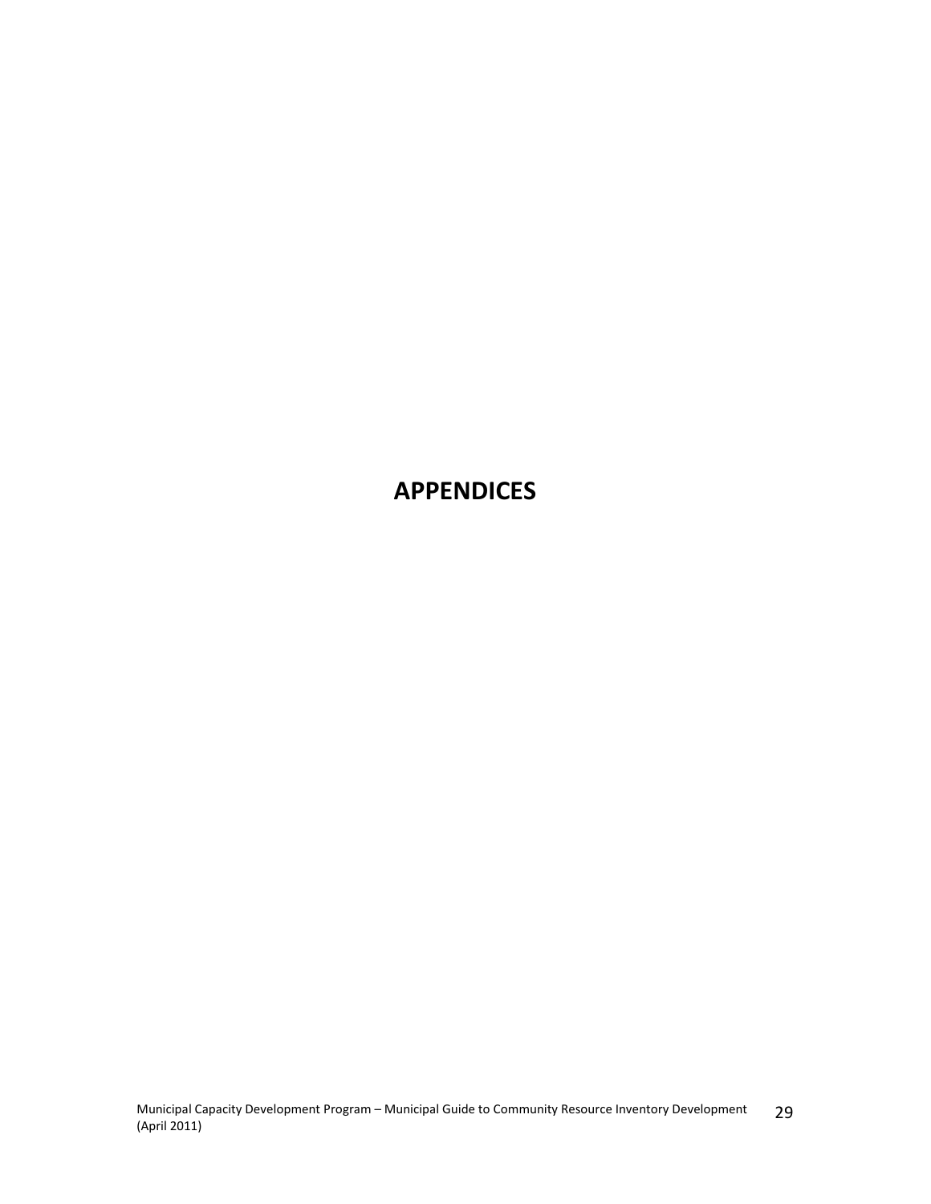# APPENDICES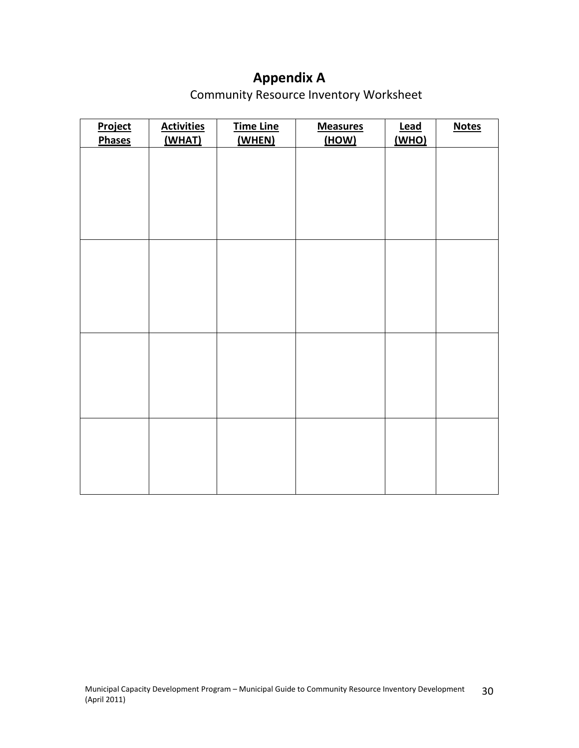# Appendix A

Community Resource Inventory Worksheet

| Project Phases | Activities (WHAT) | Time Line (WHEN) | Measures (HOW) | Lead (WHO) | Notes |
|---|---|---|---|---|---|
| | | | | | |
| | | | | | |
| | | | | | |
| | | | | | |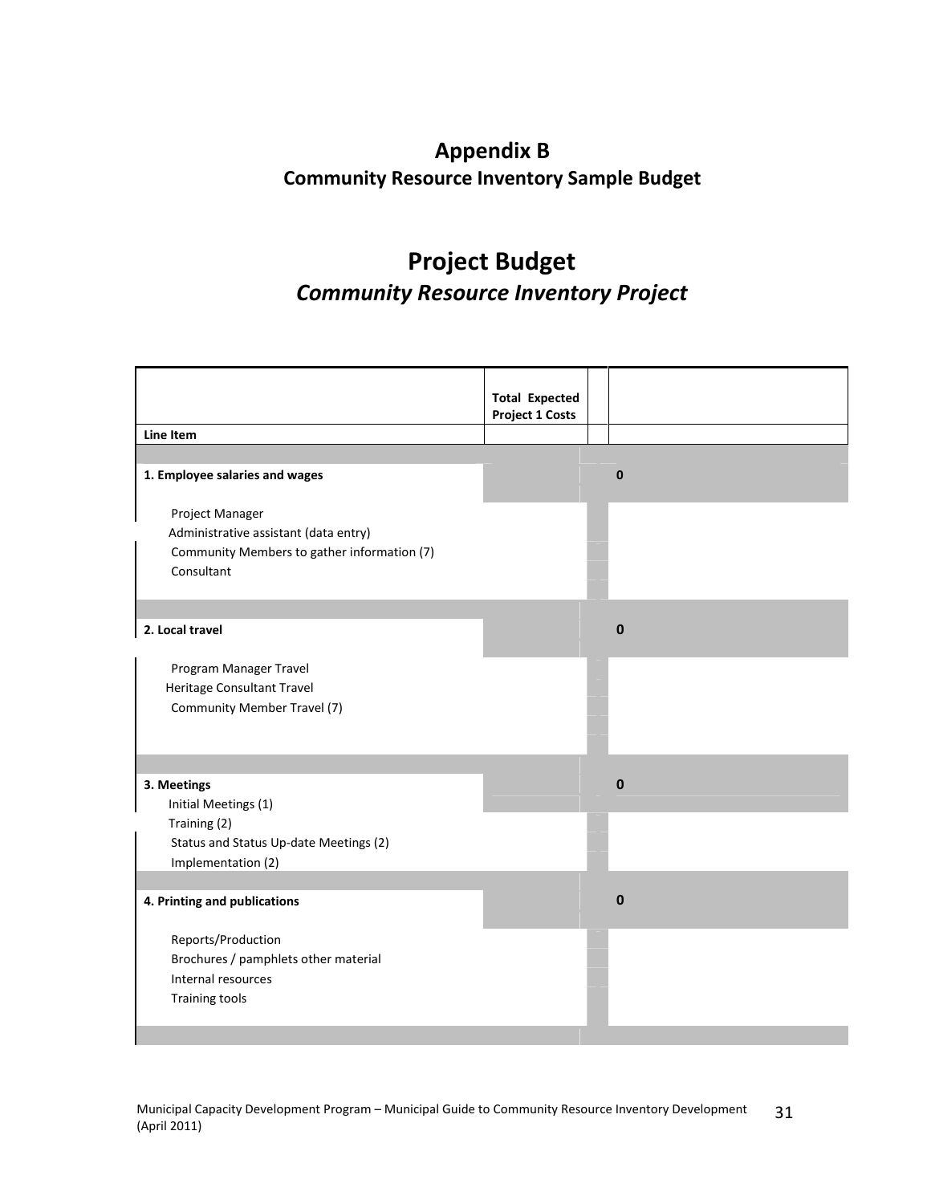# Appendix B

## Community Resource Inventory Sample Budget

# Project Budget

## *Community Resource Inventory Project*

| Line Item | Total Expected Project 1 Costs | | |
|---|---|---|---|
| **1. Employee salaries and wages** | | | **0** |
| Project Manager | | | |
| Administrative assistant (data entry) | | | |
| Community Members to gather information (7) | | | |
| Consultant | | | |
| **2. Local travel** | | | **0** |
| Program Manager Travel | | | |
| Heritage Consultant Travel | | | |
| Community Member Travel (7) | | | |
| **3. Meetings** | | | **0** |
| Initial Meetings (1) | | | |
| Training (2) | | | |
| Status and Status Up-date Meetings (2) | | | |
| Implementation (2) | | | |
| **4. Printing and publications** | | | **0** |
| Reports/Production | | | |
| Brochures / pamphlets other material | | | |
| Internal resources | | | |
| Training tools | | | |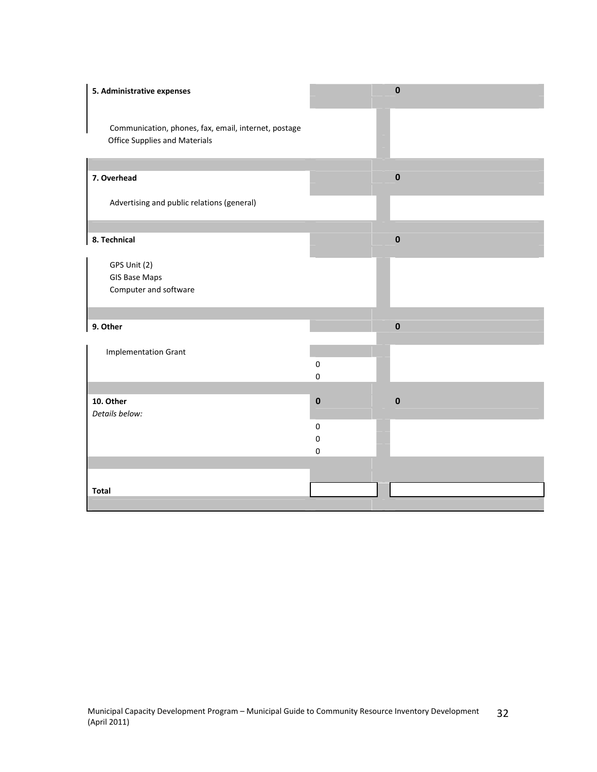| | | |
|---|---|---|
| **5. Administrative expenses** | | **0** |
| Communication, phones, fax, email, internet, postage | | |
| Office Supplies and Materials | | |
| **7. Overhead** | | **0** |
| Advertising and public relations (general) | | |
| **8. Technical** | | **0** |
| GPS Unit (2) | | |
| GIS Base Maps | | |
| Computer and software | | |
| **9. Other** | | **0** |
| Implementation Grant | | |
| | 0 | |
| | 0 | |
| **10. Other** | **0** | **0** |
| *Details below:* | | |
| | 0 | |
| | 0 | |
| | 0 | |
| **Total** | | |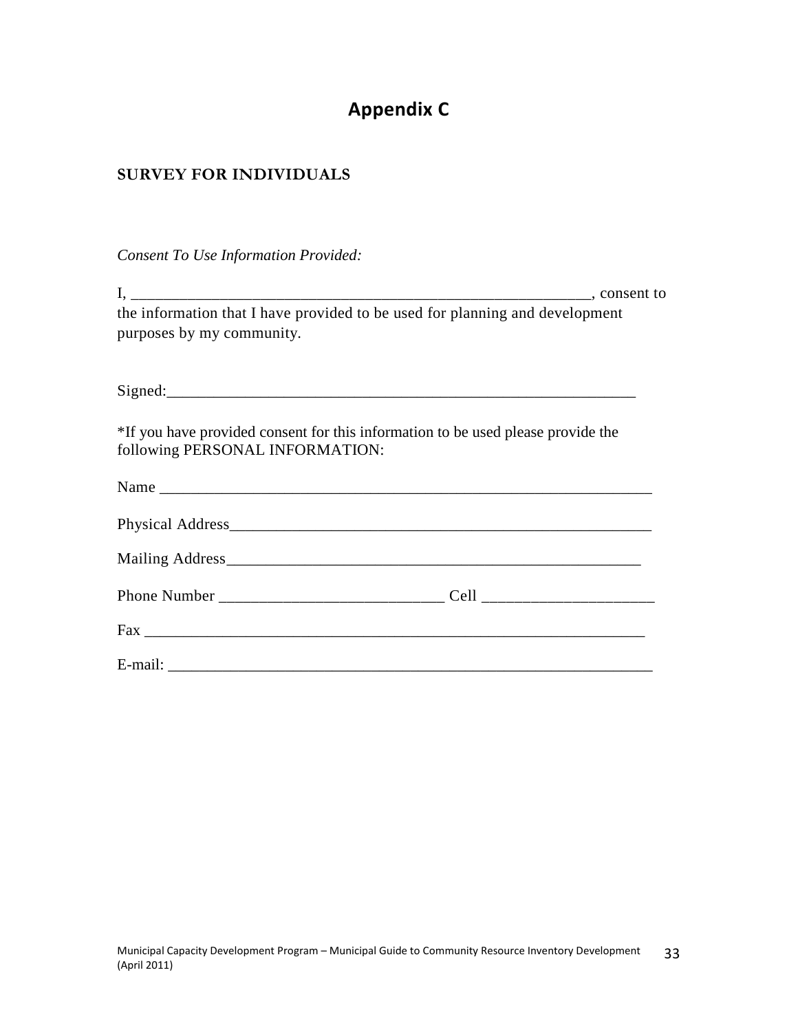# Appendix C

**SURVEY FOR INDIVIDUALS**

*Consent To Use Information Provided:*

I, ___________________________________________________________, consent to the information that I have provided to be used for planning and development purposes by my community.

Signed:_____________________________________________________________

*If you have provided consent for this information to be used please provide the following PERSONAL INFORMATION:

Name _________________________________________________________________

Physical Address________________________________________________________

Mailing Address________________________________________________________

Phone Number ____________________________ Cell _____________________

Fax ________________________________________________________________

E-mail: _______________________________________________________________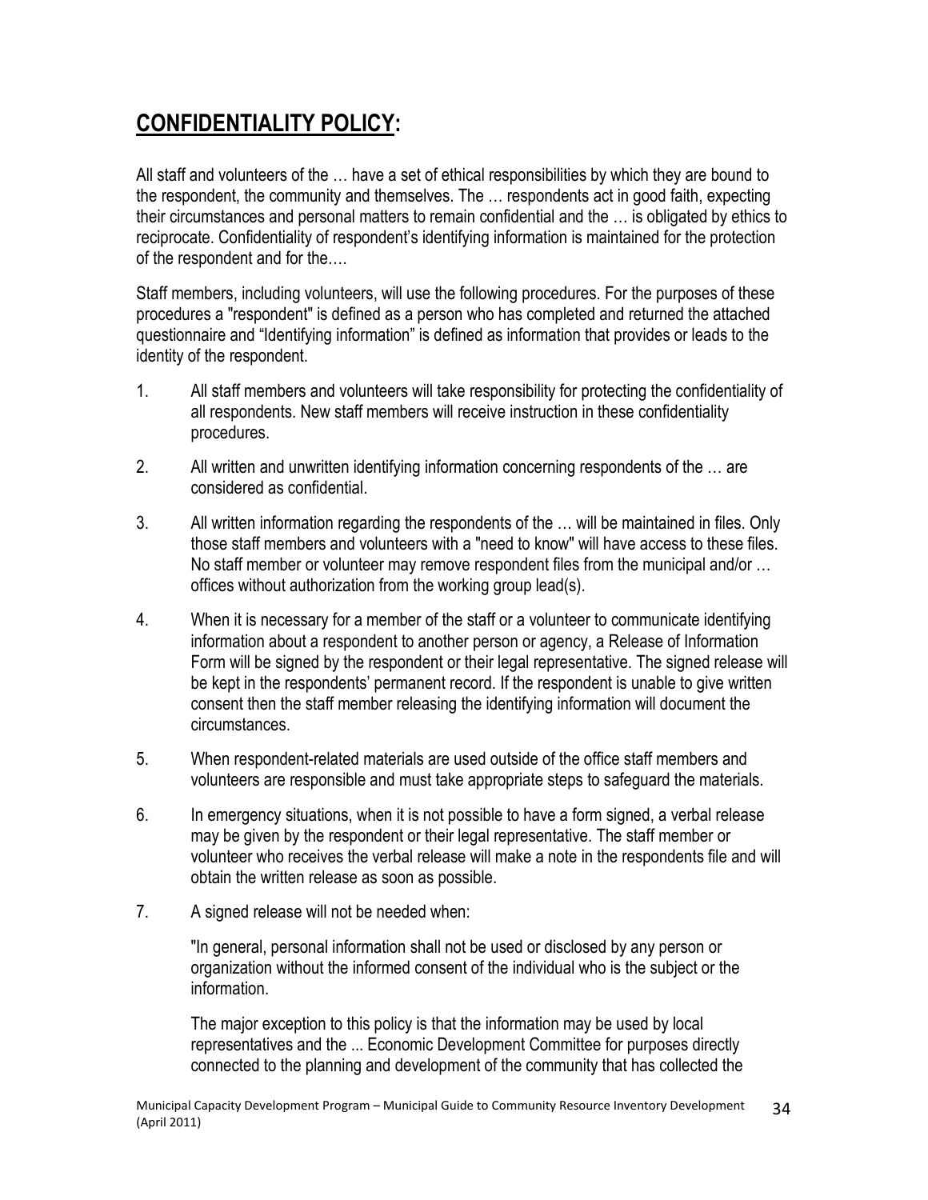# CONFIDENTIALITY POLICY:

All staff and volunteers of the … have a set of ethical responsibilities by which they are bound to the respondent, the community and themselves. The … respondents act in good faith, expecting their circumstances and personal matters to remain confidential and the … is obligated by ethics to reciprocate. Confidentiality of respondent's identifying information is maintained for the protection of the respondent and for the….

Staff members, including volunteers, will use the following procedures. For the purposes of these procedures a "respondent" is defined as a person who has completed and returned the attached questionnaire and "Identifying information" is defined as information that provides or leads to the identity of the respondent.

1. All staff members and volunteers will take responsibility for protecting the confidentiality of all respondents. New staff members will receive instruction in these confidentiality procedures.
2. All written and unwritten identifying information concerning respondents of the … are considered as confidential.
3. All written information regarding the respondents of the … will be maintained in files. Only those staff members and volunteers with a "need to know" will have access to these files. No staff member or volunteer may remove respondent files from the municipal and/or … offices without authorization from the working group lead(s).
4. When it is necessary for a member of the staff or a volunteer to communicate identifying information about a respondent to another person or agency, a Release of Information Form will be signed by the respondent or their legal representative. The signed release will be kept in the respondents' permanent record. If the respondent is unable to give written consent then the staff member releasing the identifying information will document the circumstances.
5. When respondent-related materials are used outside of the office staff members and volunteers are responsible and must take appropriate steps to safeguard the materials.
6. In emergency situations, when it is not possible to have a form signed, a verbal release may be given by the respondent or their legal representative. The staff member or volunteer who receives the verbal release will make a note in the respondents file and will obtain the written release as soon as possible.
7. A signed release will not be needed when:

   "In general, personal information shall not be used or disclosed by any person or organization without the informed consent of the individual who is the subject or the information.

   The major exception to this policy is that the information may be used by local representatives and the ... Economic Development Committee for purposes directly connected to the planning and development of the community that has collected the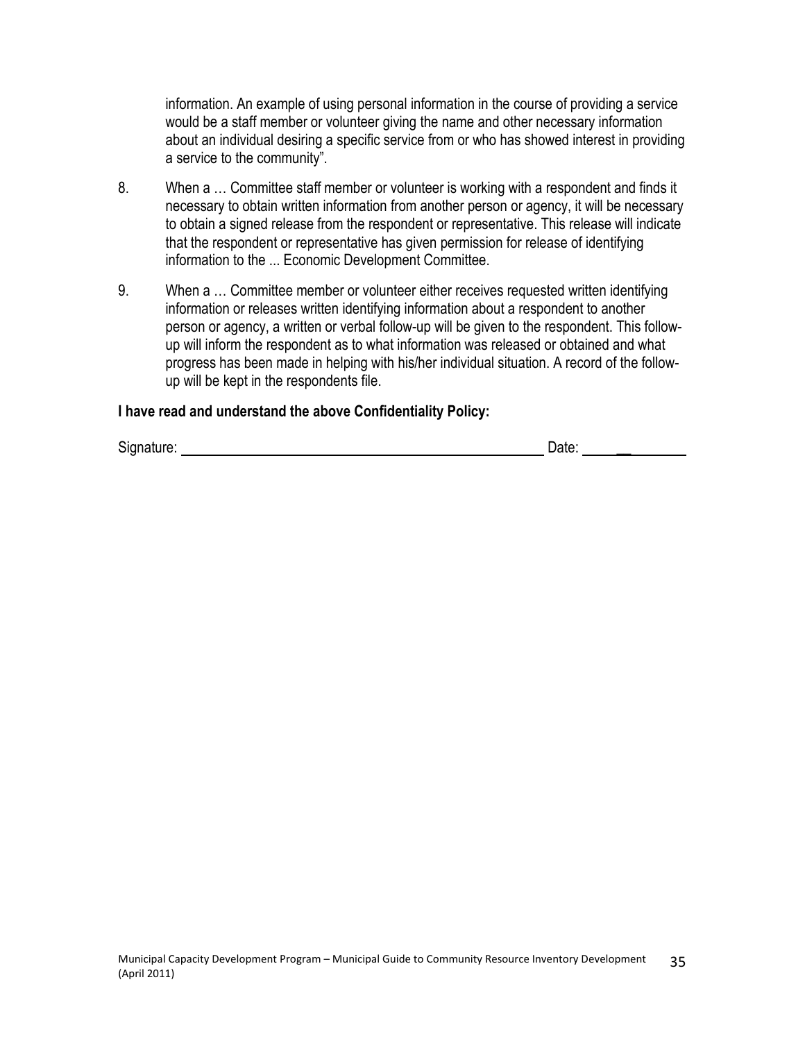information. An example of using personal information in the course of providing a service would be a staff member or volunteer giving the name and other necessary information about an individual desiring a specific service from or who has showed interest in providing a service to the community".

8. When a … Committee staff member or volunteer is working with a respondent and finds it necessary to obtain written information from another person or agency, it will be necessary to obtain a signed release from the respondent or representative. This release will indicate that the respondent or representative has given permission for release of identifying information to the ... Economic Development Committee.

9. When a … Committee member or volunteer either receives requested written identifying information or releases written identifying information about a respondent to another person or agency, a written or verbal follow-up will be given to the respondent. This follow-up will inform the respondent as to what information was released or obtained and what progress has been made in helping with his/her individual situation. A record of the follow-up will be kept in the respondents file.

**I have read and understand the above Confidentiality Policy:**

Signature: ______________________________________________ Date: ______________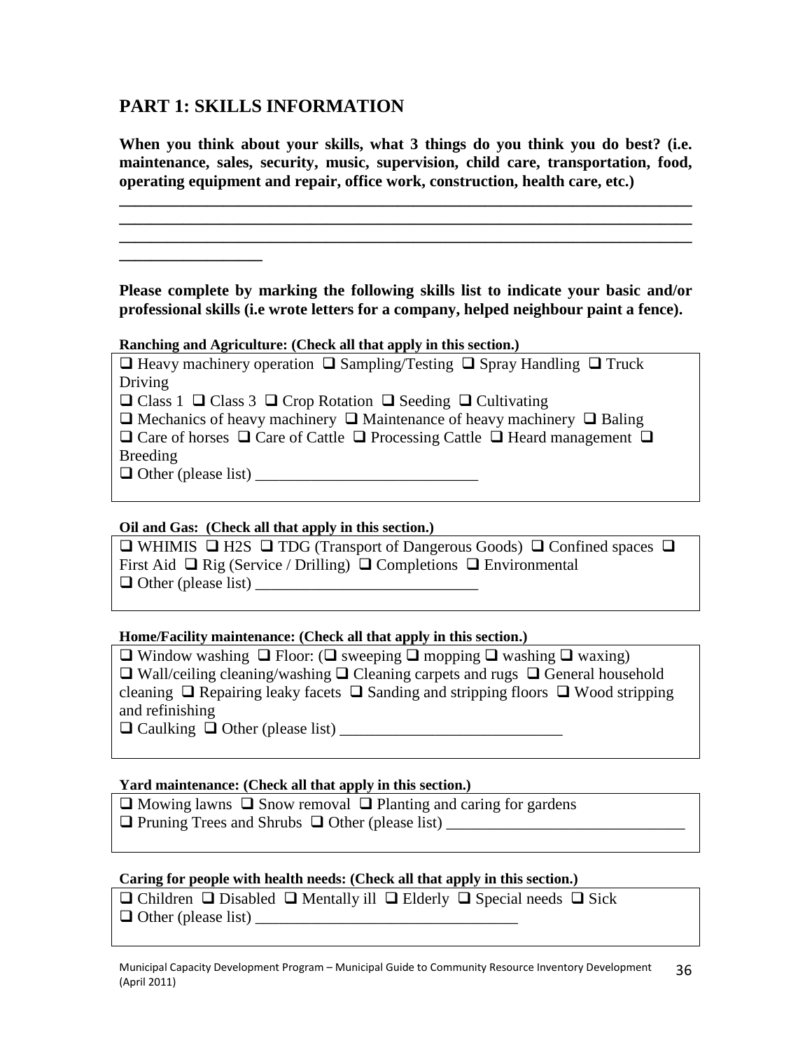## PART 1: SKILLS INFORMATION

**When you think about your skills, what 3 things do you think you do best? (i.e. maintenance, sales, security, music, supervision, child care, transportation, food, operating equipment and repair, office work, construction, health care, etc.)**

_______________________________________________________________________________
_______________________________________________________________________________
_______________________________________________________________________________
__________________

**Please complete by marking the following skills list to indicate your basic and/or professional skills (i.e wrote letters for a company, helped neighbour paint a fence).**

**Ranching and Agriculture: (Check all that apply in this section.)**

❑ Heavy machinery operation ❑ Sampling/Testing ❑ Spray Handling ❑ Truck Driving
❑ Class 1 ❑ Class 3 ❑ Crop Rotation ❑ Seeding ❑ Cultivating
❑ Mechanics of heavy machinery ❑ Maintenance of heavy machinery ❑ Baling
❑ Care of horses ❑ Care of Cattle ❑ Processing Cattle ❑ Heard management ❑ Breeding
❑ Other (please list) ____________________________

**Oil and Gas: (Check all that apply in this section.)**

❑ WHIMIS ❑ H2S ❑ TDG (Transport of Dangerous Goods) ❑ Confined spaces ❑ First Aid ❑ Rig (Service / Drilling) ❑ Completions ❑ Environmental
❑ Other (please list) ____________________________

**Home/Facility maintenance: (Check all that apply in this section.)**

❑ Window washing ❑ Floor: (❑ sweeping ❑ mopping ❑ washing ❑ waxing)
❑ Wall/ceiling cleaning/washing ❑ Cleaning carpets and rugs ❑ General household cleaning ❑ Repairing leaky facets ❑ Sanding and stripping floors ❑ Wood stripping and refinishing
❑ Caulking ❑ Other (please list) ____________________________

**Yard maintenance: (Check all that apply in this section.)**

❑ Mowing lawns ❑ Snow removal ❑ Planting and caring for gardens
❑ Pruning Trees and Shrubs ❑ Other (please list) ______________________________

**Caring for people with health needs: (Check all that apply in this section.)**

❑ Children ❑ Disabled ❑ Mentally ill ❑ Elderly ❑ Special needs ❑ Sick
❑ Other (please list) _________________________________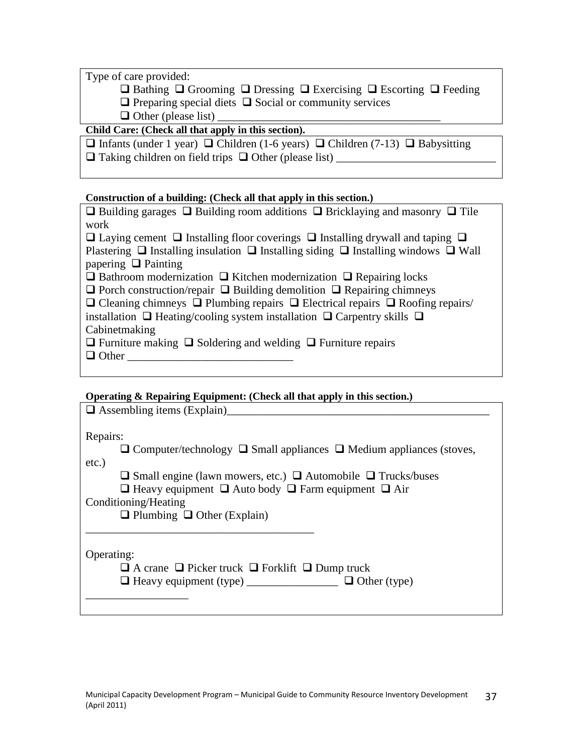Type of care provided:

❑ Bathing ❑ Grooming ❑ Dressing ❑ Exercising ❑ Escorting ❑ Feeding
❑ Preparing special diets ❑ Social or community services
❑ Other (please list) ______________________________________

**Child Care: (Check all that apply in this section).**

❑ Infants (under 1 year) ❑ Children (1-6 years) ❑ Children (7-13) ❑ Babysitting
❑ Taking children on field trips ❑ Other (please list) ___________________________

**Construction of a building: (Check all that apply in this section.)**

❑ Building garages ❑ Building room additions ❑ Bricklaying and masonry ❑ Tile work
❑ Laying cement ❑ Installing floor coverings ❑ Installing drywall and taping ❑ Plastering ❑ Installing insulation ❑ Installing siding ❑ Installing windows ❑ Wall papering ❑ Painting
❑ Bathroom modernization ❑ Kitchen modernization ❑ Repairing locks
❑ Porch construction/repair ❑ Building demolition ❑ Repairing chimneys
❑ Cleaning chimneys ❑ Plumbing repairs ❑ Electrical repairs ❑ Roofing repairs/ installation ❑ Heating/cooling system installation ❑ Carpentry skills ❑ Cabinetmaking
❑ Furniture making ❑ Soldering and welding ❑ Furniture repairs
❑ Other _____________________________

**Operating & Repairing Equipment: (Check all that apply in this section.)**

❑ Assembling items (Explain)_______________________________________________

Repairs:

❑ Computer/technology ❑ Small appliances ❑ Medium appliances (stoves, etc.)
❑ Small engine (lawn mowers, etc.) ❑ Automobile ❑ Trucks/buses
❑ Heavy equipment ❑ Auto body ❑ Farm equipment ❑ Air Conditioning/Heating
❑ Plumbing ❑ Other (Explain)
_______________________________________

Operating:

❑ A crane ❑ Picker truck ❑ Forklift ❑ Dump truck
❑ Heavy equipment (type) ________________ ❑ Other (type)
_________________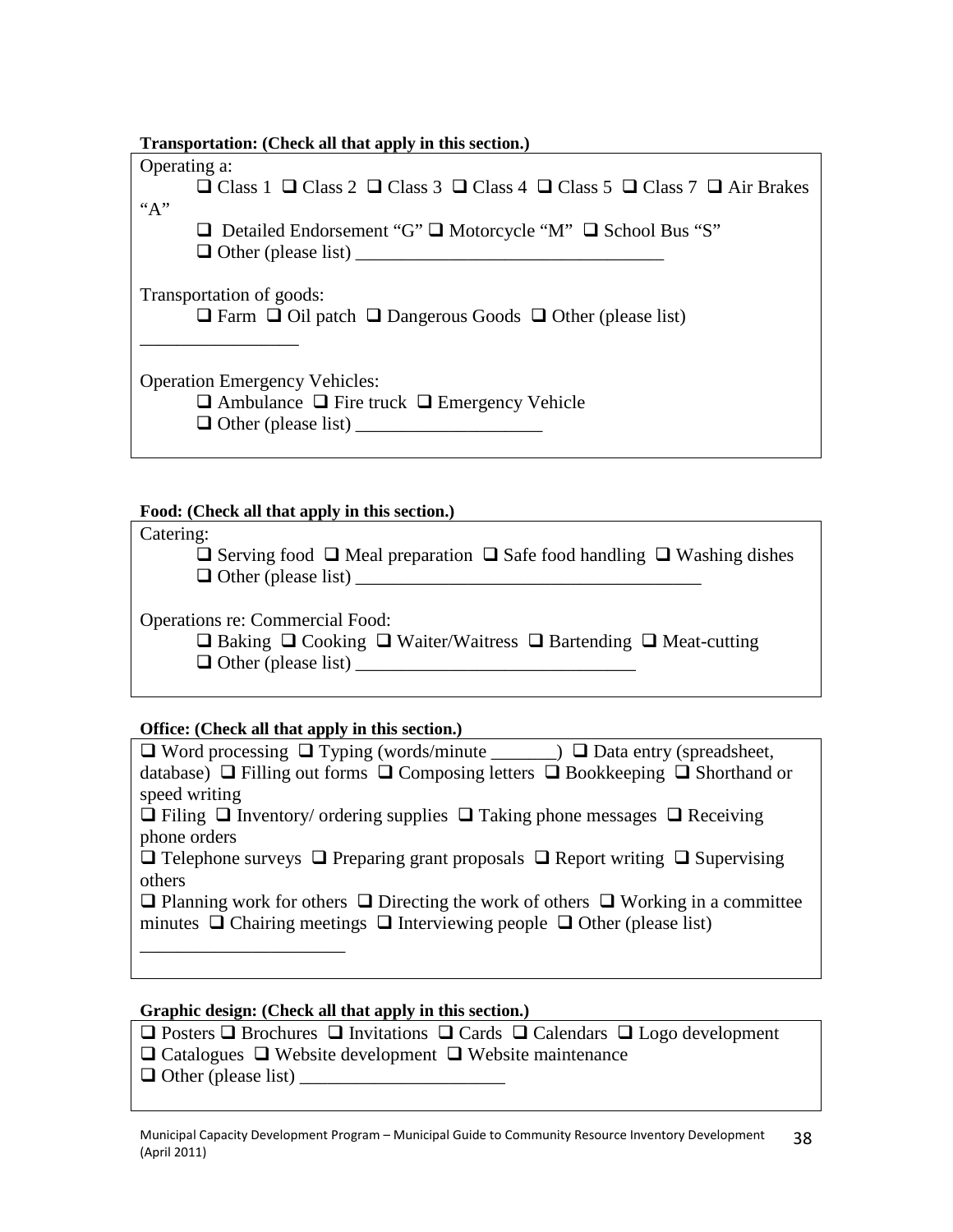**Transportation: (Check all that apply in this section.)**

Operating a:

❑ Class 1 ❑ Class 2 ❑ Class 3 ❑ Class 4 ❑ Class 5 ❑ Class 7 ❑ Air Brakes "A"

❑ Detailed Endorsement "G" ❑ Motorcycle "M" ❑ School Bus "S"

❑ Other (please list) ________________________________

Transportation of goods:

❑ Farm ❑ Oil patch ❑ Dangerous Goods ❑ Other (please list) ________________

Operation Emergency Vehicles:

❑ Ambulance ❑ Fire truck ❑ Emergency Vehicle

❑ Other (please list) ___________________

**Food: (Check all that apply in this section.)**

Catering:

❑ Serving food ❑ Meal preparation ❑ Safe food handling ❑ Washing dishes

❑ Other (please list) ___________________________________

Operations re: Commercial Food:

❑ Baking ❑ Cooking ❑ Waiter/Waitress ❑ Bartending ❑ Meat-cutting

❑ Other (please list) ____________________________

**Office: (Check all that apply in this section.)**

❑ Word processing ❑ Typing (words/minute _______) ❑ Data entry (spreadsheet, database) ❑ Filling out forms ❑ Composing letters ❑ Bookkeeping ❑ Shorthand or speed writing

❑ Filing ❑ Inventory/ ordering supplies ❑ Taking phone messages ❑ Receiving phone orders

❑ Telephone surveys ❑ Preparing grant proposals ❑ Report writing ❑ Supervising others

❑ Planning work for others ❑ Directing the work of others ❑ Working in a committee minutes ❑ Chairing meetings ❑ Interviewing people ❑ Other (please list) ______________________

**Graphic design: (Check all that apply in this section.)**

❑ Posters ❑ Brochures ❑ Invitations ❑ Cards ❑ Calendars ❑ Logo development

❑ Catalogues ❑ Website development ❑ Website maintenance

❑ Other (please list) ______________________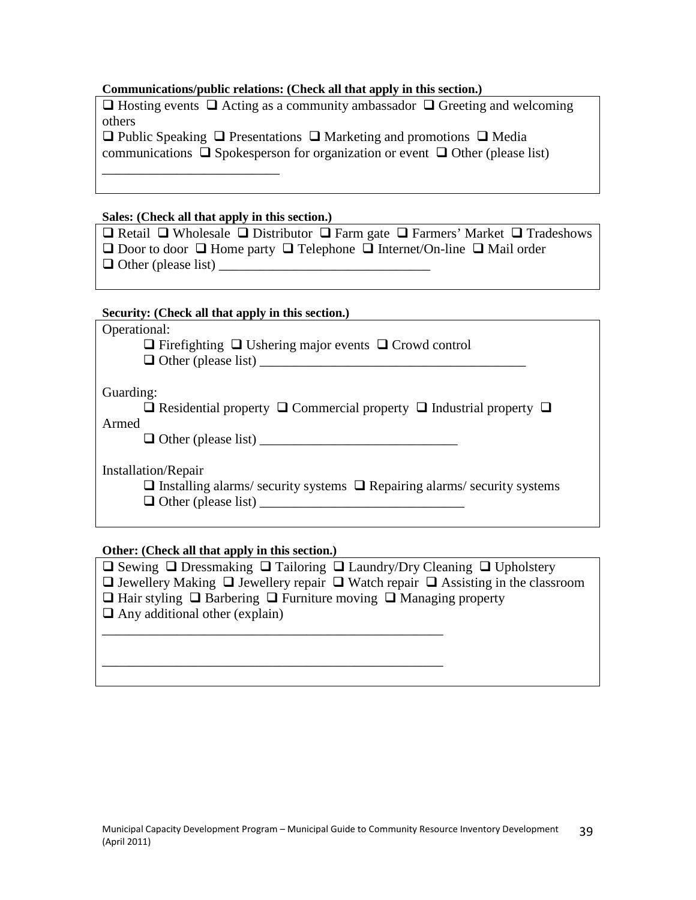**Communications/public relations: (Check all that apply in this section.)**

❑ Hosting events ❑ Acting as a community ambassador ❑ Greeting and welcoming others
❑ Public Speaking ❑ Presentations ❑ Marketing and promotions ❑ Media communications ❑ Spokesperson for organization or event ❑ Other (please list) __________________________

**Sales: (Check all that apply in this section.)**

❑ Retail ❑ Wholesale ❑ Distributor ❑ Farm gate ❑ Farmers' Market ❑ Tradeshows
❑ Door to door ❑ Home party ❑ Telephone ❑ Internet/On-line ❑ Mail order
❑ Other (please list) _______________________________

**Security: (Check all that apply in this section.)**

Operational:

❑ Firefighting ❑ Ushering major events ❑ Crowd control
❑ Other (please list) ________________________________________

Guarding:

❑ Residential property ❑ Commercial property ❑ Industrial property ❑ Armed
❑ Other (please list) _____________________________

Installation/Repair

❑ Installing alarms/ security systems ❑ Repairing alarms/ security systems
❑ Other (please list) ______________________________

**Other: (Check all that apply in this section.)**

❑ Sewing ❑ Dressmaking ❑ Tailoring ❑ Laundry/Dry Cleaning ❑ Upholstery
❑ Jewellery Making ❑ Jewellery repair ❑ Watch repair ❑ Assisting in the classroom
❑ Hair styling ❑ Barbering ❑ Furniture moving ❑ Managing property
❑ Any additional other (explain)

___________________________________________________

___________________________________________________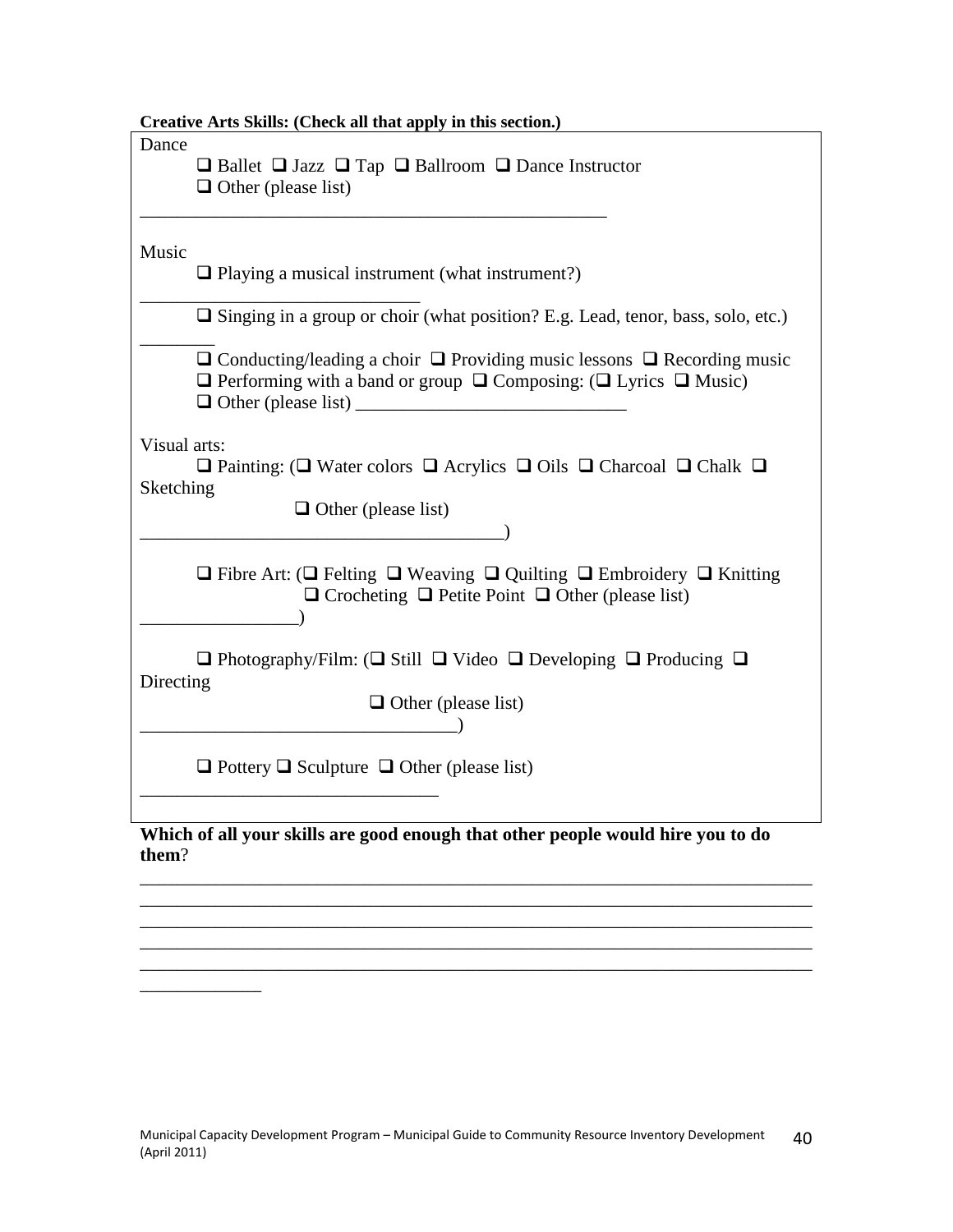**Creative Arts Skills: (Check all that apply in this section.)**

Dance

❑ Ballet ❑ Jazz ❑ Tap ❑ Ballroom ❑ Dance Instructor
❑ Other (please list)

____________________________________________________

Music

❑ Playing a musical instrument (what instrument?)

_______________________________

❑ Singing in a group or choir (what position? E.g. Lead, tenor, bass, solo, etc.)

________

❑ Conducting/leading a choir ❑ Providing music lessons ❑ Recording music
❑ Performing with a band or group ❑ Composing: (❑ Lyrics ❑ Music)
❑ Other (please list) _____________________________

Visual arts:

❑ Painting: (❑ Water colors ❑ Acrylics ❑ Oils ❑ Charcoal ❑ Chalk ❑ Sketching
❑ Other (please list)
________________________________________)

❑ Fibre Art: (❑ Felting ❑ Weaving ❑ Quilting ❑ Embroidery ❑ Knitting
❑ Crocheting ❑ Petite Point ❑ Other (please list)
_________________)

❑ Photography/Film: (❑ Still ❑ Video ❑ Developing ❑ Producing ❑ Directing
❑ Other (please list)
___________________________________)

❑ Pottery ❑ Sculpture ❑ Other (please list)

_________________________________

**Which of all your skills are good enough that other people would hire you to do them**?

___________________________________________________________________________
___________________________________________________________________________
___________________________________________________________________________
___________________________________________________________________________
___________________________________________________________________________
_____________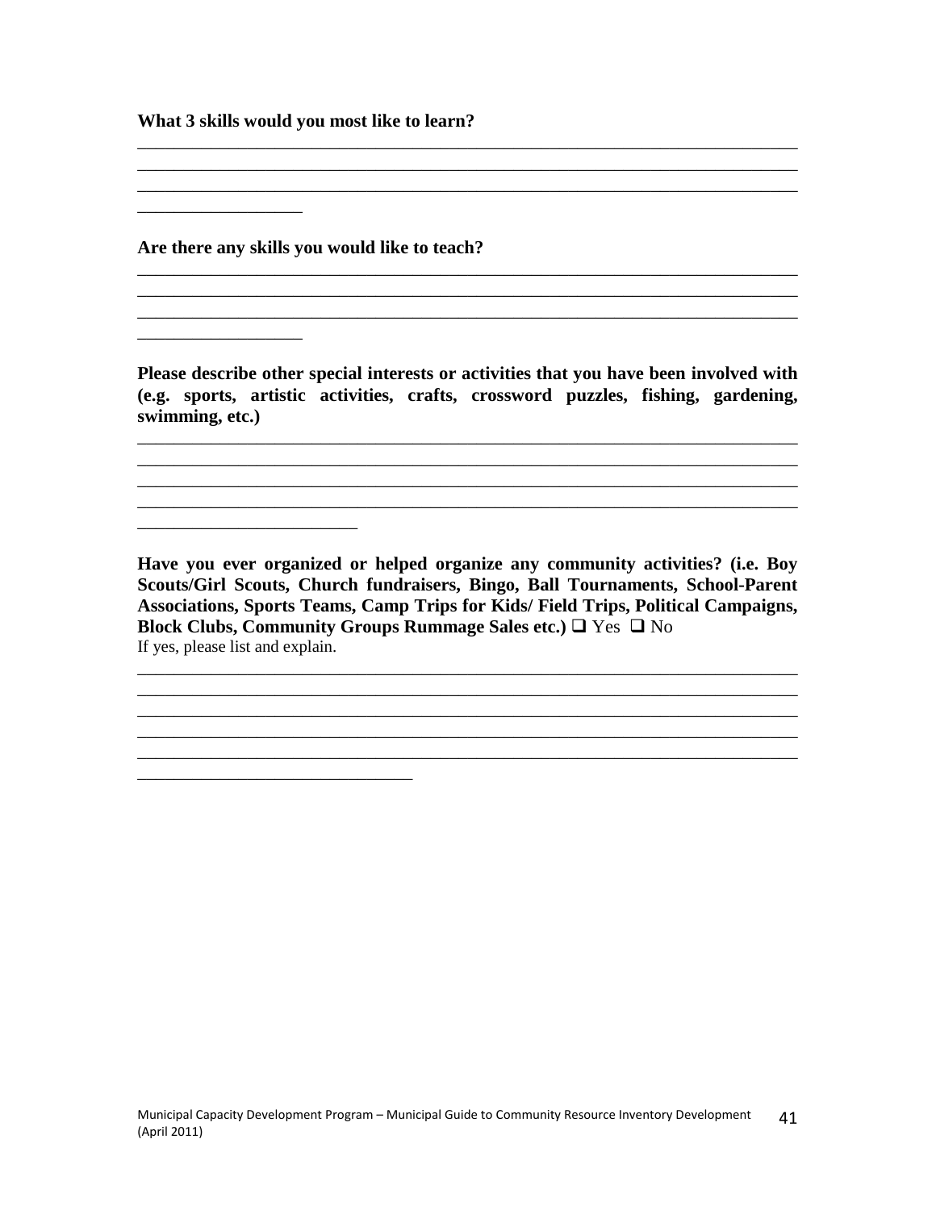**What 3 skills would you most like to learn?**

\_\_\_\_\_\_\_\_\_\_\_\_\_\_\_\_\_\_\_\_\_\_\_\_\_\_\_\_\_\_\_\_\_\_\_\_\_\_\_\_\_\_\_\_\_\_\_\_\_\_\_\_\_\_\_\_\_\_\_\_\_\_\_\_\_\_\_\_\_\_
\_\_\_\_\_\_\_\_\_\_\_\_\_\_\_\_\_\_\_\_\_\_\_\_\_\_\_\_\_\_\_\_\_\_\_\_\_\_\_\_\_\_\_\_\_\_\_\_\_\_\_\_\_\_\_\_\_\_\_\_\_\_\_\_\_\_\_\_\_\_
\_\_\_\_\_\_\_\_\_\_\_\_\_\_\_\_\_\_\_\_\_\_\_\_\_\_\_\_\_\_\_\_\_\_\_\_\_\_\_\_\_\_\_\_\_\_\_\_\_\_\_\_\_\_\_\_\_\_\_\_\_\_\_\_\_\_\_\_\_\_
\_\_\_\_\_\_\_\_\_\_\_\_\_\_\_\_\_\_

**Are there any skills you would like to teach?**

\_\_\_\_\_\_\_\_\_\_\_\_\_\_\_\_\_\_\_\_\_\_\_\_\_\_\_\_\_\_\_\_\_\_\_\_\_\_\_\_\_\_\_\_\_\_\_\_\_\_\_\_\_\_\_\_\_\_\_\_\_\_\_\_\_\_\_\_\_\_
\_\_\_\_\_\_\_\_\_\_\_\_\_\_\_\_\_\_\_\_\_\_\_\_\_\_\_\_\_\_\_\_\_\_\_\_\_\_\_\_\_\_\_\_\_\_\_\_\_\_\_\_\_\_\_\_\_\_\_\_\_\_\_\_\_\_\_\_\_\_
\_\_\_\_\_\_\_\_\_\_\_\_\_\_\_\_\_\_\_\_\_\_\_\_\_\_\_\_\_\_\_\_\_\_\_\_\_\_\_\_\_\_\_\_\_\_\_\_\_\_\_\_\_\_\_\_\_\_\_\_\_\_\_\_\_\_\_\_\_\_
\_\_\_\_\_\_\_\_\_\_\_\_\_\_\_\_\_\_

**Please describe other special interests or activities that you have been involved with (e.g. sports, artistic activities, crafts, crossword puzzles, fishing, gardening, swimming, etc.)**

\_\_\_\_\_\_\_\_\_\_\_\_\_\_\_\_\_\_\_\_\_\_\_\_\_\_\_\_\_\_\_\_\_\_\_\_\_\_\_\_\_\_\_\_\_\_\_\_\_\_\_\_\_\_\_\_\_\_\_\_\_\_\_\_\_\_\_\_\_\_
\_\_\_\_\_\_\_\_\_\_\_\_\_\_\_\_\_\_\_\_\_\_\_\_\_\_\_\_\_\_\_\_\_\_\_\_\_\_\_\_\_\_\_\_\_\_\_\_\_\_\_\_\_\_\_\_\_\_\_\_\_\_\_\_\_\_\_\_\_\_
\_\_\_\_\_\_\_\_\_\_\_\_\_\_\_\_\_\_\_\_\_\_\_\_\_\_\_\_\_\_\_\_\_\_\_\_\_\_\_\_\_\_\_\_\_\_\_\_\_\_\_\_\_\_\_\_\_\_\_\_\_\_\_\_\_\_\_\_\_\_
\_\_\_\_\_\_\_\_\_\_\_\_\_\_\_\_\_\_\_\_\_\_\_\_\_\_\_\_\_\_\_\_\_\_\_\_\_\_\_\_\_\_\_\_\_\_\_\_\_\_\_\_\_\_\_\_\_\_\_\_\_\_\_\_\_\_\_\_\_\_
\_\_\_\_\_\_\_\_\_\_\_\_\_\_\_\_\_\_\_\_\_\_\_\_

**Have you ever organized or helped organize any community activities? (i.e. Boy Scouts/Girl Scouts, Church fundraisers, Bingo, Ball Tournaments, School-Parent Associations, Sports Teams, Camp Trips for Kids/ Field Trips, Political Campaigns, Block Clubs, Community Groups Rummage Sales etc.)** ❑ Yes ❑ No

If yes, please list and explain.

\_\_\_\_\_\_\_\_\_\_\_\_\_\_\_\_\_\_\_\_\_\_\_\_\_\_\_\_\_\_\_\_\_\_\_\_\_\_\_\_\_\_\_\_\_\_\_\_\_\_\_\_\_\_\_\_\_\_\_\_\_\_\_\_\_\_\_\_\_\_
\_\_\_\_\_\_\_\_\_\_\_\_\_\_\_\_\_\_\_\_\_\_\_\_\_\_\_\_\_\_\_\_\_\_\_\_\_\_\_\_\_\_\_\_\_\_\_\_\_\_\_\_\_\_\_\_\_\_\_\_\_\_\_\_\_\_\_\_\_\_
\_\_\_\_\_\_\_\_\_\_\_\_\_\_\_\_\_\_\_\_\_\_\_\_\_\_\_\_\_\_\_\_\_\_\_\_\_\_\_\_\_\_\_\_\_\_\_\_\_\_\_\_\_\_\_\_\_\_\_\_\_\_\_\_\_\_\_\_\_\_
\_\_\_\_\_\_\_\_\_\_\_\_\_\_\_\_\_\_\_\_\_\_\_\_\_\_\_\_\_\_\_\_\_\_\_\_\_\_\_\_\_\_\_\_\_\_\_\_\_\_\_\_\_\_\_\_\_\_\_\_\_\_\_\_\_\_\_\_\_\_
\_\_\_\_\_\_\_\_\_\_\_\_\_\_\_\_\_\_\_\_\_\_\_\_\_\_\_\_\_\_\_\_\_\_\_\_\_\_\_\_\_\_\_\_\_\_\_\_\_\_\_\_\_\_\_\_\_\_\_\_\_\_\_\_\_\_\_\_\_\_
\_\_\_\_\_\_\_\_\_\_\_\_\_\_\_\_\_\_\_\_\_\_\_\_\_\_\_\_\_\_\_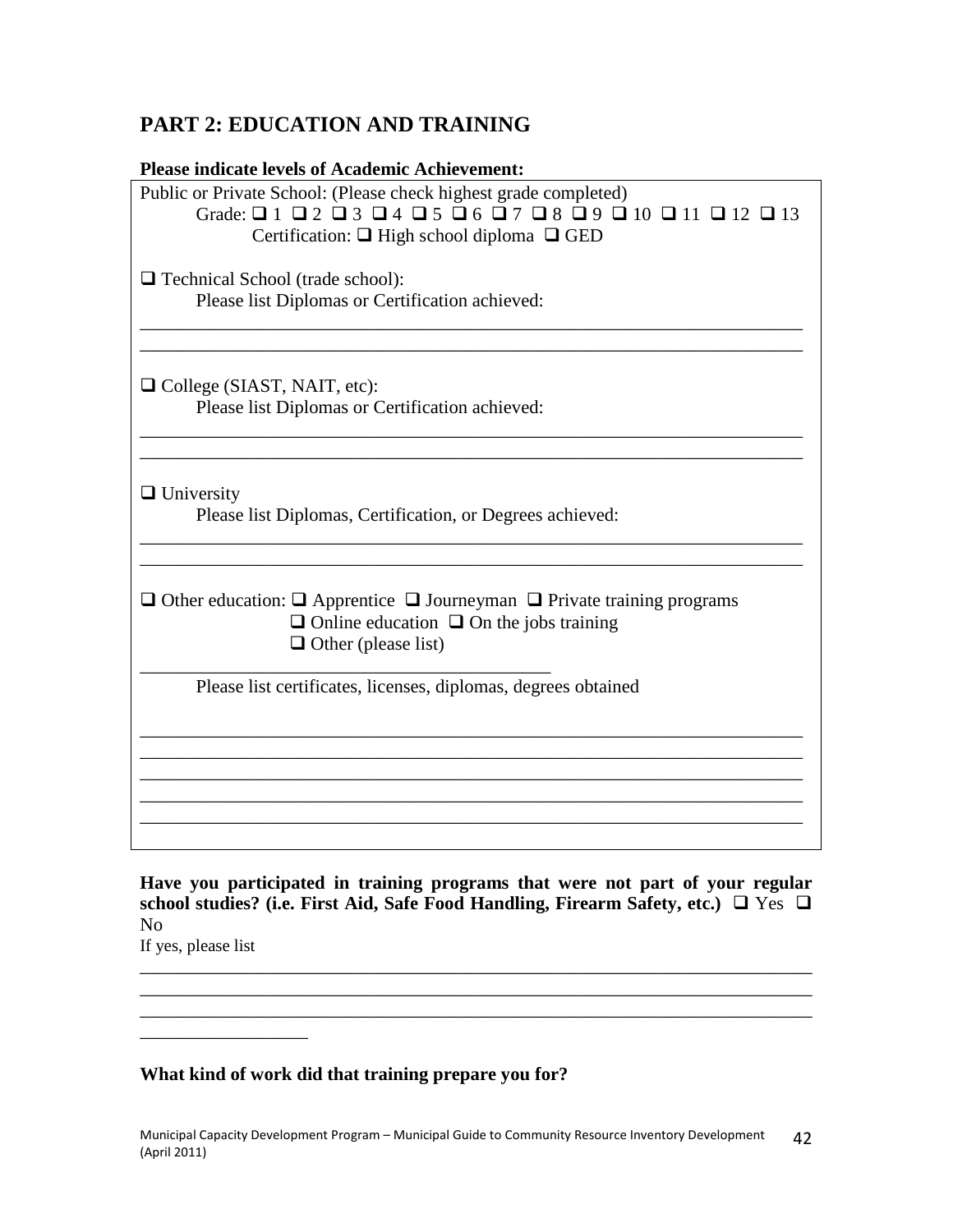## PART 2: EDUCATION AND TRAINING

**Please indicate levels of Academic Achievement:**

Public or Private School: (Please check highest grade completed)

Grade: ❑ 1 ❑ 2 ❑ 3 ❑ 4 ❑ 5 ❑ 6 ❑ 7 ❑ 8 ❑ 9 ❑ 10 ❑ 11 ❑ 12 ❑ 13

Certification: ❑ High school diploma ❑ GED

❑ Technical School (trade school):

Please list Diplomas or Certification achieved:

________________________________________________________________________
________________________________________________________________________

❑ College (SIAST, NAIT, etc):

Please list Diplomas or Certification achieved:

________________________________________________________________________
________________________________________________________________________

❑ University

Please list Diplomas, Certification, or Degrees achieved:

________________________________________________________________________
________________________________________________________________________

❑ Other education: ❑ Apprentice ❑ Journeyman ❑ Private training programs
❑ Online education ❑ On the jobs training
❑ Other (please list)

____________________________________________

Please list certificates, licenses, diplomas, degrees obtained

________________________________________________________________________
________________________________________________________________________
________________________________________________________________________
________________________________________________________________________
________________________________________________________________________

**Have you participated in training programs that were not part of your regular school studies? (i.e. First Aid, Safe Food Handling, Firearm Safety, etc.)** ❑ Yes ❑ No

If yes, please list

________________________________________________________________________
________________________________________________________________________
________________________________________________________________________
__________________

**What kind of work did that training prepare you for?**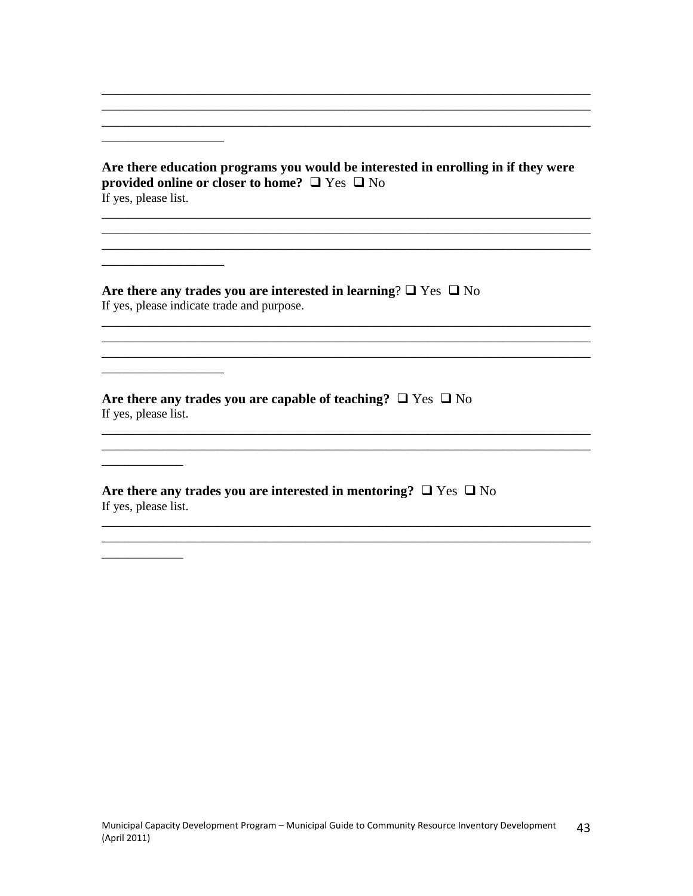\_\_\_\_\_\_\_\_\_\_\_\_\_\_\_\_\_\_\_\_\_\_\_\_\_\_\_\_\_\_\_\_\_\_\_\_\_\_\_\_\_\_\_\_\_\_\_\_\_\_\_\_\_\_\_\_\_\_\_\_\_\_\_\_\_\_\_\_\_\_\_\_
\_\_\_\_\_\_\_\_\_\_\_\_\_\_\_\_\_\_\_\_\_\_\_\_\_\_\_\_\_\_\_\_\_\_\_\_\_\_\_\_\_\_\_\_\_\_\_\_\_\_\_\_\_\_\_\_\_\_\_\_\_\_\_\_\_\_\_\_\_\_\_\_
\_\_\_\_\_\_\_\_\_\_\_\_\_\_\_\_\_\_\_\_\_\_\_\_\_\_\_\_\_\_\_\_\_\_\_\_\_\_\_\_\_\_\_\_\_\_\_\_\_\_\_\_\_\_\_\_\_\_\_\_\_\_\_\_\_\_\_\_\_\_\_\_
\_\_\_\_\_\_\_\_\_\_\_\_\_\_\_\_\_\_\_

**Are there education programs you would be interested in enrolling in if they were provided online or closer to home?** ❑ Yes ❑ No
If yes, please list.

\_\_\_\_\_\_\_\_\_\_\_\_\_\_\_\_\_\_\_\_\_\_\_\_\_\_\_\_\_\_\_\_\_\_\_\_\_\_\_\_\_\_\_\_\_\_\_\_\_\_\_\_\_\_\_\_\_\_\_\_\_\_\_\_\_\_\_\_\_\_\_\_
\_\_\_\_\_\_\_\_\_\_\_\_\_\_\_\_\_\_\_\_\_\_\_\_\_\_\_\_\_\_\_\_\_\_\_\_\_\_\_\_\_\_\_\_\_\_\_\_\_\_\_\_\_\_\_\_\_\_\_\_\_\_\_\_\_\_\_\_\_\_\_\_
\_\_\_\_\_\_\_\_\_\_\_\_\_\_\_\_\_\_\_\_\_\_\_\_\_\_\_\_\_\_\_\_\_\_\_\_\_\_\_\_\_\_\_\_\_\_\_\_\_\_\_\_\_\_\_\_\_\_\_\_\_\_\_\_\_\_\_\_\_\_\_\_
\_\_\_\_\_\_\_\_\_\_\_\_\_\_\_\_\_\_\_

**Are there any trades you are interested in learning**? ❑ Yes ❑ No
If yes, please indicate trade and purpose.

\_\_\_\_\_\_\_\_\_\_\_\_\_\_\_\_\_\_\_\_\_\_\_\_\_\_\_\_\_\_\_\_\_\_\_\_\_\_\_\_\_\_\_\_\_\_\_\_\_\_\_\_\_\_\_\_\_\_\_\_\_\_\_\_\_\_\_\_\_\_\_\_
\_\_\_\_\_\_\_\_\_\_\_\_\_\_\_\_\_\_\_\_\_\_\_\_\_\_\_\_\_\_\_\_\_\_\_\_\_\_\_\_\_\_\_\_\_\_\_\_\_\_\_\_\_\_\_\_\_\_\_\_\_\_\_\_\_\_\_\_\_\_\_\_
\_\_\_\_\_\_\_\_\_\_\_\_\_\_\_\_\_\_\_\_\_\_\_\_\_\_\_\_\_\_\_\_\_\_\_\_\_\_\_\_\_\_\_\_\_\_\_\_\_\_\_\_\_\_\_\_\_\_\_\_\_\_\_\_\_\_\_\_\_\_\_\_
\_\_\_\_\_\_\_\_\_\_\_\_\_\_\_\_\_\_\_

**Are there any trades you are capable of teaching?** ❑ Yes ❑ No
If yes, please list.

\_\_\_\_\_\_\_\_\_\_\_\_\_\_\_\_\_\_\_\_\_\_\_\_\_\_\_\_\_\_\_\_\_\_\_\_\_\_\_\_\_\_\_\_\_\_\_\_\_\_\_\_\_\_\_\_\_\_\_\_\_\_\_\_\_\_\_\_\_\_\_\_
\_\_\_\_\_\_\_\_\_\_\_\_\_\_\_\_\_\_\_\_\_\_\_\_\_\_\_\_\_\_\_\_\_\_\_\_\_\_\_\_\_\_\_\_\_\_\_\_\_\_\_\_\_\_\_\_\_\_\_\_\_\_\_\_\_\_\_\_\_\_\_\_
\_\_\_\_\_\_\_\_\_\_\_\_\_

**Are there any trades you are interested in mentoring?** ❑ Yes ❑ No
If yes, please list.

\_\_\_\_\_\_\_\_\_\_\_\_\_\_\_\_\_\_\_\_\_\_\_\_\_\_\_\_\_\_\_\_\_\_\_\_\_\_\_\_\_\_\_\_\_\_\_\_\_\_\_\_\_\_\_\_\_\_\_\_\_\_\_\_\_\_\_\_\_\_\_\_
\_\_\_\_\_\_\_\_\_\_\_\_\_\_\_\_\_\_\_\_\_\_\_\_\_\_\_\_\_\_\_\_\_\_\_\_\_\_\_\_\_\_\_\_\_\_\_\_\_\_\_\_\_\_\_\_\_\_\_\_\_\_\_\_\_\_\_\_\_\_\_\_
\_\_\_\_\_\_\_\_\_\_\_\_\_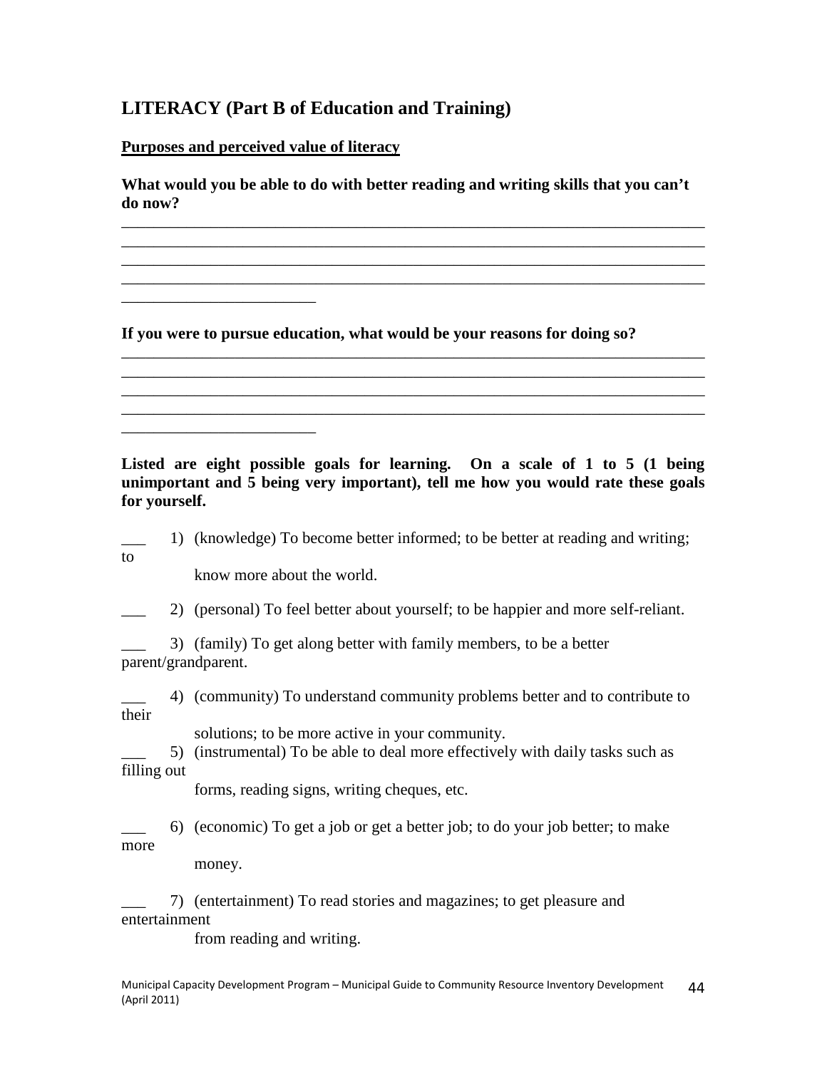## LITERACY (Part B of Education and Training)

**Purposes and perceived value of literacy**

**What would you be able to do with better reading and writing skills that you can't do now?**

___________________________________________________________________________
___________________________________________________________________________
___________________________________________________________________________
___________________________________________________________________________
_________________________

**If you were to pursue education, what would be your reasons for doing so?**

___________________________________________________________________________
___________________________________________________________________________
___________________________________________________________________________
___________________________________________________________________________
_________________________

**Listed are eight possible goals for learning. On a scale of 1 to 5 (1 being unimportant and 5 being very important), tell me how you would rate these goals for yourself.**

___ 1) (knowledge) To become better informed; to be better at reading and writing; to know more about the world.

___ 2) (personal) To feel better about yourself; to be happier and more self-reliant.

___ 3) (family) To get along better with family members, to be a better parent/grandparent.

___ 4) (community) To understand community problems better and to contribute to their solutions; to be more active in your community.

___ 5) (instrumental) To be able to deal more effectively with daily tasks such as filling out forms, reading signs, writing cheques, etc.

___ 6) (economic) To get a job or get a better job; to do your job better; to make more money.

___ 7) (entertainment) To read stories and magazines; to get pleasure and entertainment from reading and writing.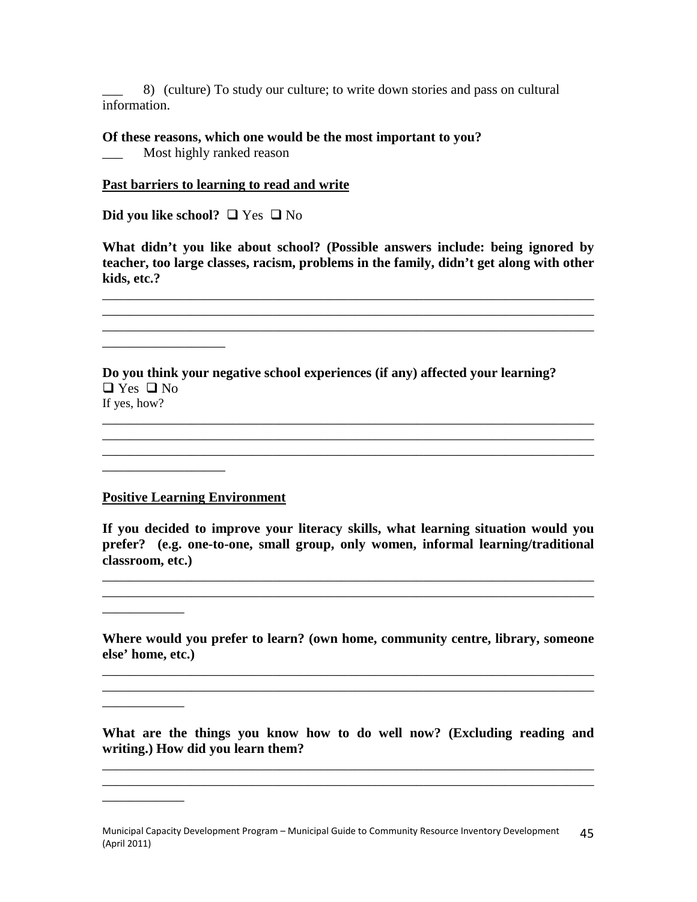___ 8) (culture) To study our culture; to write down stories and pass on cultural information.

**Of these reasons, which one would be the most important to you?**

___ Most highly ranked reason

**<u>Past barriers to learning to read and write</u>**

**Did you like school?** ❑ Yes ❑ No

**What didn't you like about school? (Possible answers include: being ignored by teacher, too large classes, racism, problems in the family, didn't get along with other kids, etc.?**

____________________________________________________________________________
____________________________________________________________________________
____________________________________________________________________________
__________________

**Do you think your negative school experiences (if any) affected your learning?**

❑ Yes ❑ No

If yes, how?

____________________________________________________________________________
____________________________________________________________________________
____________________________________________________________________________
__________________

**<u>Positive Learning Environment</u>**

**If you decided to improve your literacy skills, what learning situation would you prefer? (e.g. one-to-one, small group, only women, informal learning/traditional classroom, etc.)**

____________________________________________________________________________
____________________________________________________________________________
____________

**Where would you prefer to learn? (own home, community centre, library, someone else' home, etc.)**

____________________________________________________________________________
____________________________________________________________________________
____________

**What are the things you know how to do well now? (Excluding reading and writing.) How did you learn them?**

____________________________________________________________________________
____________________________________________________________________________
____________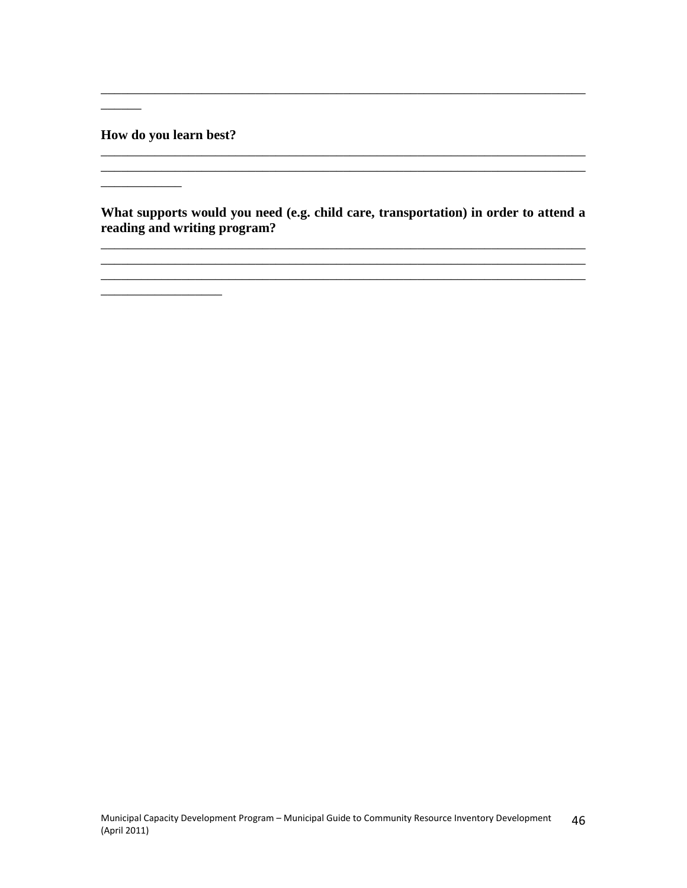______________________________________________________________________________
______

**How do you learn best?**
______________________________________________________________________________
______________________________________________________________________________
____________

**What supports would you need (e.g. child care, transportation) in order to attend a reading and writing program?**
______________________________________________________________________________
______________________________________________________________________________
______________________________________________________________________________
__________________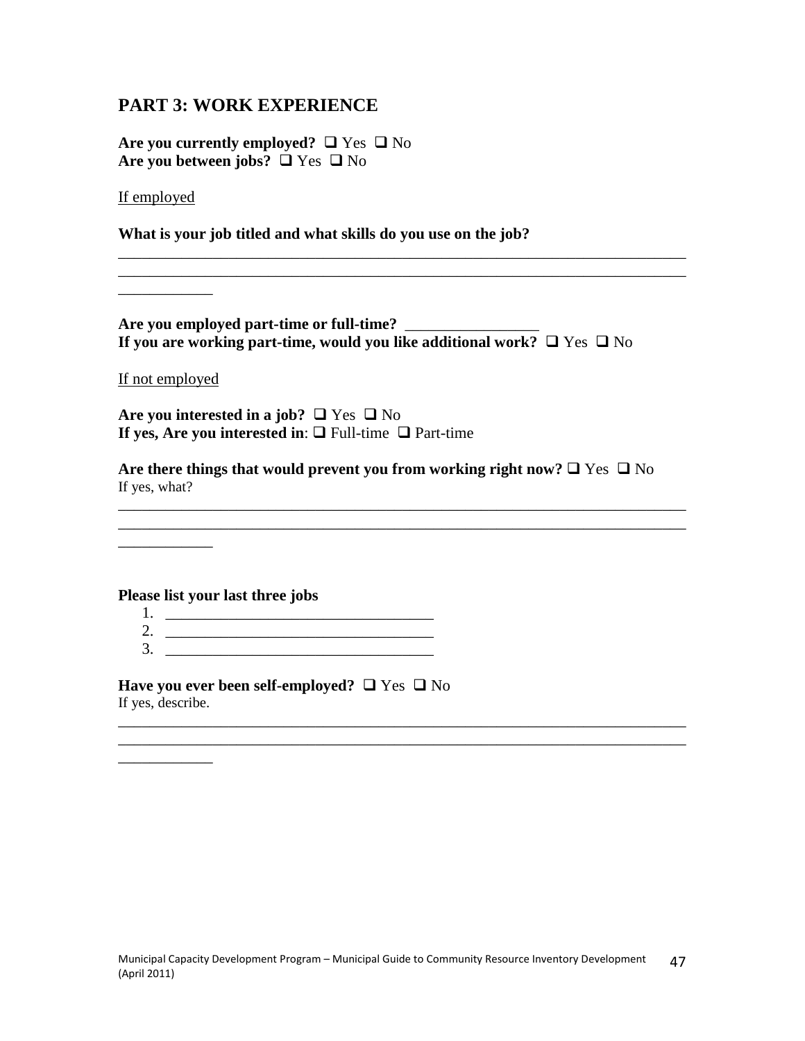## PART 3: WORK EXPERIENCE

**Are you currently employed?** ❑ Yes ❑ No
**Are you between jobs?** ❑ Yes ❑ No

<u>If employed</u>

**What is your job titled and what skills do you use on the job?**

___________________________________________________________________________
___________________________________________________________________________
____________

**Are you employed part-time or full-time?** _________________
**If you are working part-time, would you like additional work?** ❑ Yes ❑ No

<u>If not employed</u>

**Are you interested in a job?** ❑ Yes ❑ No
**If yes, Are you interested in**: ❑ Full-time ❑ Part-time

**Are there things that would prevent you from working right now?** ❑ Yes ❑ No
If yes, what?

___________________________________________________________________________
___________________________________________________________________________
____________

**Please list your last three jobs**

1. __________________________________
2. __________________________________
3. __________________________________

**Have you ever been self-employed?** ❑ Yes ❑ No
If yes, describe.

___________________________________________________________________________
___________________________________________________________________________
____________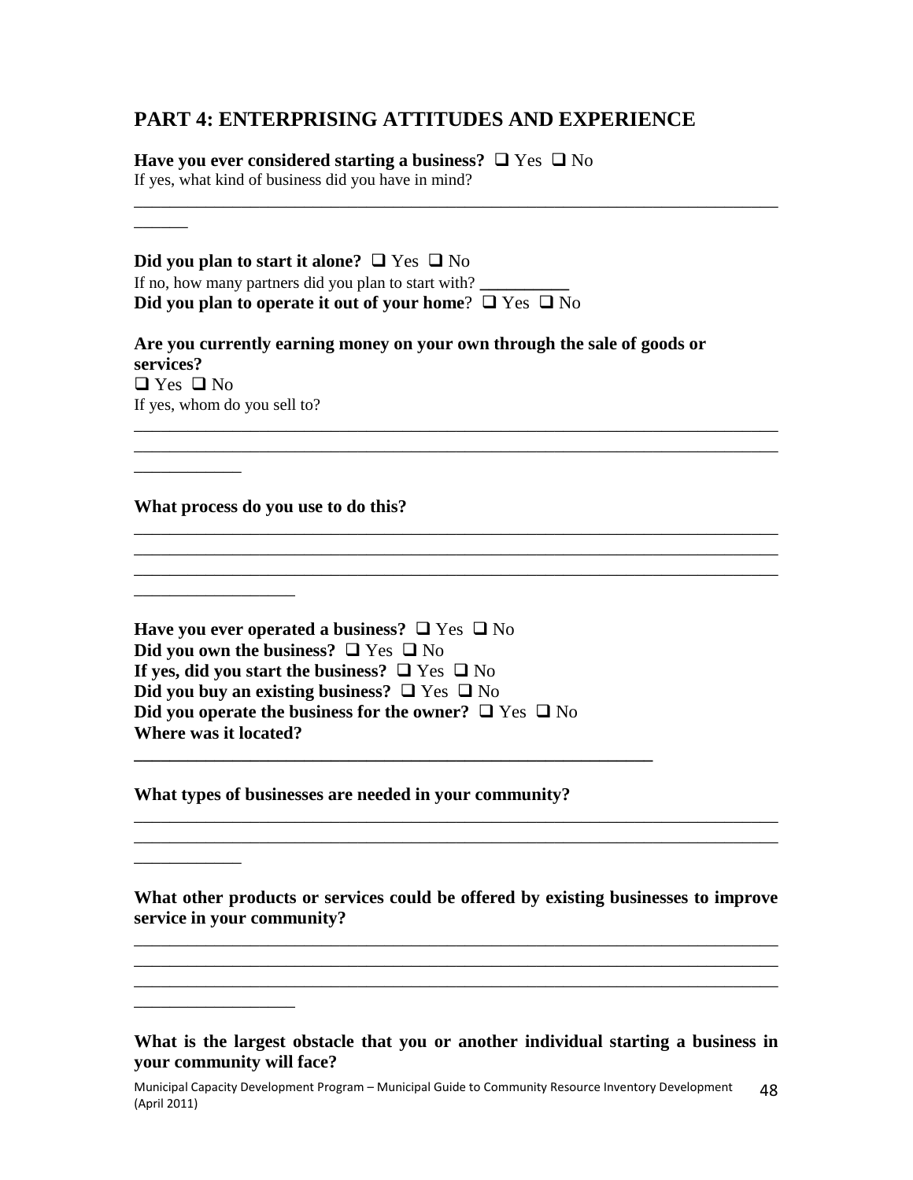## PART 4: ENTERPRISING ATTITUDES AND EXPERIENCE

**Have you ever considered starting a business?** ❑ Yes ❑ No
If yes, what kind of business did you have in mind?

______________________________________________________________________________
______

**Did you plan to start it alone?** ❑ Yes ❑ No
If no, how many partners did you plan to start with? __________
**Did you plan to operate it out of your home**? ❑ Yes ❑ No

**Are you currently earning money on your own through the sale of goods or services?**
❑ Yes ❑ No
If yes, whom do you sell to?

______________________________________________________________________________
______________________________________________________________________________
____________

**What process do you use to do this?**

______________________________________________________________________________
______________________________________________________________________________
______________________________________________________________________________
__________________

**Have you ever operated a business?** ❑ Yes ❑ No
**Did you own the business?** ❑ Yes ❑ No
**If yes, did you start the business?** ❑ Yes ❑ No
**Did you buy an existing business?** ❑ Yes ❑ No
**Did you operate the business for the owner?** ❑ Yes ❑ No
**Where was it located?**

____________________________________________________________

**What types of businesses are needed in your community?**

______________________________________________________________________________
______________________________________________________________________________
____________

**What other products or services could be offered by existing businesses to improve service in your community?**

______________________________________________________________________________
______________________________________________________________________________
______________________________________________________________________________
__________________

**What is the largest obstacle that you or another individual starting a business in your community will face?**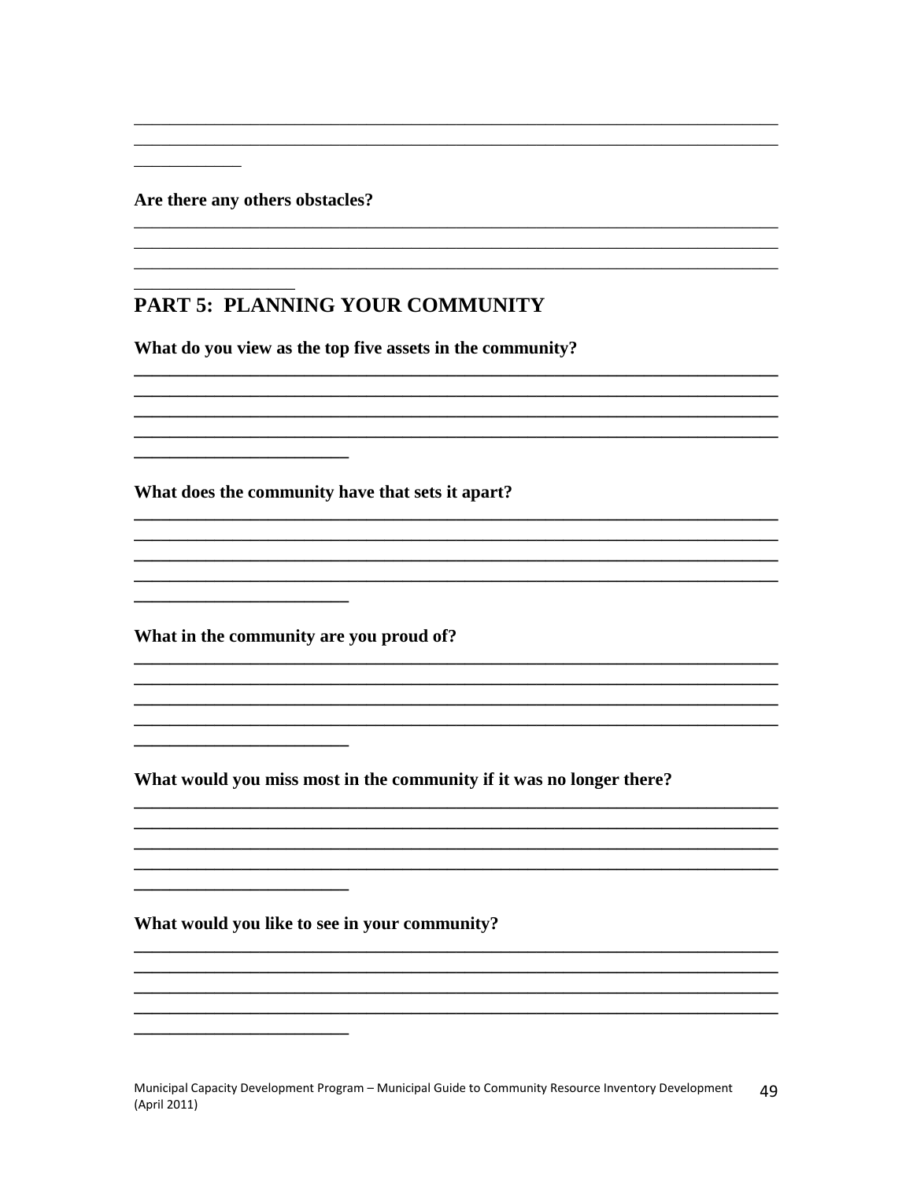Are there any others obstacles?

## PART 5: PLANNING YOUR COMMUNITY

**What do you view as the top five assets in the community?**

**What does the community have that sets it apart?**

**What in the community are you proud of?**

**What would you miss most in the community if it was no longer there?**

**What would you like to see in your community?**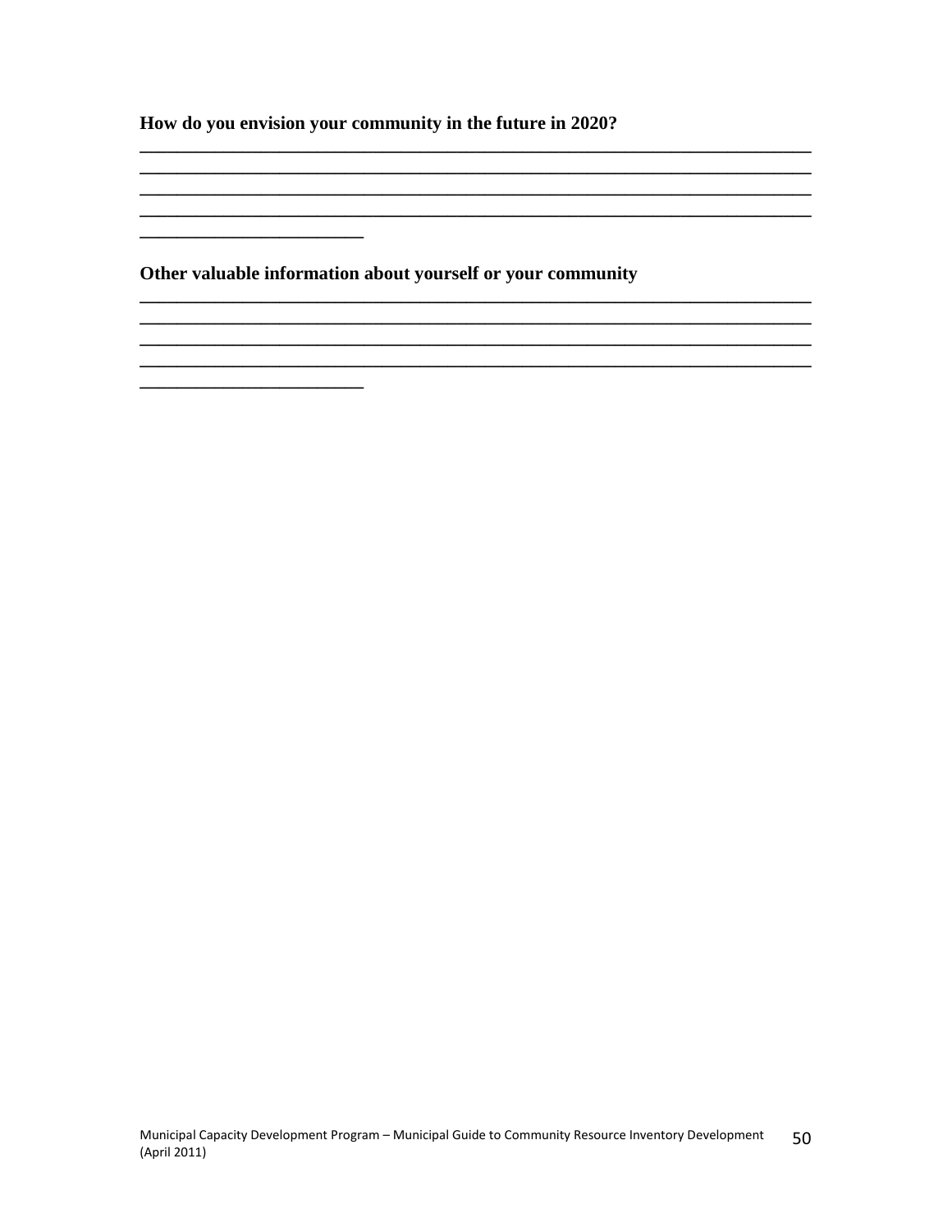**How do you envision your community in the future in 2020?**

\_\_\_\_\_\_\_\_\_\_\_\_\_\_\_\_\_\_\_\_\_\_\_\_\_\_\_\_\_\_\_\_\_\_\_\_\_\_\_\_\_\_\_\_\_\_\_\_\_\_\_\_\_\_\_\_\_\_\_\_\_\_\_\_\_\_\_\_\_\_\_\_\_\_\_\_
\_\_\_\_\_\_\_\_\_\_\_\_\_\_\_\_\_\_\_\_\_\_\_\_\_\_\_\_\_\_\_\_\_\_\_\_\_\_\_\_\_\_\_\_\_\_\_\_\_\_\_\_\_\_\_\_\_\_\_\_\_\_\_\_\_\_\_\_\_\_\_\_\_\_\_\_
\_\_\_\_\_\_\_\_\_\_\_\_\_\_\_\_\_\_\_\_\_\_\_\_\_\_\_\_\_\_\_\_\_\_\_\_\_\_\_\_\_\_\_\_\_\_\_\_\_\_\_\_\_\_\_\_\_\_\_\_\_\_\_\_\_\_\_\_\_\_\_\_\_\_\_\_
\_\_\_\_\_\_\_\_\_\_\_\_\_\_\_\_\_\_\_\_\_\_\_\_\_\_\_\_\_\_\_\_\_\_\_\_\_\_\_\_\_\_\_\_\_\_\_\_\_\_\_\_\_\_\_\_\_\_\_\_\_\_\_\_\_\_\_\_\_\_\_\_\_\_\_\_
\_\_\_\_\_\_\_\_\_\_\_\_\_\_\_\_\_\_\_\_\_\_\_\_\_

**Other valuable information about yourself or your community**

\_\_\_\_\_\_\_\_\_\_\_\_\_\_\_\_\_\_\_\_\_\_\_\_\_\_\_\_\_\_\_\_\_\_\_\_\_\_\_\_\_\_\_\_\_\_\_\_\_\_\_\_\_\_\_\_\_\_\_\_\_\_\_\_\_\_\_\_\_\_\_\_\_\_\_\_
\_\_\_\_\_\_\_\_\_\_\_\_\_\_\_\_\_\_\_\_\_\_\_\_\_\_\_\_\_\_\_\_\_\_\_\_\_\_\_\_\_\_\_\_\_\_\_\_\_\_\_\_\_\_\_\_\_\_\_\_\_\_\_\_\_\_\_\_\_\_\_\_\_\_\_\_
\_\_\_\_\_\_\_\_\_\_\_\_\_\_\_\_\_\_\_\_\_\_\_\_\_\_\_\_\_\_\_\_\_\_\_\_\_\_\_\_\_\_\_\_\_\_\_\_\_\_\_\_\_\_\_\_\_\_\_\_\_\_\_\_\_\_\_\_\_\_\_\_\_\_\_\_
\_\_\_\_\_\_\_\_\_\_\_\_\_\_\_\_\_\_\_\_\_\_\_\_\_\_\_\_\_\_\_\_\_\_\_\_\_\_\_\_\_\_\_\_\_\_\_\_\_\_\_\_\_\_\_\_\_\_\_\_\_\_\_\_\_\_\_\_\_\_\_\_\_\_\_\_
\_\_\_\_\_\_\_\_\_\_\_\_\_\_\_\_\_\_\_\_\_\_\_\_\_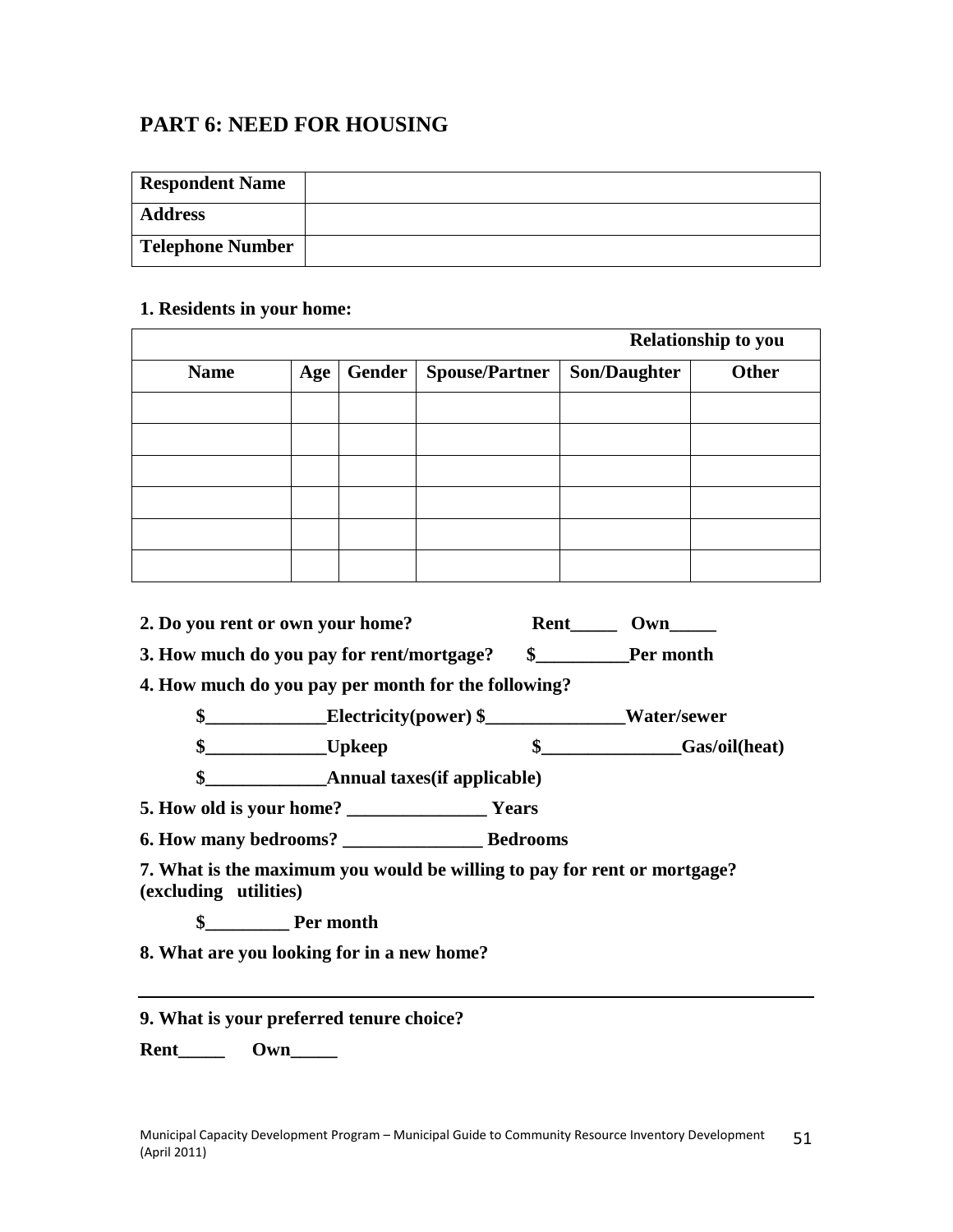## PART 6: NEED FOR HOUSING

| **Respondent Name** | |
|---|---|
| **Address** | |
| **Telephone Number** | |

**1. Residents in your home:**

| | | | | **Relationship to you** | |
|---|---|---|---|---|---|
| **Name** | **Age** | **Gender** | **Spouse/Partner** | **Son/Daughter** | **Other** |
| | | | | | |
| | | | | | |
| | | | | | |
| | | | | | |
| | | | | | |
| | | | | | |

**2. Do you rent or own your home?** **Rent_____ Own_____**

**3. How much do you pay for rent/mortgage? $__________Per month**

**4. How much do you pay per month for the following?**

**$_____________Electricity(power) $_______________Water/sewer**

**$_____________Upkeep $_______________Gas/oil(heat)**

**$_____________Annual taxes(if applicable)**

**5. How old is your home? _______________ Years**

**6. How many bedrooms? _______________ Bedrooms**

**7. What is the maximum you would be willing to pay for rent or mortgage? (excluding utilities)**

**$_________ Per month**

**8. What are you looking for in a new home?**

______________________________________________________________________

**9. What is your preferred tenure choice?**

**Rent_____ Own_____**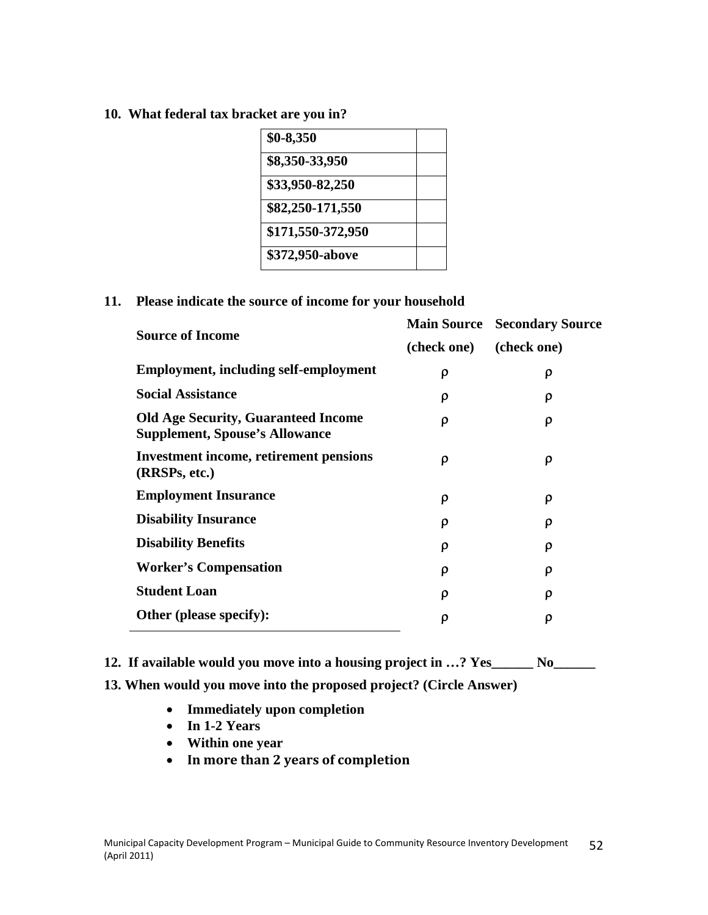**10. What federal tax bracket are you in?**

| | |
|---|---|
| **$0-8,350** | |
| **$8,350-33,950** | |
| **$33,950-82,250** | |
| **$82,250-171,550** | |
| **$171,550-372,950** | |
| **$372,950-above** | |

**11. Please indicate the source of income for your household**

| **Source of Income** | **Main Source (check one)** | **Secondary Source (check one)** |
|---|---|---|
| **Employment, including self-employment** | ρ | ρ |
| **Social Assistance** | ρ | ρ |
| **Old Age Security, Guaranteed Income Supplement, Spouse's Allowance** | ρ | ρ |
| **Investment income, retirement pensions (RRSPs, etc.)** | ρ | ρ |
| **Employment Insurance** | ρ | ρ |
| **Disability Insurance** | ρ | ρ |
| **Disability Benefits** | ρ | ρ |
| **Worker's Compensation** | ρ | ρ |
| **Student Loan** | ρ | ρ |
| **Other (please specify):** ______________________ | ρ | ρ |

**12. If available would you move into a housing project in …? Yes______ No______**

**13. When would you move into the proposed project? (Circle Answer)**

- **Immediately upon completion**
- **In 1-2 Years**
- **Within one year**
- **In more than 2 years of completion**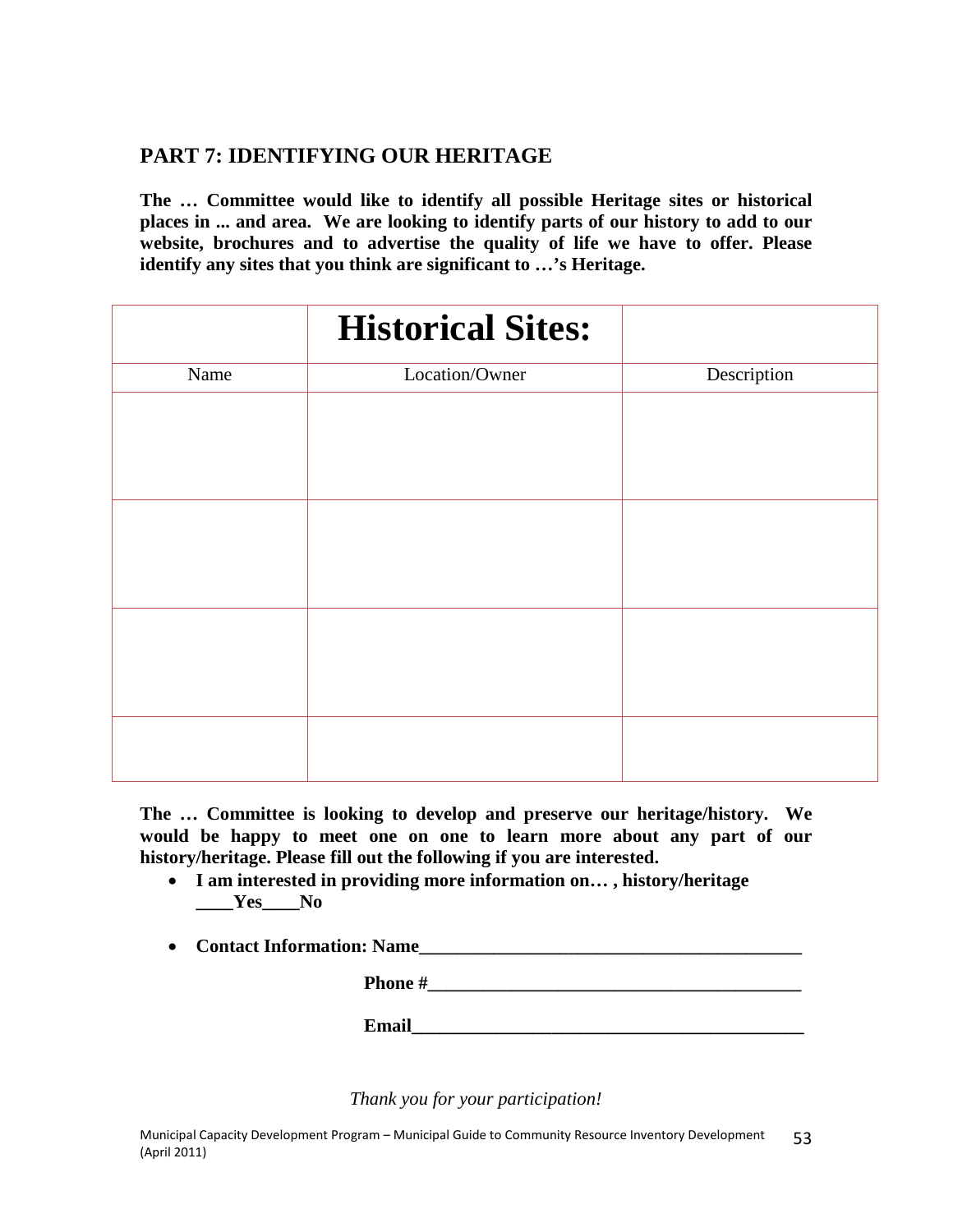## PART 7: IDENTIFYING OUR HERITAGE

**The … Committee would like to identify all possible Heritage sites or historical places in ... and area. We are looking to identify parts of our history to add to our website, brochures and to advertise the quality of life we have to offer. Please identify any sites that you think are significant to …'s Heritage.**

| | **Historical Sites:** | |
|---|---|---|
| Name | Location/Owner | Description |
| | | |
| | | |
| | | |
| | | |

**The … Committee is looking to develop and preserve our heritage/history. We would be happy to meet one on one to learn more about any part of our history/heritage. Please fill out the following if you are interested.**

- **I am interested in providing more information on… , history/heritage ____Yes____No**

- **Contact Information: Name__________________________________________**

  **Phone #_________________________________________**

  **Email___________________________________________**

*Thank you for your participation!*

Municipal Capacity Development Program – Municipal Guide to Community Resource Inventory Development (April 2011)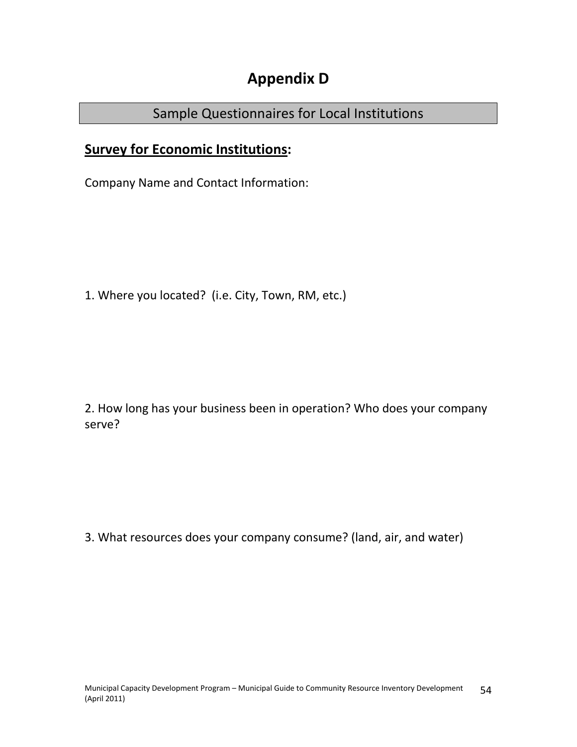# Appendix D

## Sample Questionnaires for Local Institutions

### **Survey for Economic Institutions:**

Company Name and Contact Information:

1. Where you located? (i.e. City, Town, RM, etc.)

2. How long has your business been in operation? Who does your company serve?

3. What resources does your company consume? (land, air, and water)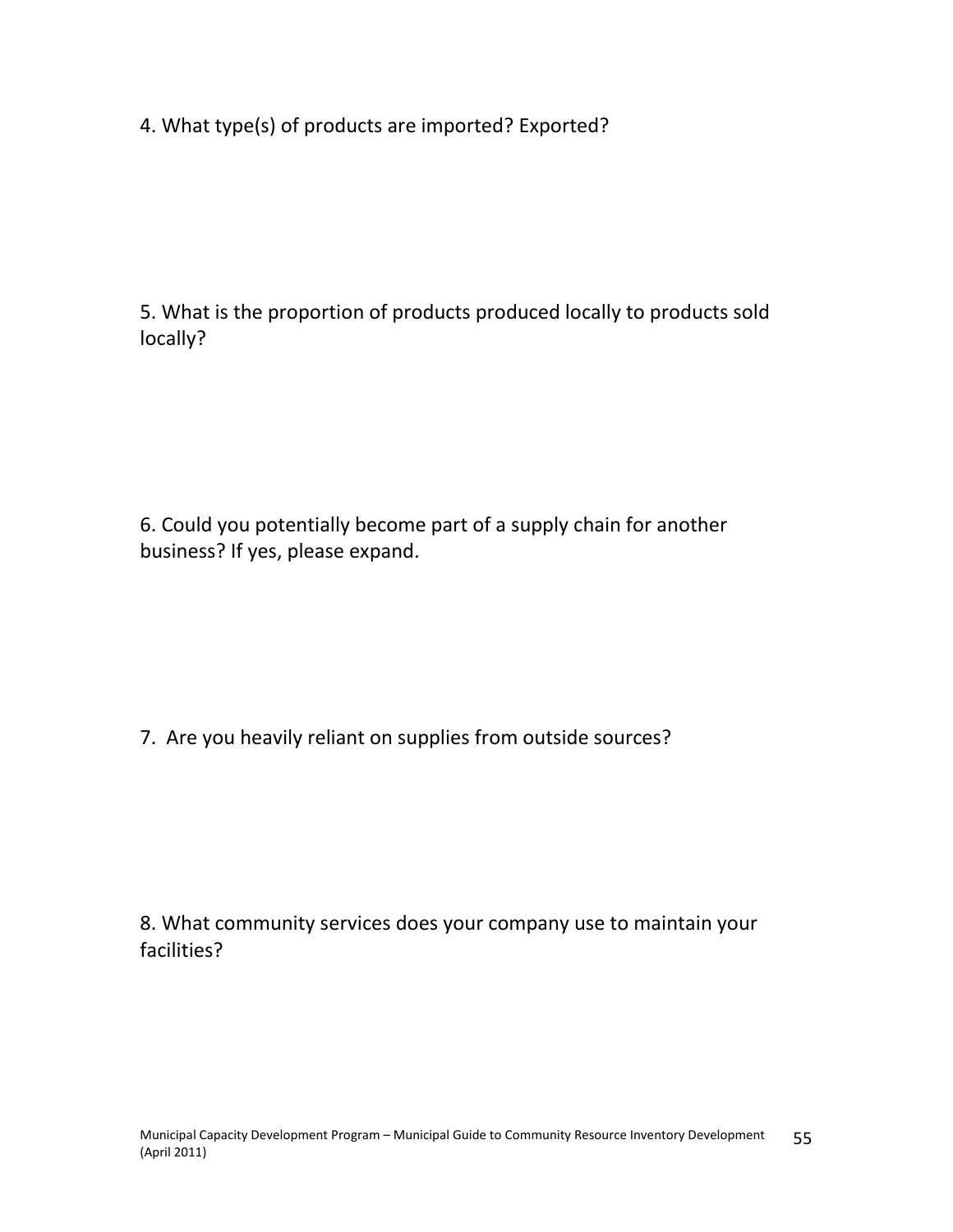4. What type(s) of products are imported? Exported?

5. What is the proportion of products produced locally to products sold locally?

6. Could you potentially become part of a supply chain for another business? If yes, please expand.

7. Are you heavily reliant on supplies from outside sources?

8. What community services does your company use to maintain your facilities?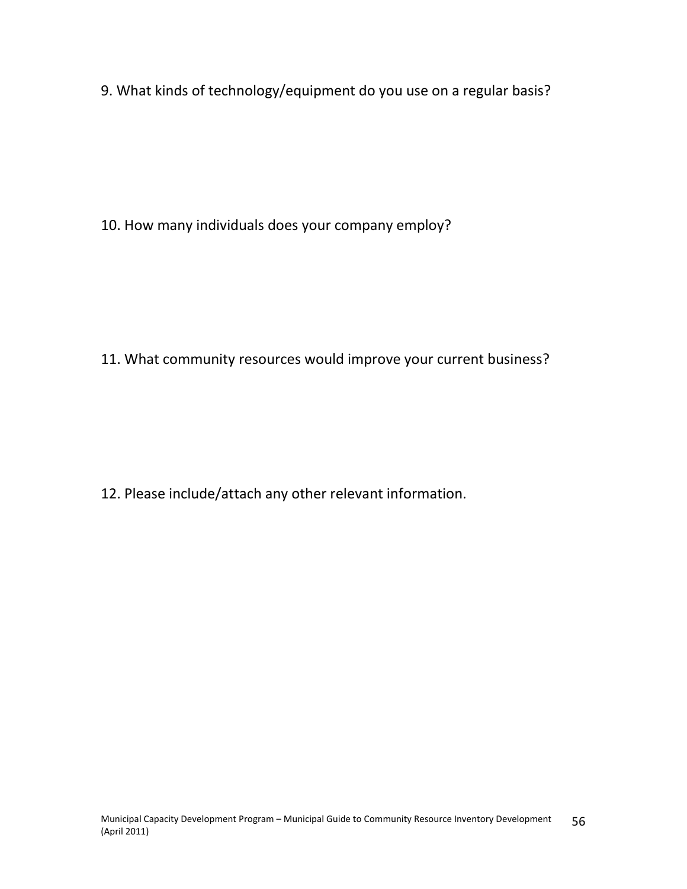9. What kinds of technology/equipment do you use on a regular basis?

10. How many individuals does your company employ?

11. What community resources would improve your current business?

12. Please include/attach any other relevant information.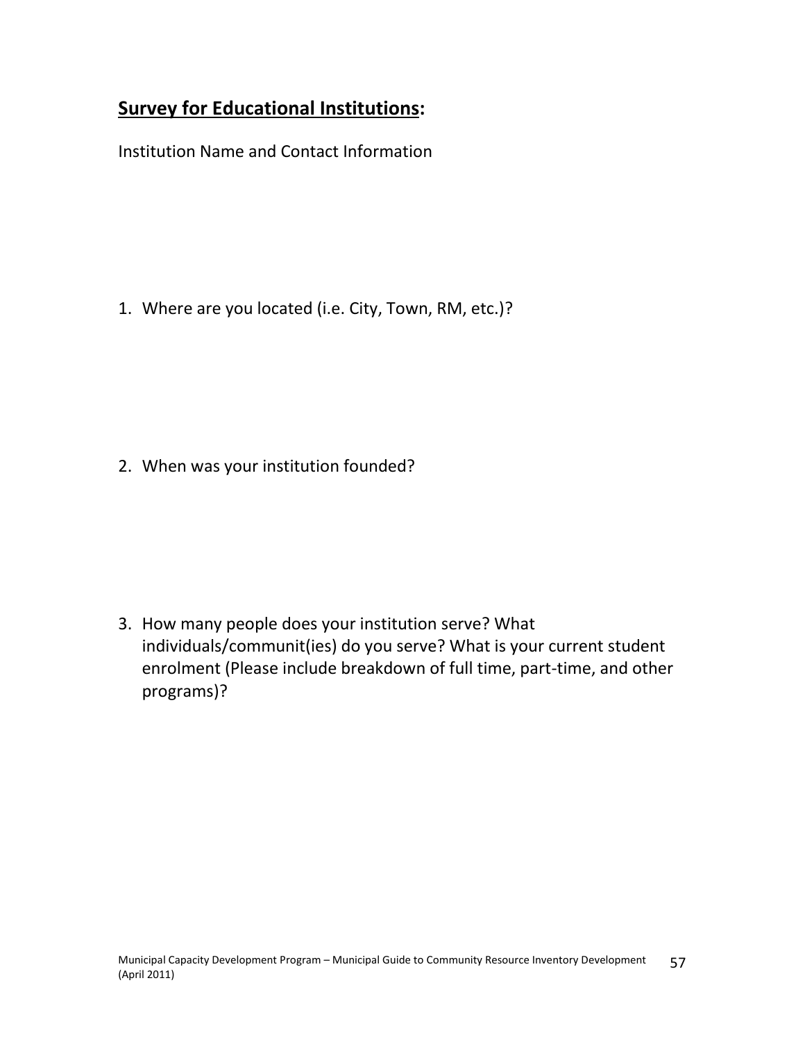## **<u>Survey for Educational Institutions</u>:**

Institution Name and Contact Information

1. Where are you located (i.e. City, Town, RM, etc.)?

2. When was your institution founded?

3. How many people does your institution serve? What individuals/communit(ies) do you serve? What is your current student enrolment (Please include breakdown of full time, part-time, and other programs)?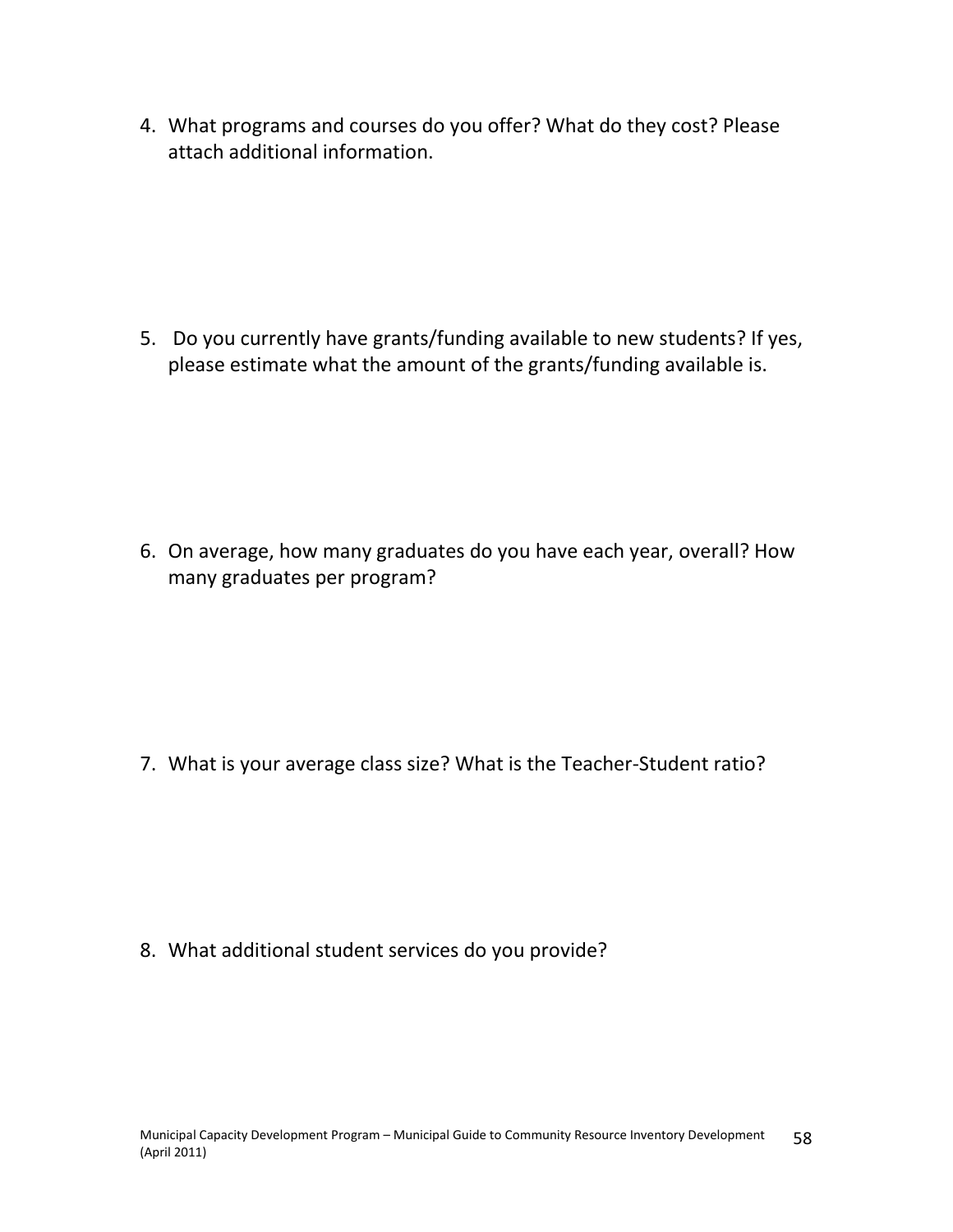4. What programs and courses do you offer? What do they cost? Please attach additional information.

5. Do you currently have grants/funding available to new students? If yes, please estimate what the amount of the grants/funding available is.

6. On average, how many graduates do you have each year, overall? How many graduates per program?

7. What is your average class size? What is the Teacher-Student ratio?

8. What additional student services do you provide?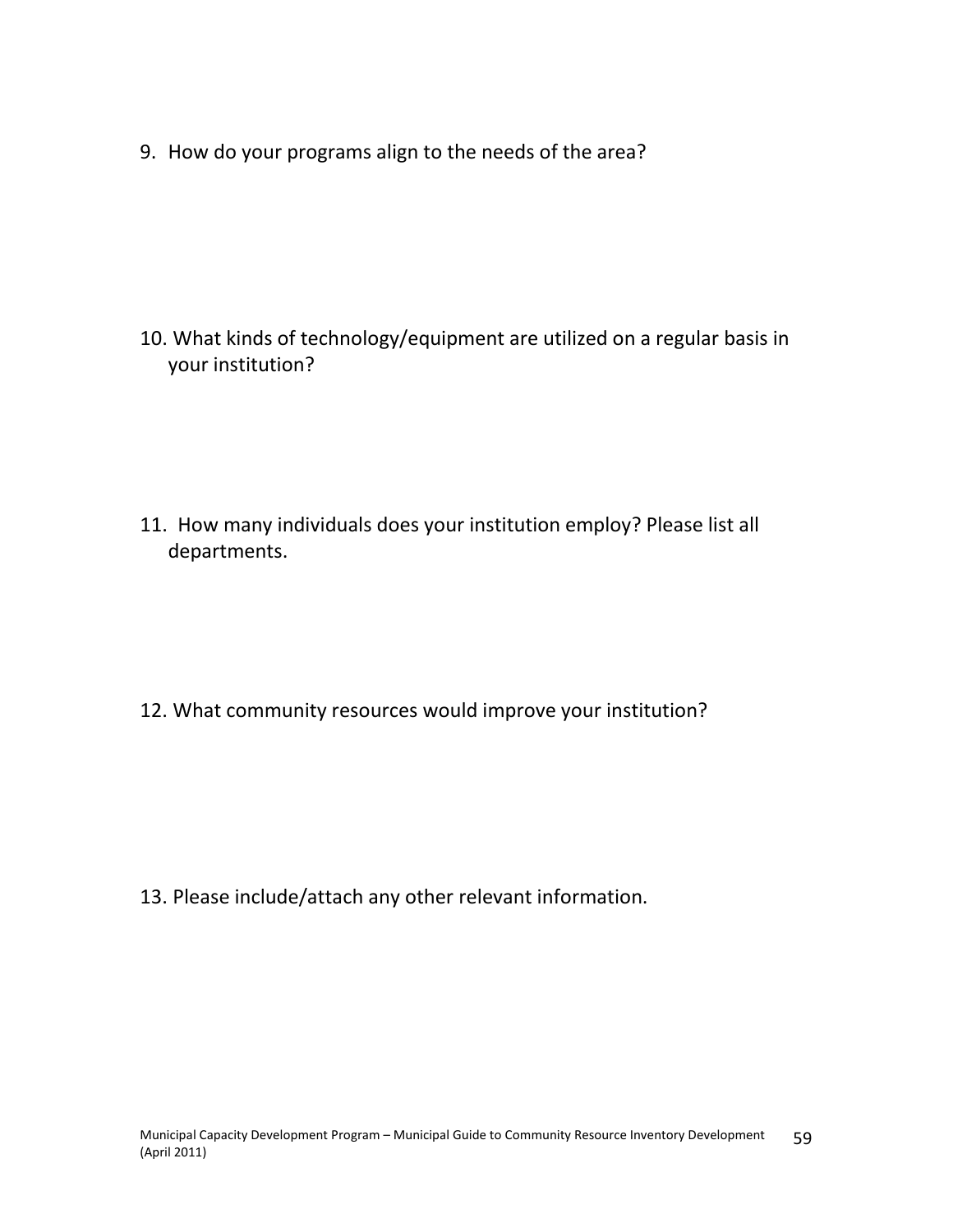9. How do your programs align to the needs of the area?

10. What kinds of technology/equipment are utilized on a regular basis in your institution?

11. How many individuals does your institution employ? Please list all departments.

12. What community resources would improve your institution?

13. Please include/attach any other relevant information.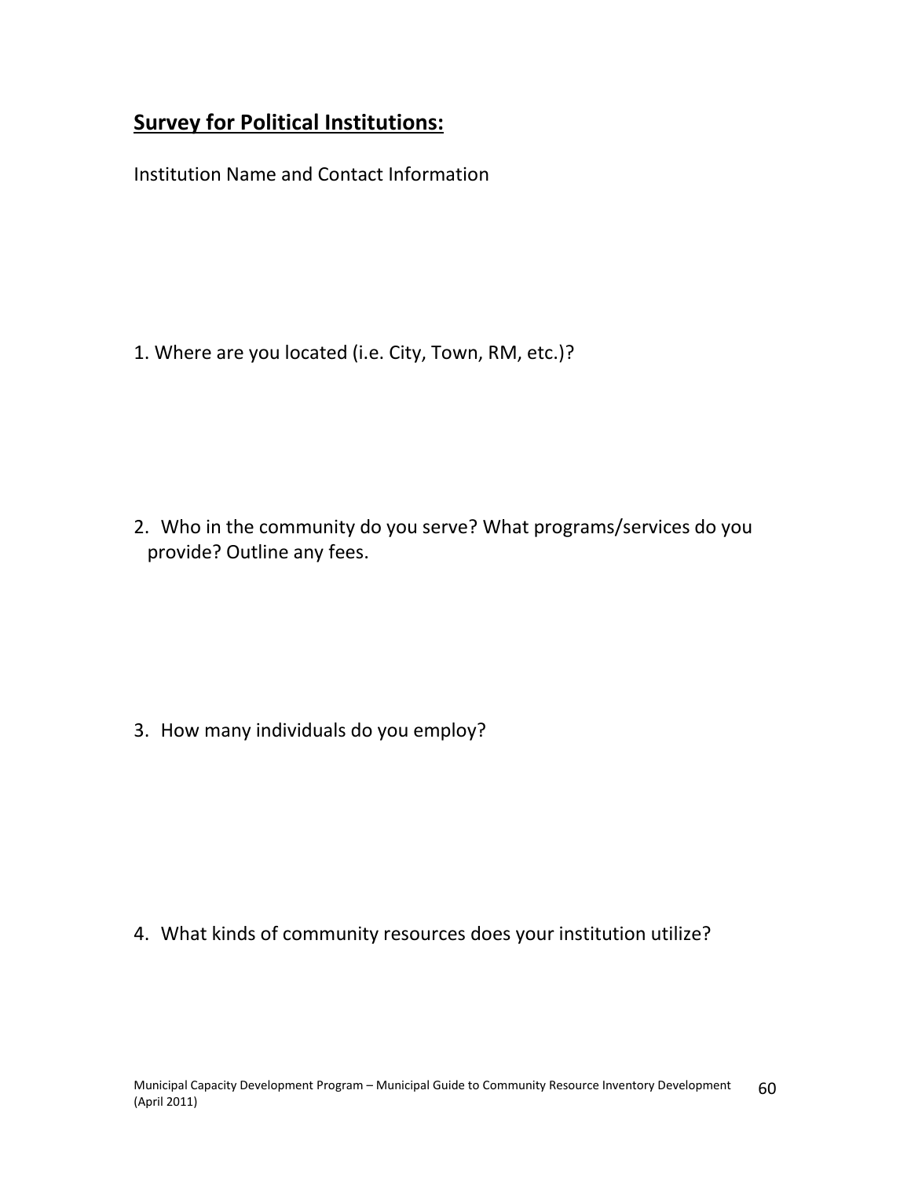## Survey for Political Institutions:

Institution Name and Contact Information

1. Where are you located (i.e. City, Town, RM, etc.)?

2. Who in the community do you serve? What programs/services do you provide? Outline any fees.

3. How many individuals do you employ?

4. What kinds of community resources does your institution utilize?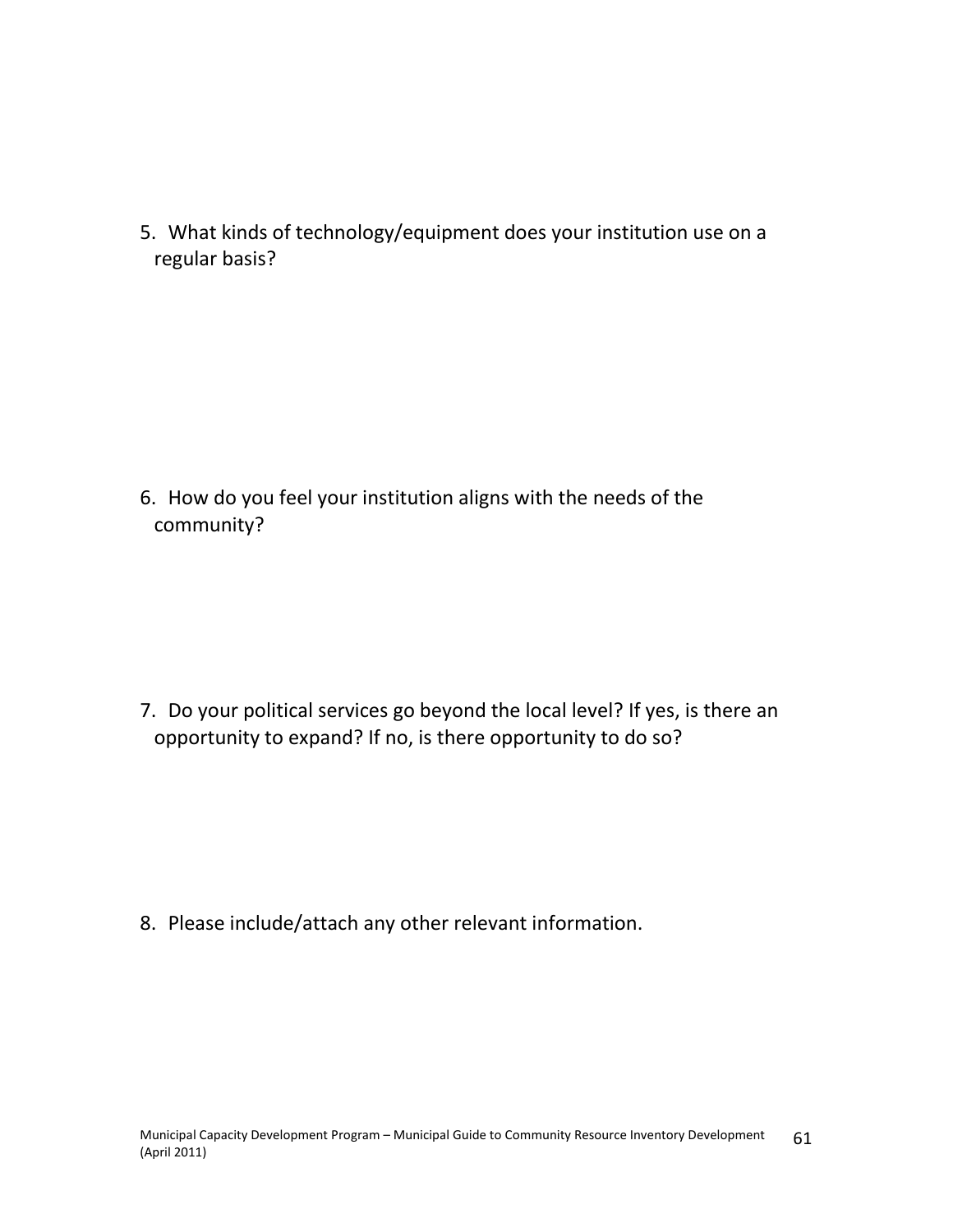5. What kinds of technology/equipment does your institution use on a regular basis?

6. How do you feel your institution aligns with the needs of the community?

7. Do your political services go beyond the local level? If yes, is there an opportunity to expand? If no, is there opportunity to do so?

8. Please include/attach any other relevant information.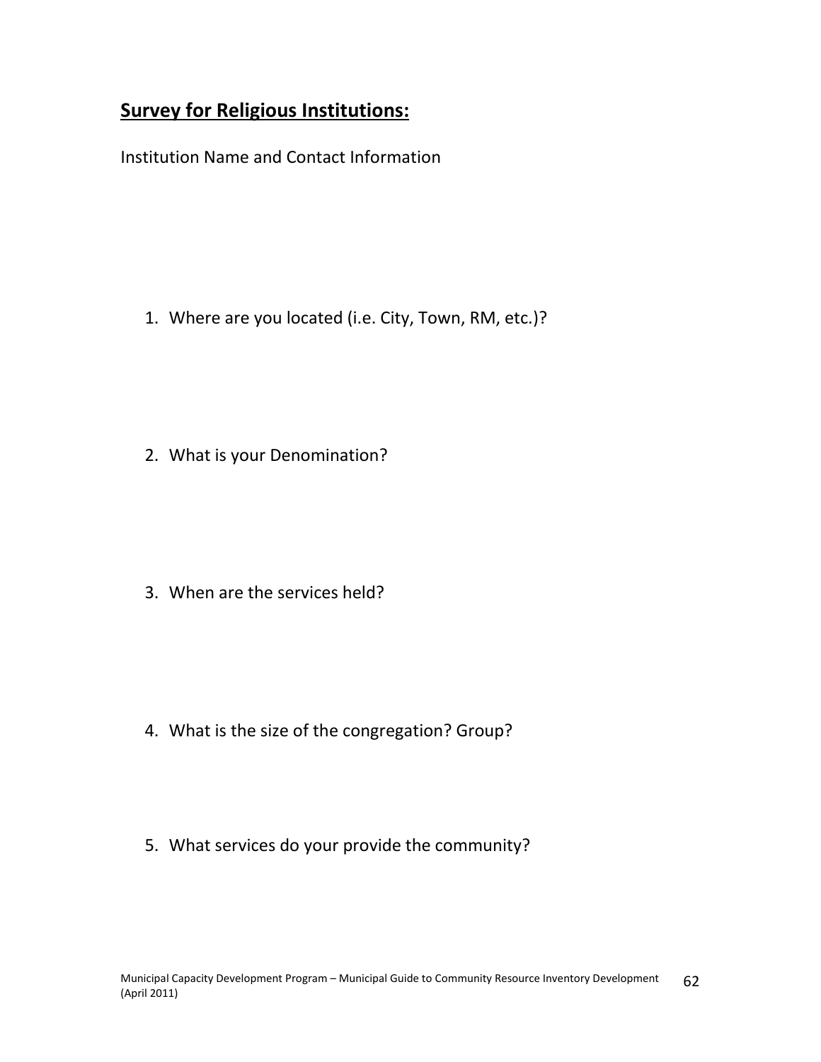## **Survey for Religious Institutions:**

Institution Name and Contact Information

1. Where are you located (i.e. City, Town, RM, etc.)?

2. What is your Denomination?

3. When are the services held?

4. What is the size of the congregation? Group?

5. What services do your provide the community?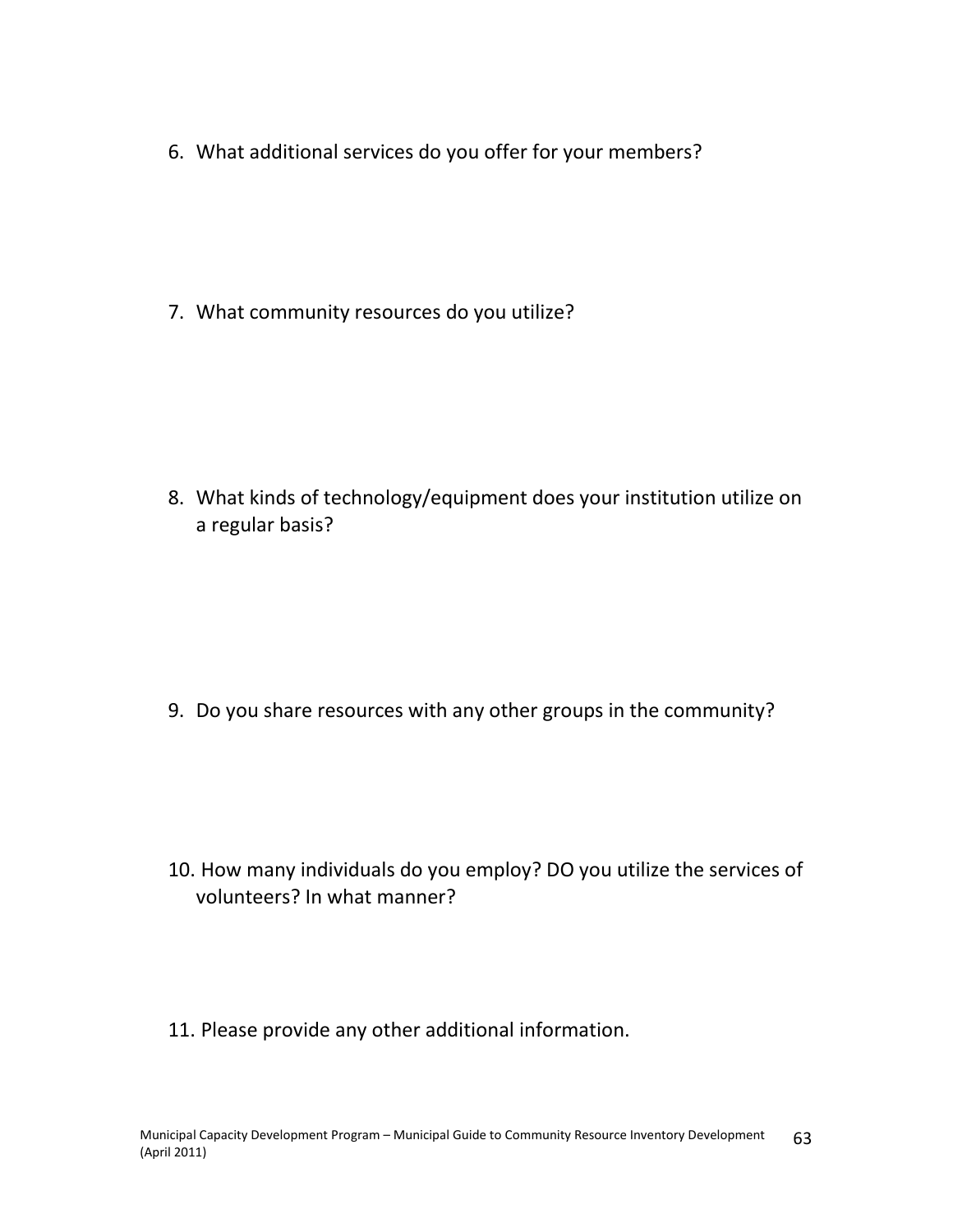6. What additional services do you offer for your members?

7. What community resources do you utilize?

8. What kinds of technology/equipment does your institution utilize on a regular basis?

9. Do you share resources with any other groups in the community?

10. How many individuals do you employ? DO you utilize the services of volunteers? In what manner?

11. Please provide any other additional information.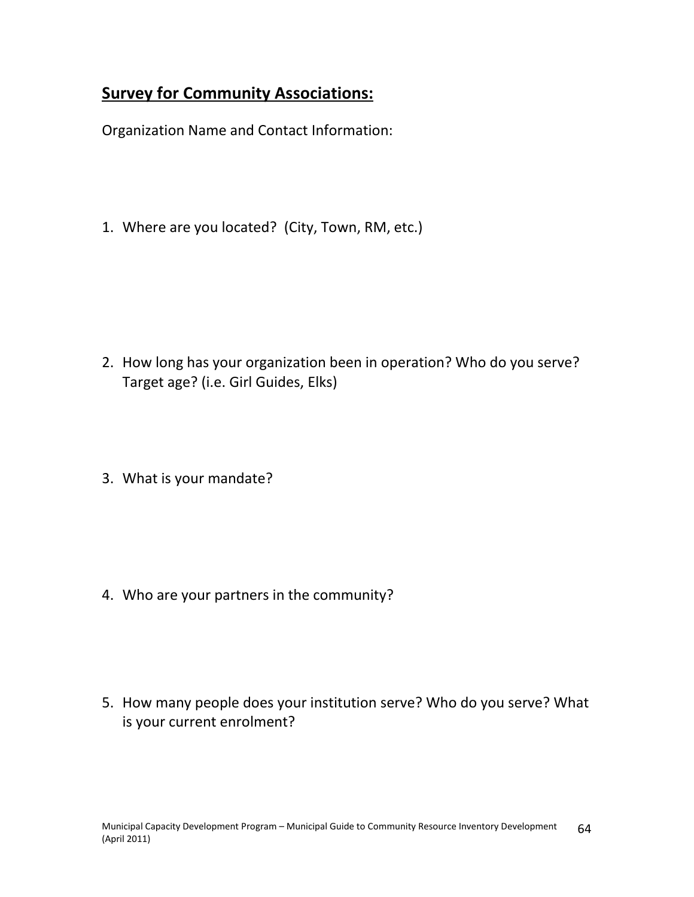## **Survey for Community Associations:**

Organization Name and Contact Information:

1. Where are you located? (City, Town, RM, etc.)

2. How long has your organization been in operation? Who do you serve? Target age? (i.e. Girl Guides, Elks)

3. What is your mandate?

4. Who are your partners in the community?

5. How many people does your institution serve? Who do you serve? What is your current enrolment?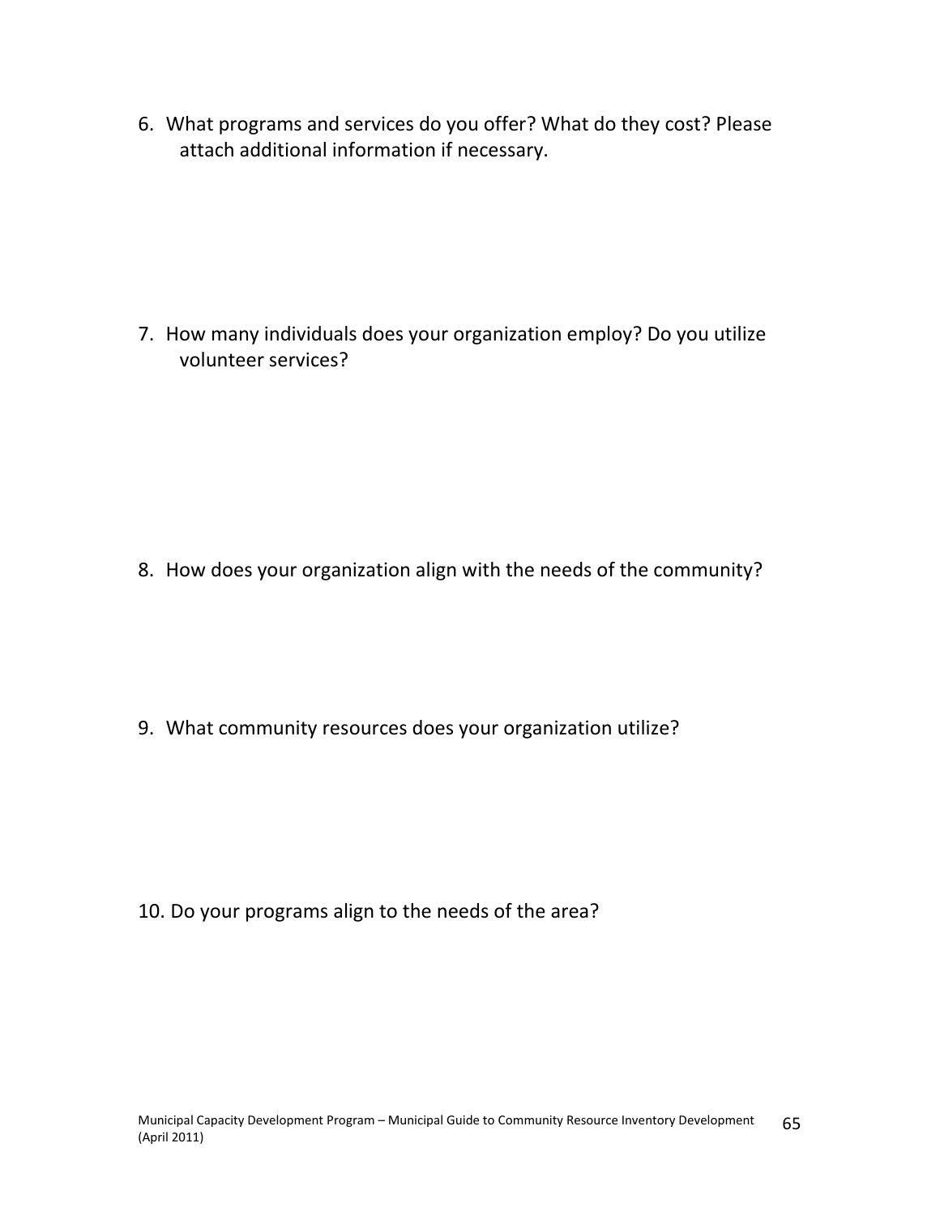6. What programs and services do you offer? What do they cost? Please attach additional information if necessary.

7. How many individuals does your organization employ? Do you utilize volunteer services?

8. How does your organization align with the needs of the community?

9. What community resources does your organization utilize?

10. Do your programs align to the needs of the area?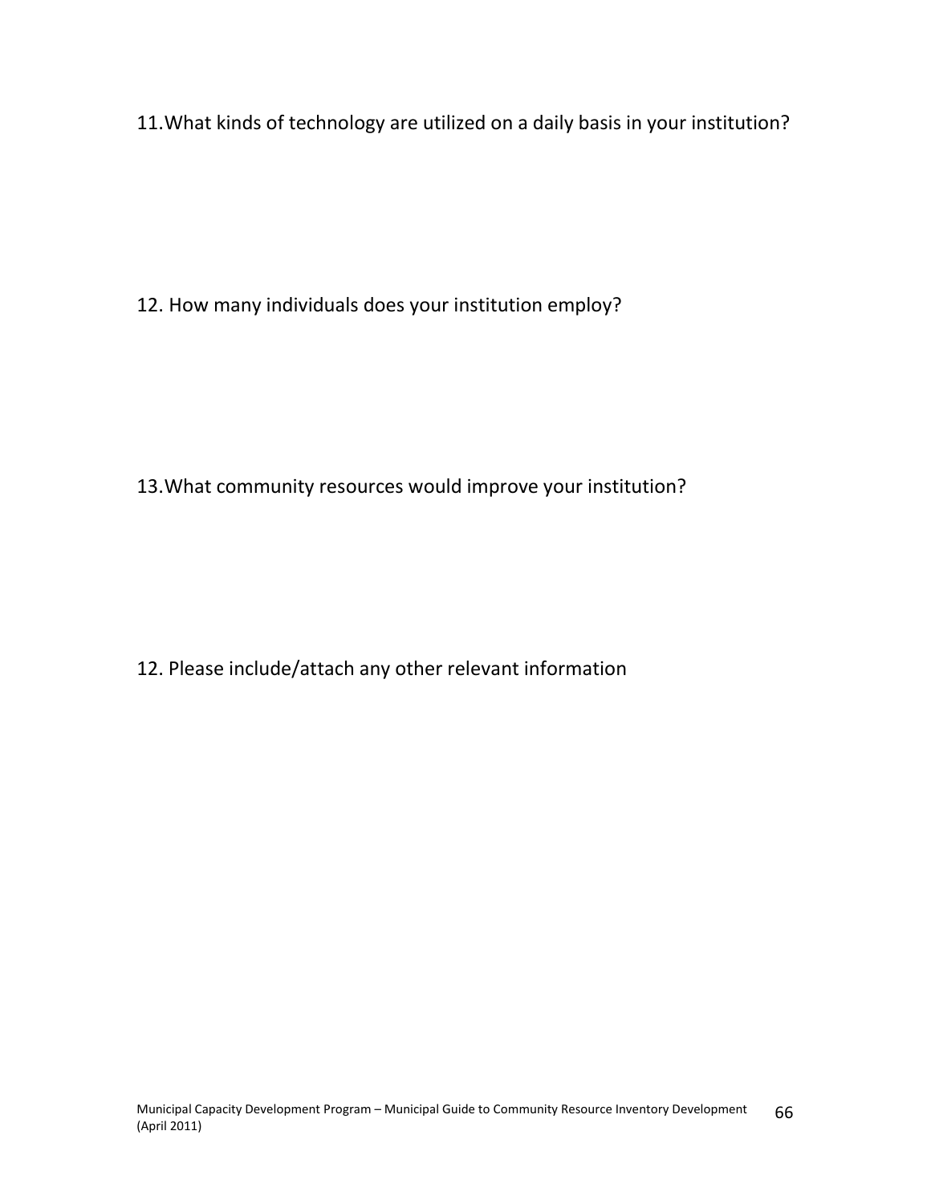11. What kinds of technology are utilized on a daily basis in your institution?

12. How many individuals does your institution employ?

13. What community resources would improve your institution?

12. Please include/attach any other relevant information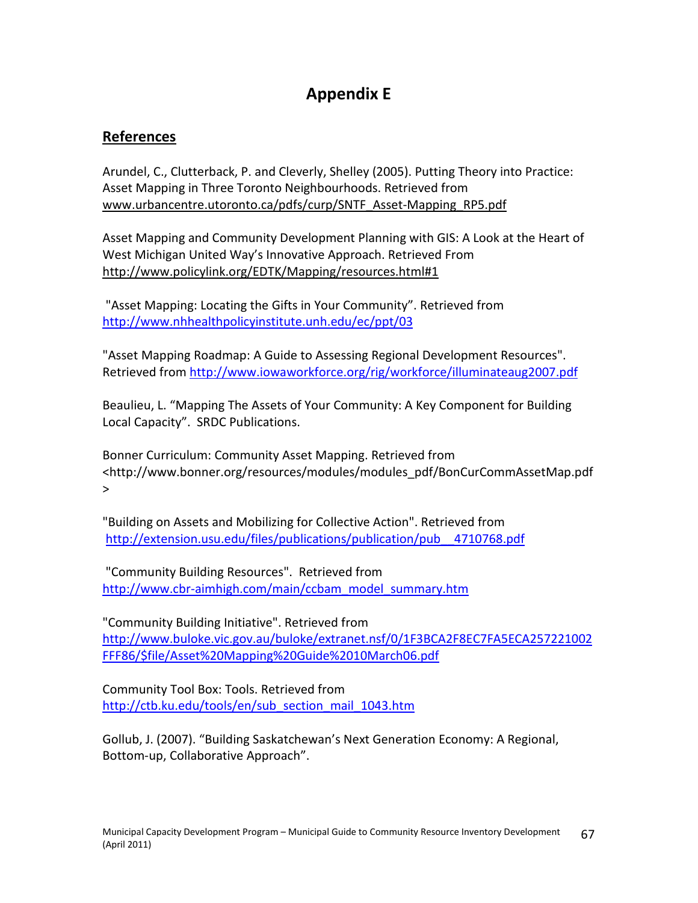# Appendix E

## References

Arundel, C., Clutterback, P. and Cleverly, Shelley (2005). Putting Theory into Practice: Asset Mapping in Three Toronto Neighbourhoods. Retrieved from www.urbancentre.utoronto.ca/pdfs/curp/SNTF_Asset-Mapping_RP5.pdf

Asset Mapping and Community Development Planning with GIS: A Look at the Heart of West Michigan United Way's Innovative Approach. Retrieved From http://www.policylink.org/EDTK/Mapping/resources.html#1

"Asset Mapping: Locating the Gifts in Your Community". Retrieved from http://www.nhhealthpolicyinstitute.unh.edu/ec/ppt/03

"Asset Mapping Roadmap: A Guide to Assessing Regional Development Resources". Retrieved from http://www.iowaworkforce.org/rig/workforce/illuminateaug2007.pdf

Beaulieu, L. "Mapping The Assets of Your Community: A Key Component for Building Local Capacity". SRDC Publications.

Bonner Curriculum: Community Asset Mapping. Retrieved from <http://www.bonner.org/resources/modules/modules_pdf/BonCurCommAssetMap.pdf>

"Building on Assets and Mobilizing for Collective Action". Retrieved from http://extension.usu.edu/files/publications/publication/pub__4710768.pdf

"Community Building Resources". Retrieved from http://www.cbr-aimhigh.com/main/ccbam_model_summary.htm

"Community Building Initiative". Retrieved from http://www.buloke.vic.gov.au/buloke/extranet.nsf/0/1F3BCA2F8EC7FA5ECA257221002FFF86/$file/Asset%20Mapping%20Guide%2010March06.pdf

Community Tool Box: Tools. Retrieved from http://ctb.ku.edu/tools/en/sub_section_mail_1043.htm

Gollub, J. (2007). "Building Saskatchewan's Next Generation Economy: A Regional, Bottom-up, Collaborative Approach".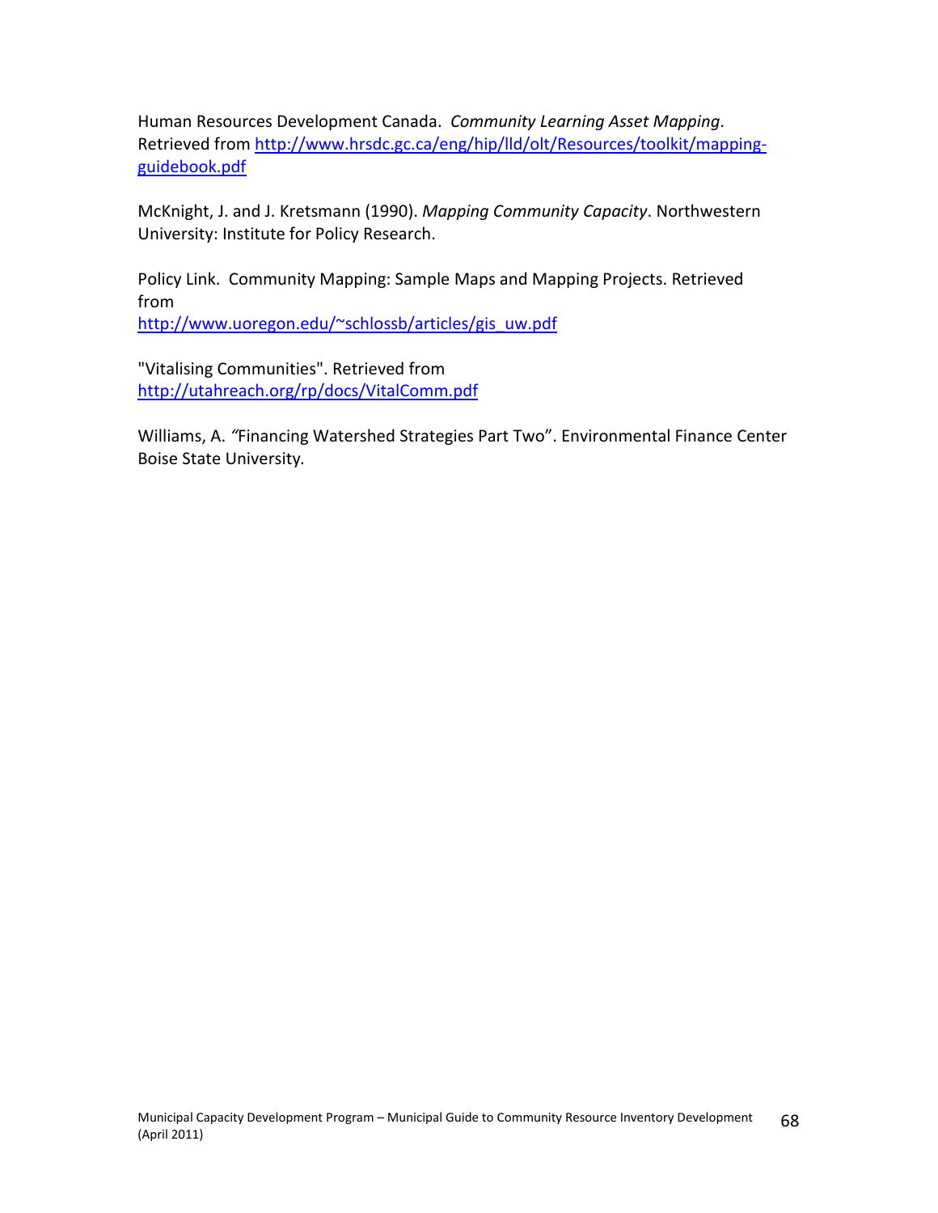Human Resources Development Canada. *Community Learning Asset Mapping*. Retrieved from http://www.hrsdc.gc.ca/eng/hip/lld/olt/Resources/toolkit/mapping-guidebook.pdf

McKnight, J. and J. Kretsmann (1990). *Mapping Community Capacity*. Northwestern University: Institute for Policy Research.

Policy Link. Community Mapping: Sample Maps and Mapping Projects. Retrieved from http://www.uoregon.edu/~schlossb/articles/gis_uw.pdf

"Vitalising Communities". Retrieved from http://utahreach.org/rp/docs/VitalComm.pdf

Williams, A. "Financing Watershed Strategies Part Two". Environmental Finance Center Boise State University.